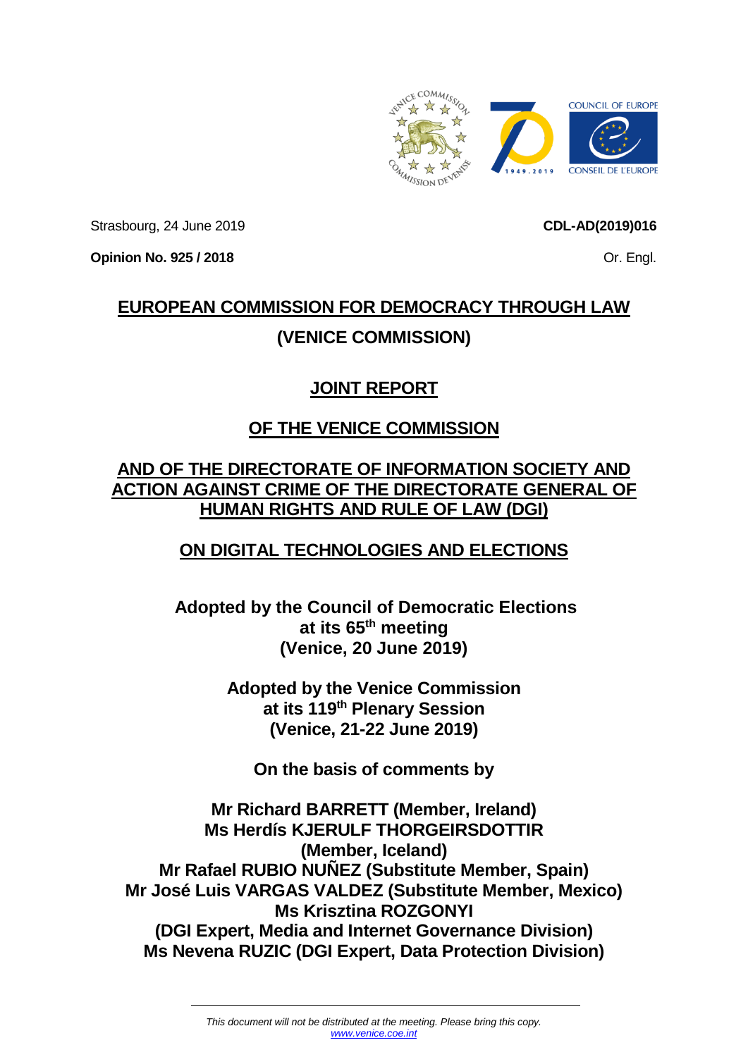Strasbourg, 24 June 2019

**CDL-AD(2019)016**

**Opinion No. 925 / 2018**

Or. Engl.

# EUROPEAN COMMISSION FOR DEMOCRACY THROUGH LAW

# (VENICE COMMISSION)

## JOINT REPORT

## OF THE VENICE COMMISSION

## AND OF THE DIRECTORATE OF INFORMATION SOCIETY AND ACTION AGAINST CRIME OF THE DIRECTORATE GENERAL OF HUMAN RIGHTS AND RULE OF LAW (DGI)

## ON DIGITAL TECHNOLOGIES AND ELECTIONS

**Adopted by the Council of Democratic Elections at its 65th meeting (Venice, 20 June 2019)**

**Adopted by the Venice Commission at its 119th Plenary Session (Venice, 21-22 June 2019)**

**On the basis of comments by**

**Mr Richard BARRETT (Member, Ireland)**
**Ms Herdís KJERULF THORGEIRSDOTTIR (Member, Iceland)**
**Mr Rafael RUBIO NUÑEZ (Substitute Member, Spain)**
**Mr José Luis VARGAS VALDEZ (Substitute Member, Mexico)**
**Ms Krisztina ROZGONYI (DGI Expert, Media and Internet Governance Division)**
**Ms Nevena RUZIC (DGI Expert, Data Protection Division)**

*This document will not be distributed at the meeting. Please bring this copy.*
*www.venice.coe.int*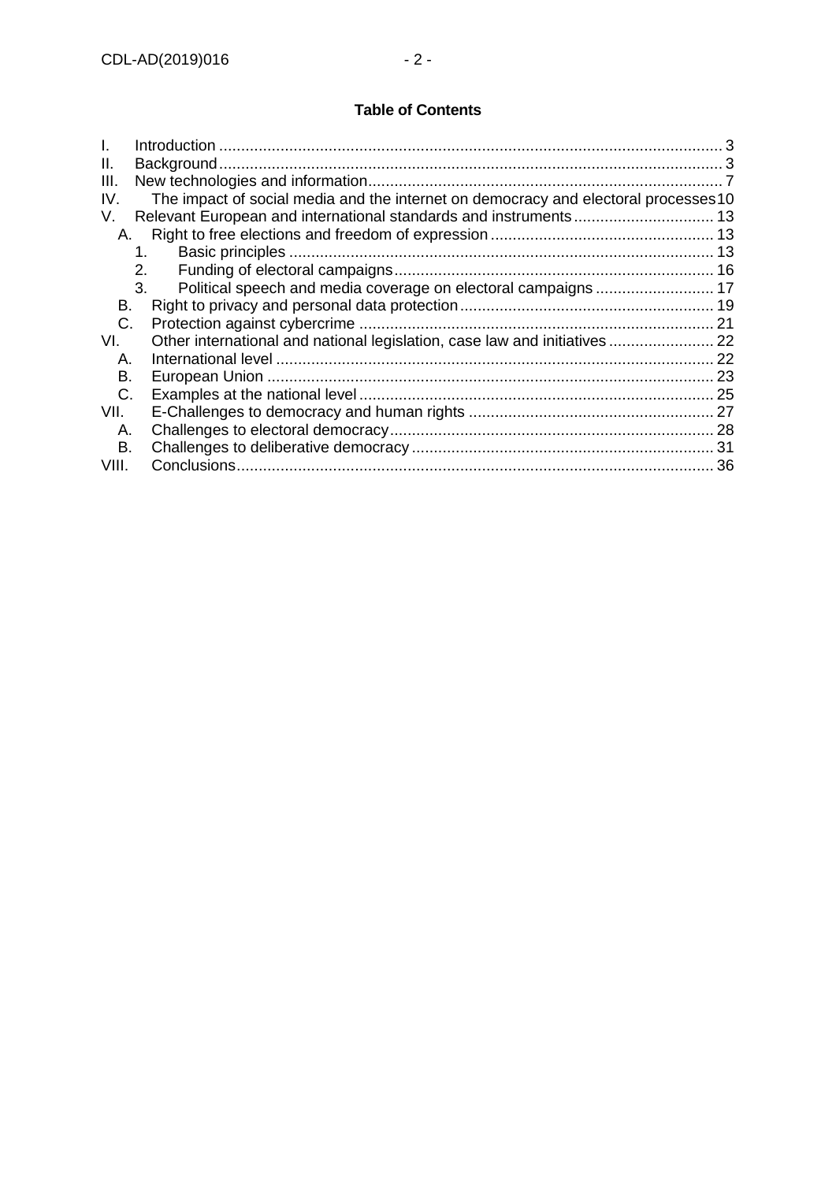**Table of Contents**

I. Introduction ... 3
II. Background ... 3
III. New technologies and information ... 7
IV. The impact of social media and the internet on democracy and electoral processes 10
V. Relevant European and international standards and instruments ... 13
   A. Right to free elections and freedom of expression ... 13
      1. Basic principles ... 13
      2. Funding of electoral campaigns ... 16
      3. Political speech and media coverage on electoral campaigns ... 17
   B. Right to privacy and personal data protection ... 19
   C. Protection against cybercrime ... 21
VI. Other international and national legislation, case law and initiatives ... 22
   A. International level ... 22
   B. European Union ... 23
   C. Examples at the national level ... 25
VII. E-Challenges to democracy and human rights ... 27
   A. Challenges to electoral democracy ... 28
   B. Challenges to deliberative democracy ... 31
VIII. Conclusions ... 36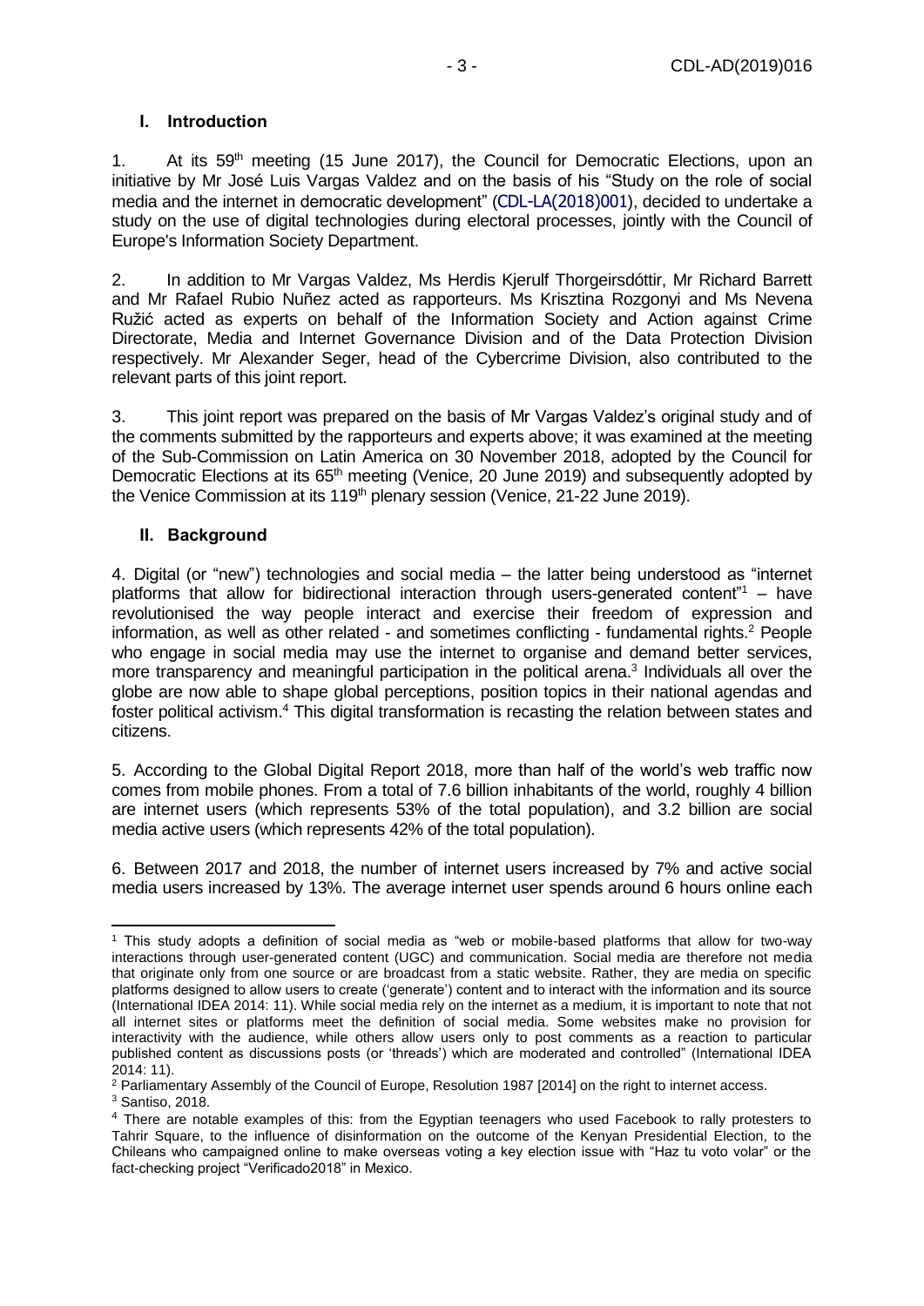## I. Introduction

1. At its 59th meeting (15 June 2017), the Council for Democratic Elections, upon an initiative by Mr José Luis Vargas Valdez and on the basis of his "Study on the role of social media and the internet in democratic development" (CDL-LA(2018)001), decided to undertake a study on the use of digital technologies during electoral processes, jointly with the Council of Europe's Information Society Department.

2. In addition to Mr Vargas Valdez, Ms Herdis Kjerulf Thorgeirsdóttir, Mr Richard Barrett and Mr Rafael Rubio Nuñez acted as rapporteurs. Ms Krisztina Rozgonyi and Ms Nevena Ružić acted as experts on behalf of the Information Society and Action against Crime Directorate, Media and Internet Governance Division and of the Data Protection Division respectively. Mr Alexander Seger, head of the Cybercrime Division, also contributed to the relevant parts of this joint report.

3. This joint report was prepared on the basis of Mr Vargas Valdez's original study and of the comments submitted by the rapporteurs and experts above; it was examined at the meeting of the Sub-Commission on Latin America on 30 November 2018, adopted by the Council for Democratic Elections at its 65th meeting (Venice, 20 June 2019) and subsequently adopted by the Venice Commission at its 119th plenary session (Venice, 21-22 June 2019).

## II. Background

4. Digital (or "new") technologies and social media – the latter being understood as "internet platforms that allow for bidirectional interaction through users-generated content"[1] – have revolutionised the way people interact and exercise their freedom of expression and information, as well as other related - and sometimes conflicting - fundamental rights.[2] People who engage in social media may use the internet to organise and demand better services, more transparency and meaningful participation in the political arena.[3] Individuals all over the globe are now able to shape global perceptions, position topics in their national agendas and foster political activism.[4] This digital transformation is recasting the relation between states and citizens.

5. According to the Global Digital Report 2018, more than half of the world's web traffic now comes from mobile phones. From a total of 7.6 billion inhabitants of the world, roughly 4 billion are internet users (which represents 53% of the total population), and 3.2 billion are social media active users (which represents 42% of the total population).

6. Between 2017 and 2018, the number of internet users increased by 7% and active social media users increased by 13%. The average internet user spends around 6 hours online each

---

[1] This study adopts a definition of social media as "web or mobile-based platforms that allow for two-way interactions through user-generated content (UGC) and communication. Social media are therefore not media that originate only from one source or are broadcast from a static website. Rather, they are media on specific platforms designed to allow users to create ('generate') content and to interact with the information and its source (International IDEA 2014: 11). While social media rely on the internet as a medium, it is important to note that not all internet sites or platforms meet the definition of social media. Some websites make no provision for interactivity with the audience, while others allow users only to post comments as a reaction to particular published content as discussions posts (or 'threads') which are moderated and controlled" (International IDEA 2014: 11).

[2] Parliamentary Assembly of the Council of Europe, Resolution 1987 [2014] on the right to internet access.

[3] Santiso, 2018.

[4] There are notable examples of this: from the Egyptian teenagers who used Facebook to rally protesters to Tahrir Square, to the influence of disinformation on the outcome of the Kenyan Presidential Election, to the Chileans who campaigned online to make overseas voting a key election issue with "Haz tu voto volar" or the fact-checking project "Verificado2018" in Mexico.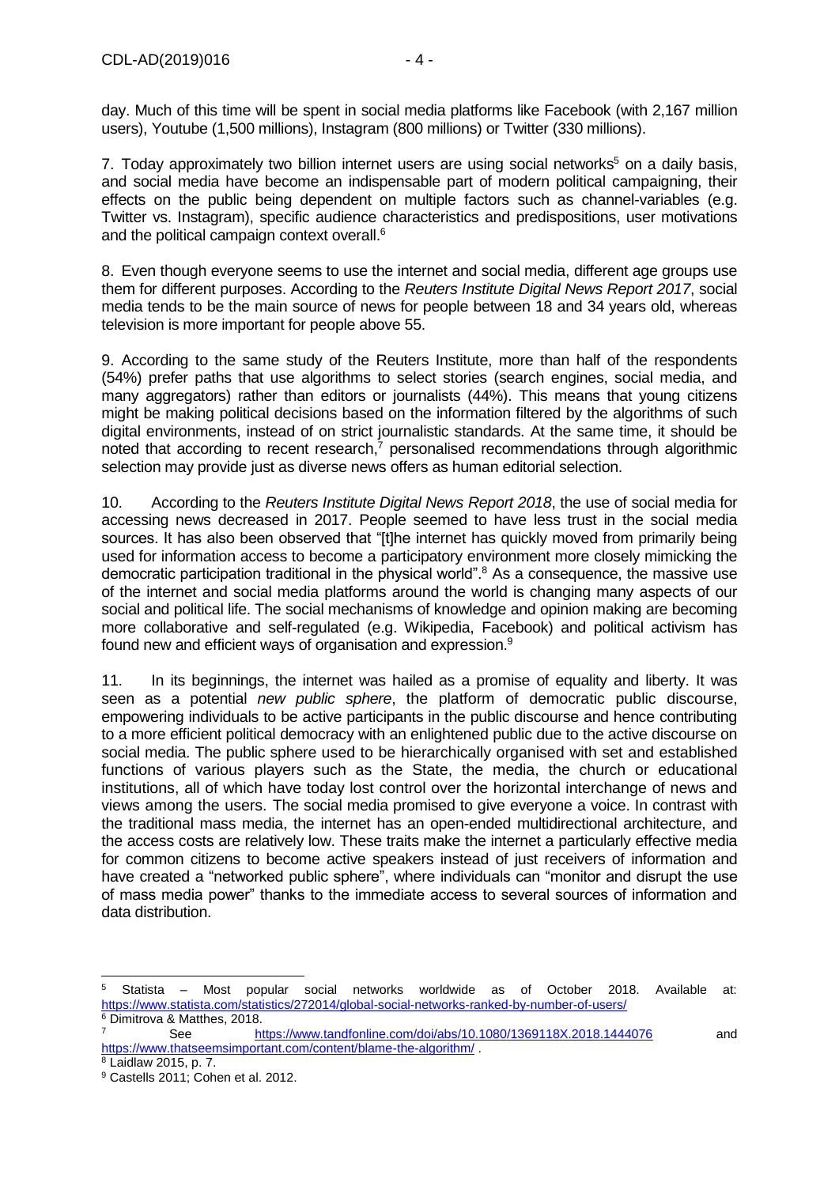day. Much of this time will be spent in social media platforms like Facebook (with 2,167 million users), Youtube (1,500 millions), Instagram (800 millions) or Twitter (330 millions).

7. Today approximately two billion internet users are using social networks[5] on a daily basis, and social media have become an indispensable part of modern political campaigning, their effects on the public being dependent on multiple factors such as channel-variables (e.g. Twitter vs. Instagram), specific audience characteristics and predispositions, user motivations and the political campaign context overall.[6]

8. Even though everyone seems to use the internet and social media, different age groups use them for different purposes. According to the *Reuters Institute Digital News Report 2017*, social media tends to be the main source of news for people between 18 and 34 years old, whereas television is more important for people above 55.

9. According to the same study of the Reuters Institute, more than half of the respondents (54%) prefer paths that use algorithms to select stories (search engines, social media, and many aggregators) rather than editors or journalists (44%). This means that young citizens might be making political decisions based on the information filtered by the algorithms of such digital environments, instead of on strict journalistic standards. At the same time, it should be noted that according to recent research,[7] personalised recommendations through algorithmic selection may provide just as diverse news offers as human editorial selection.

10. According to the *Reuters Institute Digital News Report 2018*, the use of social media for accessing news decreased in 2017. People seemed to have less trust in the social media sources. It has also been observed that "[t]he internet has quickly moved from primarily being used for information access to become a participatory environment more closely mimicking the democratic participation traditional in the physical world".[8] As a consequence, the massive use of the internet and social media platforms around the world is changing many aspects of our social and political life. The social mechanisms of knowledge and opinion making are becoming more collaborative and self-regulated (e.g. Wikipedia, Facebook) and political activism has found new and efficient ways of organisation and expression.[9]

11. In its beginnings, the internet was hailed as a promise of equality and liberty. It was seen as a potential *new public sphere*, the platform of democratic public discourse, empowering individuals to be active participants in the public discourse and hence contributing to a more efficient political democracy with an enlightened public due to the active discourse on social media. The public sphere used to be hierarchically organised with set and established functions of various players such as the State, the media, the church or educational institutions, all of which have today lost control over the horizontal interchange of news and views among the users. The social media promised to give everyone a voice. In contrast with the traditional mass media, the internet has an open-ended multidirectional architecture, and the access costs are relatively low. These traits make the internet a particularly effective media for common citizens to become active speakers instead of just receivers of information and have created a "networked public sphere", where individuals can "monitor and disrupt the use of mass media power" thanks to the immediate access to several sources of information and data distribution.

---

[5] Statista – Most popular social networks worldwide as of October 2018. Available at: https://www.statista.com/statistics/272014/global-social-networks-ranked-by-number-of-users/

[6] Dimitrova & Matthes, 2018.

[7] See https://www.tandfonline.com/doi/abs/10.1080/1369118X.2018.1444076 and https://www.thatseemsimportant.com/content/blame-the-algorithm/ .

[8] Laidlaw 2015, p. 7.

[9] Castells 2011; Cohen et al. 2012.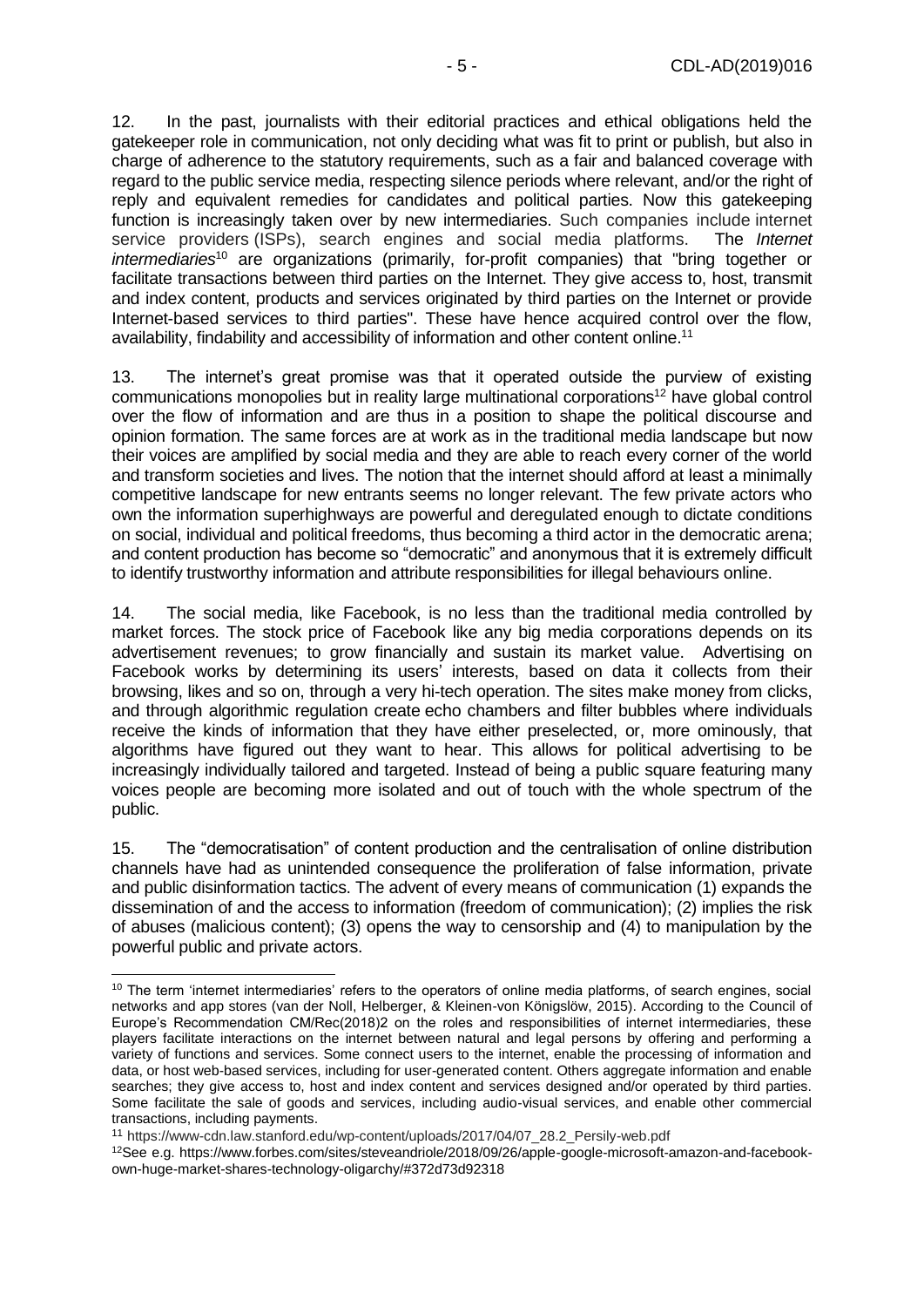12. In the past, journalists with their editorial practices and ethical obligations held the gatekeeper role in communication, not only deciding what was fit to print or publish, but also in charge of adherence to the statutory requirements, such as a fair and balanced coverage with regard to the public service media, respecting silence periods where relevant, and/or the right of reply and equivalent remedies for candidates and political parties. Now this gatekeeping function is increasingly taken over by new intermediaries. Such companies include internet service providers (ISPs), search engines and social media platforms. The *Internet intermediaries*[10] are organizations (primarily, for-profit companies) that "bring together or facilitate transactions between third parties on the Internet. They give access to, host, transmit and index content, products and services originated by third parties on the Internet or provide Internet-based services to third parties". These have hence acquired control over the flow, availability, findability and accessibility of information and other content online.[11]

13. The internet's great promise was that it operated outside the purview of existing communications monopolies but in reality large multinational corporations[12] have global control over the flow of information and are thus in a position to shape the political discourse and opinion formation. The same forces are at work as in the traditional media landscape but now their voices are amplified by social media and they are able to reach every corner of the world and transform societies and lives. The notion that the internet should afford at least a minimally competitive landscape for new entrants seems no longer relevant. The few private actors who own the information superhighways are powerful and deregulated enough to dictate conditions on social, individual and political freedoms, thus becoming a third actor in the democratic arena; and content production has become so "democratic" and anonymous that it is extremely difficult to identify trustworthy information and attribute responsibilities for illegal behaviours online.

14. The social media, like Facebook, is no less than the traditional media controlled by market forces. The stock price of Facebook like any big media corporations depends on its advertisement revenues; to grow financially and sustain its market value. Advertising on Facebook works by determining its users' interests, based on data it collects from their browsing, likes and so on, through a very hi-tech operation. The sites make money from clicks, and through algorithmic regulation create echo chambers and filter bubbles where individuals receive the kinds of information that they have either preselected, or, more ominously, that algorithms have figured out they want to hear. This allows for political advertising to be increasingly individually tailored and targeted. Instead of being a public square featuring many voices people are becoming more isolated and out of touch with the whole spectrum of the public.

15. The "democratisation" of content production and the centralisation of online distribution channels have had as unintended consequence the proliferation of false information, private and public disinformation tactics. The advent of every means of communication (1) expands the dissemination of and the access to information (freedom of communication); (2) implies the risk of abuses (malicious content); (3) opens the way to censorship and (4) to manipulation by the powerful public and private actors.

---

[10] The term 'internet intermediaries' refers to the operators of online media platforms, of search engines, social networks and app stores (van der Noll, Helberger, & Kleinen-von Königslöw, 2015). According to the Council of Europe's Recommendation CM/Rec(2018)2 on the roles and responsibilities of internet intermediaries, these players facilitate interactions on the internet between natural and legal persons by offering and performing a variety of functions and services. Some connect users to the internet, enable the processing of information and data, or host web-based services, including for user-generated content. Others aggregate information and enable searches; they give access to, host and index content and services designed and/or operated by third parties. Some facilitate the sale of goods and services, including audio-visual services, and enable other commercial transactions, including payments.

[11] https://www-cdn.law.stanford.edu/wp-content/uploads/2017/04/07_28.2_Persily-web.pdf

[12] See e.g. https://www.forbes.com/sites/steveandriole/2018/09/26/apple-google-microsoft-amazon-and-facebook-own-huge-market-shares-technology-oligarchy/#372d73d92318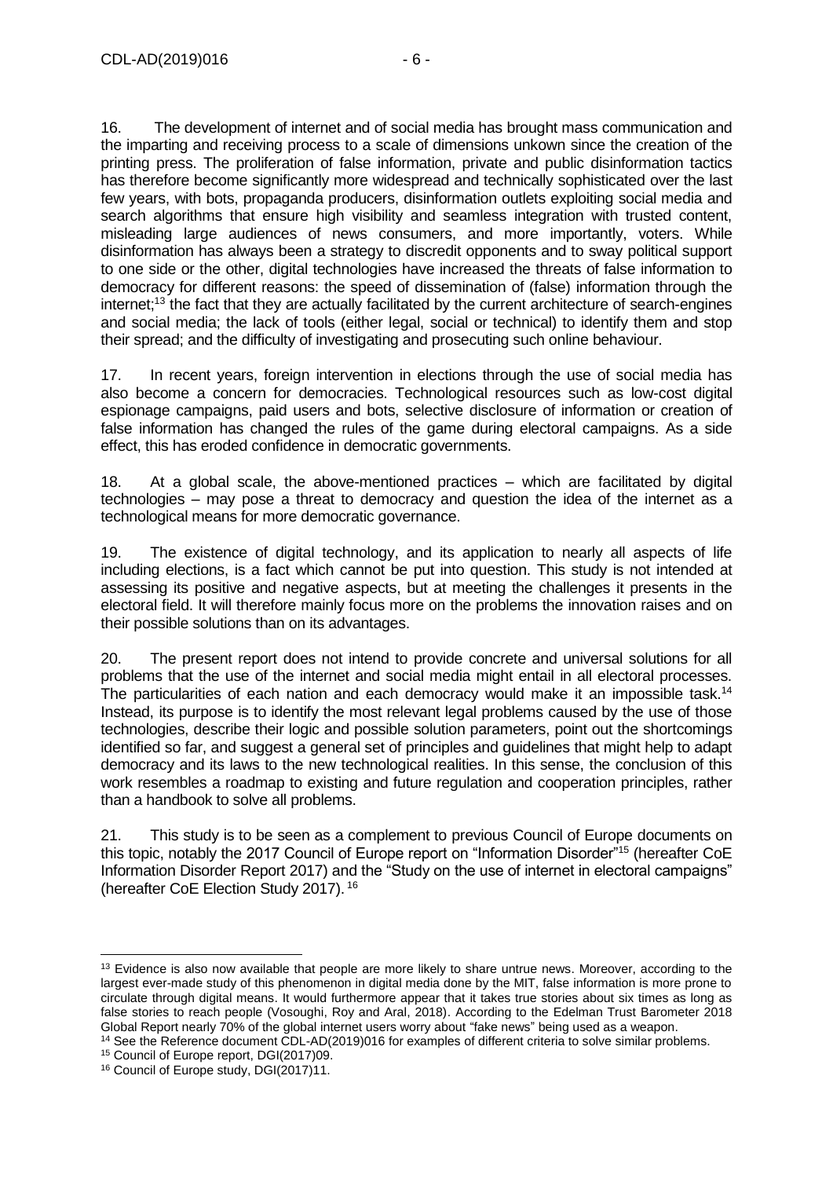16. The development of internet and of social media has brought mass communication and the imparting and receiving process to a scale of dimensions unkown since the creation of the printing press. The proliferation of false information, private and public disinformation tactics has therefore become significantly more widespread and technically sophisticated over the last few years, with bots, propaganda producers, disinformation outlets exploiting social media and search algorithms that ensure high visibility and seamless integration with trusted content, misleading large audiences of news consumers, and more importantly, voters. While disinformation has always been a strategy to discredit opponents and to sway political support to one side or the other, digital technologies have increased the threats of false information to democracy for different reasons: the speed of dissemination of (false) information through the internet;[13] the fact that they are actually facilitated by the current architecture of search-engines and social media; the lack of tools (either legal, social or technical) to identify them and stop their spread; and the difficulty of investigating and prosecuting such online behaviour.

17. In recent years, foreign intervention in elections through the use of social media has also become a concern for democracies. Technological resources such as low-cost digital espionage campaigns, paid users and bots, selective disclosure of information or creation of false information has changed the rules of the game during electoral campaigns. As a side effect, this has eroded confidence in democratic governments.

18. At a global scale, the above-mentioned practices – which are facilitated by digital technologies – may pose a threat to democracy and question the idea of the internet as a technological means for more democratic governance.

19. The existence of digital technology, and its application to nearly all aspects of life including elections, is a fact which cannot be put into question. This study is not intended at assessing its positive and negative aspects, but at meeting the challenges it presents in the electoral field. It will therefore mainly focus more on the problems the innovation raises and on their possible solutions than on its advantages.

20. The present report does not intend to provide concrete and universal solutions for all problems that the use of the internet and social media might entail in all electoral processes. The particularities of each nation and each democracy would make it an impossible task.[14] Instead, its purpose is to identify the most relevant legal problems caused by the use of those technologies, describe their logic and possible solution parameters, point out the shortcomings identified so far, and suggest a general set of principles and guidelines that might help to adapt democracy and its laws to the new technological realities. In this sense, the conclusion of this work resembles a roadmap to existing and future regulation and cooperation principles, rather than a handbook to solve all problems.

21. This study is to be seen as a complement to previous Council of Europe documents on this topic, notably the 2017 Council of Europe report on "Information Disorder"[15] (hereafter CoE Information Disorder Report 2017) and the "Study on the use of internet in electoral campaigns" (hereafter CoE Election Study 2017).[16]

---

[13] Evidence is also now available that people are more likely to share untrue news. Moreover, according to the largest ever-made study of this phenomenon in digital media done by the MIT, false information is more prone to circulate through digital means. It would furthermore appear that it takes true stories about six times as long as false stories to reach people (Vosoughi, Roy and Aral, 2018). According to the Edelman Trust Barometer 2018 Global Report nearly 70% of the global internet users worry about "fake news" being used as a weapon.

[14] See the Reference document CDL-AD(2019)016 for examples of different criteria to solve similar problems.

[15] Council of Europe report, DGI(2017)09.

[16] Council of Europe study, DGI(2017)11.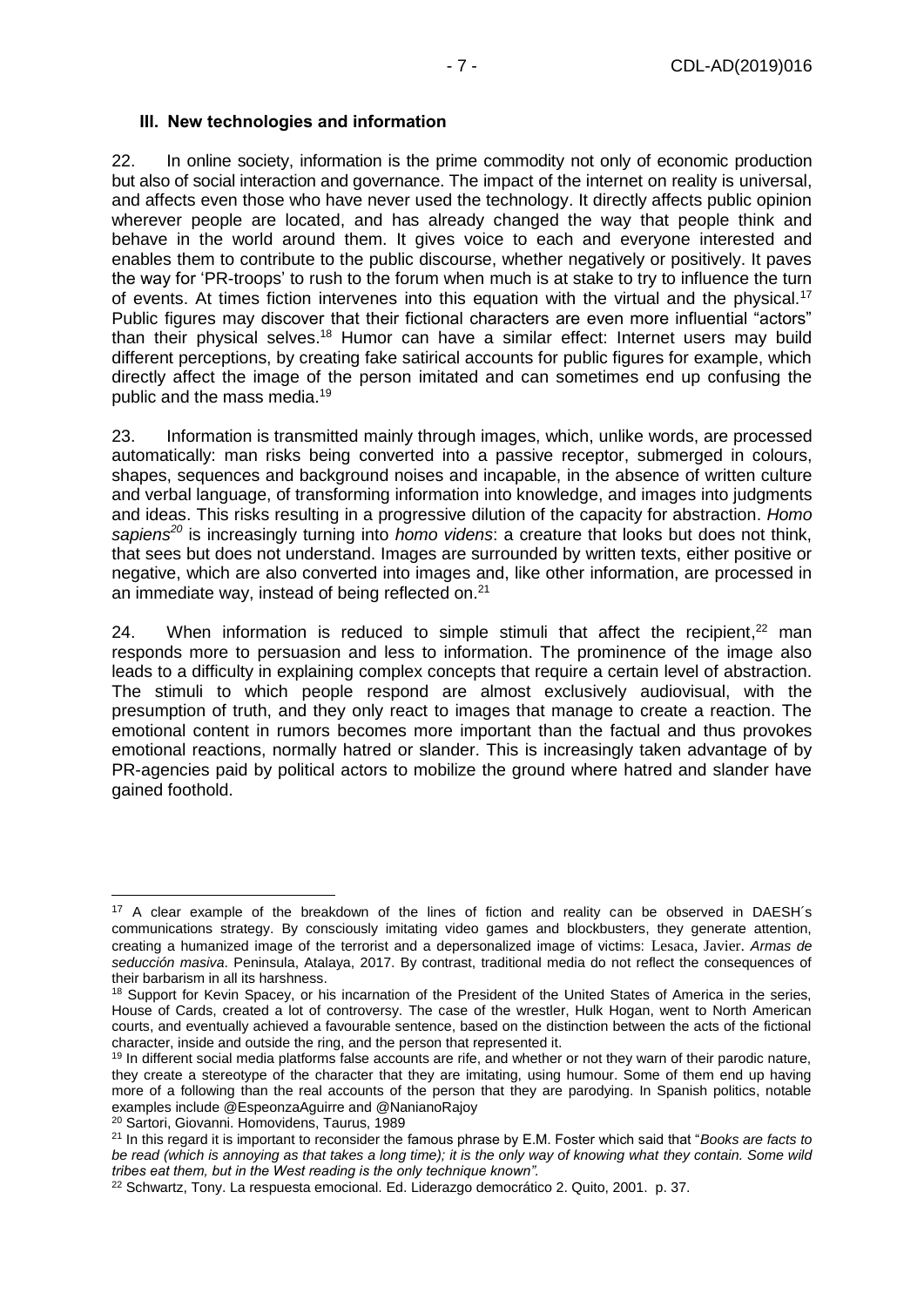### III. New technologies and information

22. In online society, information is the prime commodity not only of economic production but also of social interaction and governance. The impact of the internet on reality is universal, and affects even those who have never used the technology. It directly affects public opinion wherever people are located, and has already changed the way that people think and behave in the world around them. It gives voice to each and everyone interested and enables them to contribute to the public discourse, whether negatively or positively. It paves the way for 'PR-troops' to rush to the forum when much is at stake to try to influence the turn of events. At times fiction intervenes into this equation with the virtual and the physical.[17] Public figures may discover that their fictional characters are even more influential "actors" than their physical selves.[18] Humor can have a similar effect: Internet users may build different perceptions, by creating fake satirical accounts for public figures for example, which directly affect the image of the person imitated and can sometimes end up confusing the public and the mass media.[19]

23. Information is transmitted mainly through images, which, unlike words, are processed automatically: man risks being converted into a passive receptor, submerged in colours, shapes, sequences and background noises and incapable, in the absence of written culture and verbal language, of transforming information into knowledge, and images into judgments and ideas. This risks resulting in a progressive dilution of the capacity for abstraction. *Homo sapiens*[20] is increasingly turning into *homo videns*: a creature that looks but does not think, that sees but does not understand. Images are surrounded by written texts, either positive or negative, which are also converted into images and, like other information, are processed in an immediate way, instead of being reflected on.[21]

24. When information is reduced to simple stimuli that affect the recipient,[22] man responds more to persuasion and less to information. The prominence of the image also leads to a difficulty in explaining complex concepts that require a certain level of abstraction. The stimuli to which people respond are almost exclusively audiovisual, with the presumption of truth, and they only react to images that manage to create a reaction. The emotional content in rumors becomes more important than the factual and thus provokes emotional reactions, normally hatred or slander. This is increasingly taken advantage of by PR-agencies paid by political actors to mobilize the ground where hatred and slander have gained foothold.

---

[17] A clear example of the breakdown of the lines of fiction and reality can be observed in DAESH´s communications strategy. By consciously imitating video games and blockbusters, they generate attention, creating a humanized image of the terrorist and a depersonalized image of victims: Lesaca, Javier. *Armas de seducción masiva*. Peninsula, Atalaya, 2017. By contrast, traditional media do not reflect the consequences of their barbarism in all its harshness.

[18] Support for Kevin Spacey, or his incarnation of the President of the United States of America in the series, House of Cards, created a lot of controversy. The case of the wrestler, Hulk Hogan, went to North American courts, and eventually achieved a favourable sentence, based on the distinction between the acts of the fictional character, inside and outside the ring, and the person that represented it.

[19] In different social media platforms false accounts are rife, and whether or not they warn of their parodic nature, they create a stereotype of the character that they are imitating, using humour. Some of them end up having more of a following than the real accounts of the person that they are parodying. In Spanish politics, notable examples include @EspeonzaAguirre and @NanianoRajoy

[20] Sartori, Giovanni. Homovidens, Taurus, 1989

[21] In this regard it is important to reconsider the famous phrase by E.M. Foster which said that "*Books are facts to be read (which is annoying as that takes a long time); it is the only way of knowing what they contain. Some wild tribes eat them, but in the West reading is the only technique known".*

[22] Schwartz, Tony. La respuesta emocional. Ed. Liderazgo democrático 2. Quito, 2001. p. 37.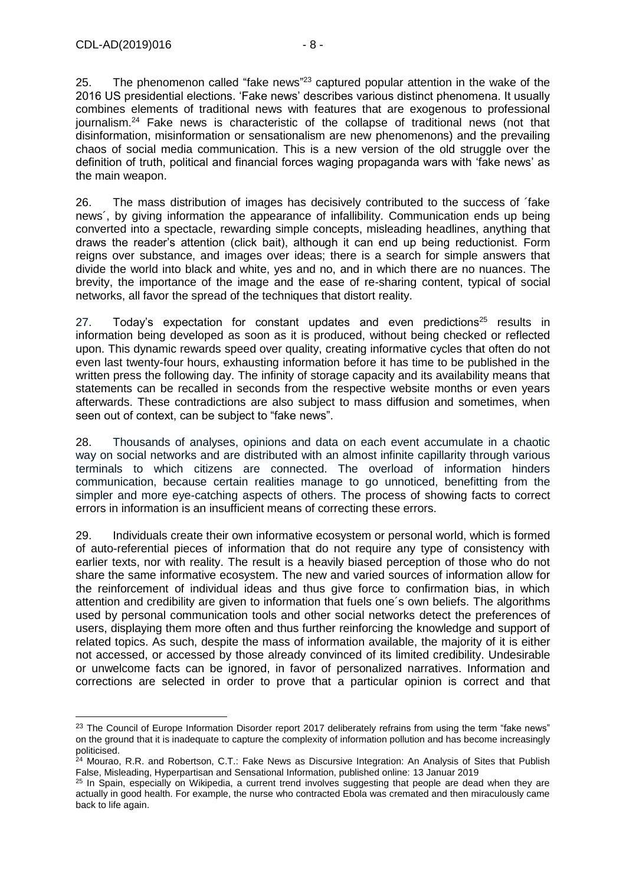25. The phenomenon called "fake news"[23] captured popular attention in the wake of the 2016 US presidential elections. 'Fake news' describes various distinct phenomena. It usually combines elements of traditional news with features that are exogenous to professional journalism.[24] Fake news is characteristic of the collapse of traditional news (not that disinformation, misinformation or sensationalism are new phenomenons) and the prevailing chaos of social media communication. This is a new version of the old struggle over the definition of truth, political and financial forces waging propaganda wars with 'fake news' as the main weapon.

26. The mass distribution of images has decisively contributed to the success of ´fake news´, by giving information the appearance of infallibility. Communication ends up being converted into a spectacle, rewarding simple concepts, misleading headlines, anything that draws the reader's attention (click bait), although it can end up being reductionist. Form reigns over substance, and images over ideas; there is a search for simple answers that divide the world into black and white, yes and no, and in which there are no nuances. The brevity, the importance of the image and the ease of re-sharing content, typical of social networks, all favor the spread of the techniques that distort reality.

27. Today's expectation for constant updates and even predictions[25] results in information being developed as soon as it is produced, without being checked or reflected upon. This dynamic rewards speed over quality, creating informative cycles that often do not even last twenty-four hours, exhausting information before it has time to be published in the written press the following day. The infinity of storage capacity and its availability means that statements can be recalled in seconds from the respective website months or even years afterwards. These contradictions are also subject to mass diffusion and sometimes, when seen out of context, can be subject to "fake news".

28. Thousands of analyses, opinions and data on each event accumulate in a chaotic way on social networks and are distributed with an almost infinite capillarity through various terminals to which citizens are connected. The overload of information hinders communication, because certain realities manage to go unnoticed, benefitting from the simpler and more eye-catching aspects of others. The process of showing facts to correct errors in information is an insufficient means of correcting these errors.

29. Individuals create their own informative ecosystem or personal world, which is formed of auto-referential pieces of information that do not require any type of consistency with earlier texts, nor with reality. The result is a heavily biased perception of those who do not share the same informative ecosystem. The new and varied sources of information allow for the reinforcement of individual ideas and thus give force to confirmation bias, in which attention and credibility are given to information that fuels one´s own beliefs. The algorithms used by personal communication tools and other social networks detect the preferences of users, displaying them more often and thus further reinforcing the knowledge and support of related topics. As such, despite the mass of information available, the majority of it is either not accessed, or accessed by those already convinced of its limited credibility. Undesirable or unwelcome facts can be ignored, in favor of personalized narratives. Information and corrections are selected in order to prove that a particular opinion is correct and that

---

[23] The Council of Europe Information Disorder report 2017 deliberately refrains from using the term "fake news" on the ground that it is inadequate to capture the complexity of information pollution and has become increasingly politicised.

[24] Mourao, R.R. and Robertson, C.T.: Fake News as Discursive Integration: An Analysis of Sites that Publish False, Misleading, Hyperpartisan and Sensational Information, published online: 13 Januar 2019

[25] In Spain, especially on Wikipedia, a current trend involves suggesting that people are dead when they are actually in good health. For example, the nurse who contracted Ebola was cremated and then miraculously came back to life again.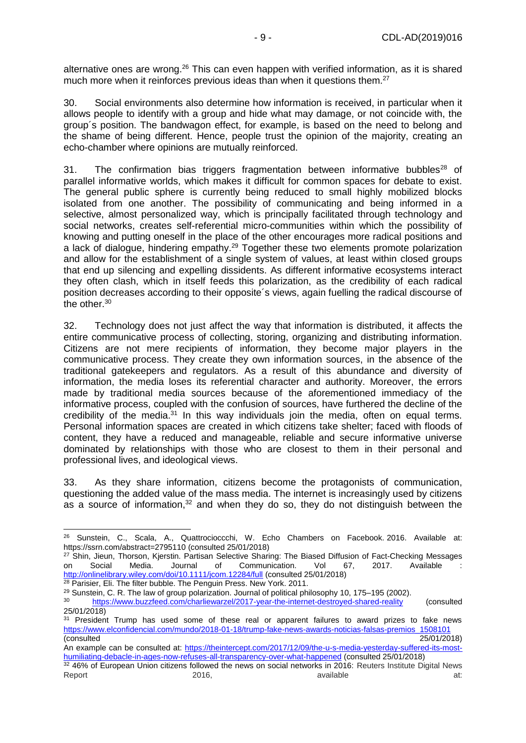alternative ones are wrong.[26] This can even happen with verified information, as it is shared much more when it reinforces previous ideas than when it questions them.[27]

30. Social environments also determine how information is received, in particular when it allows people to identify with a group and hide what may damage, or not coincide with, the group´s position. The bandwagon effect, for example, is based on the need to belong and the shame of being different. Hence, people trust the opinion of the majority, creating an echo-chamber where opinions are mutually reinforced.

31. The confirmation bias triggers fragmentation between informative bubbles[28] of parallel informative worlds, which makes it difficult for common spaces for debate to exist. The general public sphere is currently being reduced to small highly mobilized blocks isolated from one another. The possibility of communicating and being informed in a selective, almost personalized way, which is principally facilitated through technology and social networks, creates self-referential micro-communities within which the possibility of knowing and putting oneself in the place of the other encourages more radical positions and a lack of dialogue, hindering empathy.[29] Together these two elements promote polarization and allow for the establishment of a single system of values, at least within closed groups that end up silencing and expelling dissidents. As different informative ecosystems interact they often clash, which in itself feeds this polarization, as the credibility of each radical position decreases according to their opposite´s views, again fuelling the radical discourse of the other.[30]

32. Technology does not just affect the way that information is distributed, it affects the entire communicative process of collecting, storing, organizing and distributing information. Citizens are not mere recipients of information, they become major players in the communicative process. They create they own information sources, in the absence of the traditional gatekeepers and regulators. As a result of this abundance and diversity of information, the media loses its referential character and authority. Moreover, the errors made by traditional media sources because of the aforementioned immediacy of the informative process, coupled with the confusion of sources, have furthered the decline of the credibility of the media.[31] In this way individuals join the media, often on equal terms. Personal information spaces are created in which citizens take shelter; faced with floods of content, they have a reduced and manageable, reliable and secure informative universe dominated by relationships with those who are closest to them in their personal and professional lives, and ideological views.

33. As they share information, citizens become the protagonists of communication, questioning the added value of the mass media. The internet is increasingly used by citizens as a source of information,[32] and when they do so, they do not distinguish between the

---

[26] Sunstein, C., Scala, A., Quattrocioccchi, W. Echo Chambers on Facebook. 2016. Available at: https://ssrn.com/abstract=2795110 (consulted 25/01/2018)

[27] Shin, Jieun, Thorson, Kjerstin. Partisan Selective Sharing: The Biased Diffusion of Fact-Checking Messages on Social Media. Journal of Communication. Vol 67, 2017. Available : http://onlinelibrary.wiley.com/doi/10.1111/jcom.12284/full (consulted 25/01/2018)

[28] Parisier, Eli. The filter bubble. The Penguin Press. New York. 2011.

[29] Sunstein, C. R. The law of group polarization. Journal of political philosophy 10, 175–195 (2002).

[30] https://www.buzzfeed.com/charliewarzel/2017-year-the-internet-destroyed-shared-reality (consulted 25/01/2018)

[31] President Trump has used some of these real or apparent failures to award prizes to fake news https://www.elconfidencial.com/mundo/2018-01-18/trump-fake-news-awards-noticias-falsas-premios_1508101 (consulted 25/01/2018)
An example can be consulted at: https://theintercept.com/2017/12/09/the-u-s-media-yesterday-suffered-its-most-humiliating-debacle-in-ages-now-refuses-all-transparency-over-what-happened (consulted 25/01/2018)

[32] 46% of European Union citizens followed the news on social networks in 2016: Reuters Institute Digital News Report 2016, available at: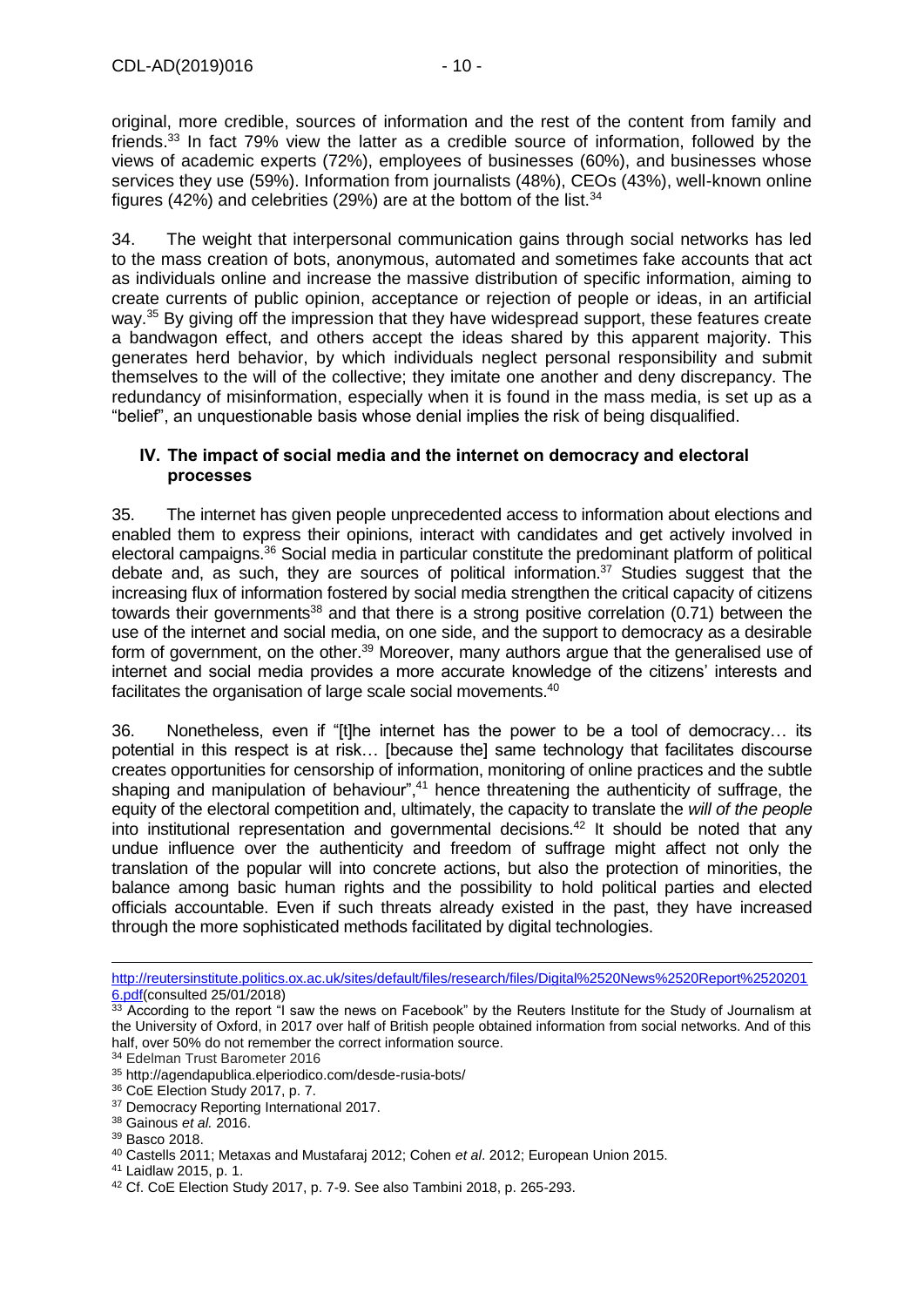original, more credible, sources of information and the rest of the content from family and friends.[33] In fact 79% view the latter as a credible source of information, followed by the views of academic experts (72%), employees of businesses (60%), and businesses whose services they use (59%). Information from journalists (48%), CEOs (43%), well-known online figures (42%) and celebrities (29%) are at the bottom of the list.[34]

34. The weight that interpersonal communication gains through social networks has led to the mass creation of bots, anonymous, automated and sometimes fake accounts that act as individuals online and increase the massive distribution of specific information, aiming to create currents of public opinion, acceptance or rejection of people or ideas, in an artificial way.[35] By giving off the impression that they have widespread support, these features create a bandwagon effect, and others accept the ideas shared by this apparent majority. This generates herd behavior, by which individuals neglect personal responsibility and submit themselves to the will of the collective; they imitate one another and deny discrepancy. The redundancy of misinformation, especially when it is found in the mass media, is set up as a "belief", an unquestionable basis whose denial implies the risk of being disqualified.

## IV. The impact of social media and the internet on democracy and electoral processes

35. The internet has given people unprecedented access to information about elections and enabled them to express their opinions, interact with candidates and get actively involved in electoral campaigns.[36] Social media in particular constitute the predominant platform of political debate and, as such, they are sources of political information.[37] Studies suggest that the increasing flux of information fostered by social media strengthen the critical capacity of citizens towards their governments[38] and that there is a strong positive correlation (0.71) between the use of the internet and social media, on one side, and the support to democracy as a desirable form of government, on the other.[39] Moreover, many authors argue that the generalised use of internet and social media provides a more accurate knowledge of the citizens' interests and facilitates the organisation of large scale social movements.[40]

36. Nonetheless, even if "[t]he internet has the power to be a tool of democracy… its potential in this respect is at risk… [because the] same technology that facilitates discourse creates opportunities for censorship of information, monitoring of online practices and the subtle shaping and manipulation of behaviour",[41] hence threatening the authenticity of suffrage, the equity of the electoral competition and, ultimately, the capacity to translate the *will of the people* into institutional representation and governmental decisions.[42] It should be noted that any undue influence over the authenticity and freedom of suffrage might affect not only the translation of the popular will into concrete actions, but also the protection of minorities, the balance among basic human rights and the possibility to hold political parties and elected officials accountable. Even if such threats already existed in the past, they have increased through the more sophisticated methods facilitated by digital technologies.

---

http://reutersinstitute.politics.ox.ac.uk/sites/default/files/research/files/Digital%2520News%2520Report%25202016.pdf(consulted 25/01/2018)

[33] According to the report "I saw the news on Facebook" by the Reuters Institute for the Study of Journalism at the University of Oxford, in 2017 over half of British people obtained information from social networks. And of this half, over 50% do not remember the correct information source.

[34] Edelman Trust Barometer 2016

[35] http://agendapublica.elperiodico.com/desde-rusia-bots/

[36] CoE Election Study 2017, p. 7.

[37] Democracy Reporting International 2017.

[38] Gainous *et al.* 2016.

[39] Basco 2018.

[40] Castells 2011; Metaxas and Mustafaraj 2012; Cohen *et al*. 2012; European Union 2015.

[41] Laidlaw 2015, p. 1.

[42] Cf. CoE Election Study 2017, p. 7-9. See also Tambini 2018, p. 265-293.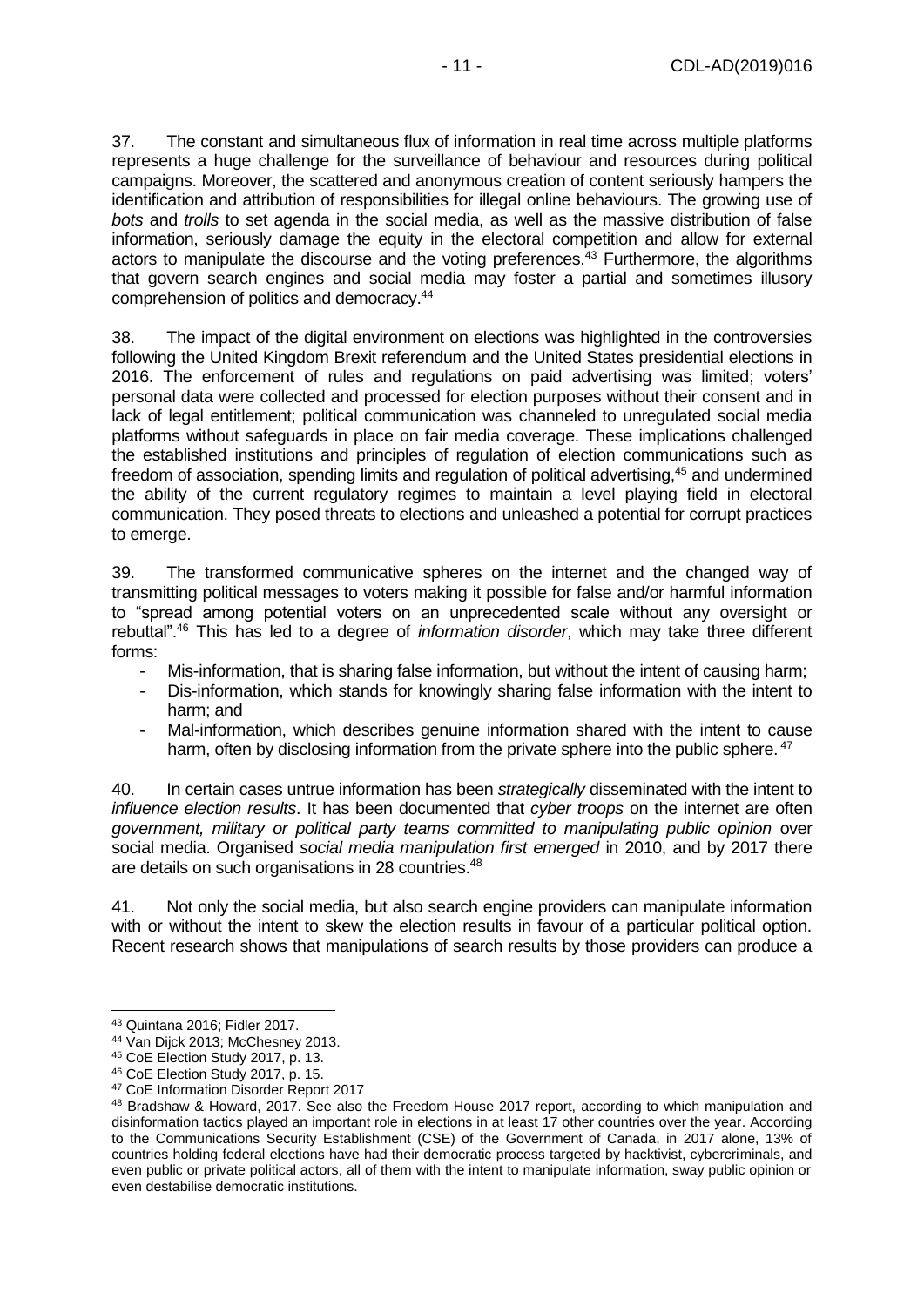37. The constant and simultaneous flux of information in real time across multiple platforms represents a huge challenge for the surveillance of behaviour and resources during political campaigns. Moreover, the scattered and anonymous creation of content seriously hampers the identification and attribution of responsibilities for illegal online behaviours. The growing use of *bots* and *trolls* to set agenda in the social media, as well as the massive distribution of false information, seriously damage the equity in the electoral competition and allow for external actors to manipulate the discourse and the voting preferences.[43] Furthermore, the algorithms that govern search engines and social media may foster a partial and sometimes illusory comprehension of politics and democracy.[44]

38. The impact of the digital environment on elections was highlighted in the controversies following the United Kingdom Brexit referendum and the United States presidential elections in 2016. The enforcement of rules and regulations on paid advertising was limited; voters' personal data were collected and processed for election purposes without their consent and in lack of legal entitlement; political communication was channeled to unregulated social media platforms without safeguards in place on fair media coverage. These implications challenged the established institutions and principles of regulation of election communications such as freedom of association, spending limits and regulation of political advertising,[45] and undermined the ability of the current regulatory regimes to maintain a level playing field in electoral communication. They posed threats to elections and unleashed a potential for corrupt practices to emerge.

39. The transformed communicative spheres on the internet and the changed way of transmitting political messages to voters making it possible for false and/or harmful information to "spread among potential voters on an unprecedented scale without any oversight or rebuttal".[46] This has led to a degree of *information disorder*, which may take three different forms:

- Mis-information, that is sharing false information, but without the intent of causing harm;
- Dis-information, which stands for knowingly sharing false information with the intent to harm; and
- Mal-information, which describes genuine information shared with the intent to cause harm, often by disclosing information from the private sphere into the public sphere.[47]

40. In certain cases untrue information has been *strategically* disseminated with the intent to *influence election results*. It has been documented that *cyber troops* on the internet are often *government, military or political party teams committed to manipulating public opinion* over social media. Organised *social media manipulation first emerged* in 2010, and by 2017 there are details on such organisations in 28 countries.[48]

41. Not only the social media, but also search engine providers can manipulate information with or without the intent to skew the election results in favour of a particular political option. Recent research shows that manipulations of search results by those providers can produce a

---

[43] Quintana 2016; Fidler 2017.

[44] Van Dijck 2013; McChesney 2013.

[45] CoE Election Study 2017, p. 13.

[46] CoE Election Study 2017, p. 15.

[47] CoE Information Disorder Report 2017

[48] Bradshaw & Howard, 2017. See also the Freedom House 2017 report, according to which manipulation and disinformation tactics played an important role in elections in at least 17 other countries over the year. According to the Communications Security Establishment (CSE) of the Government of Canada, in 2017 alone, 13% of countries holding federal elections have had their democratic process targeted by hacktivist, cybercriminals, and even public or private political actors, all of them with the intent to manipulate information, sway public opinion or even destabilise democratic institutions.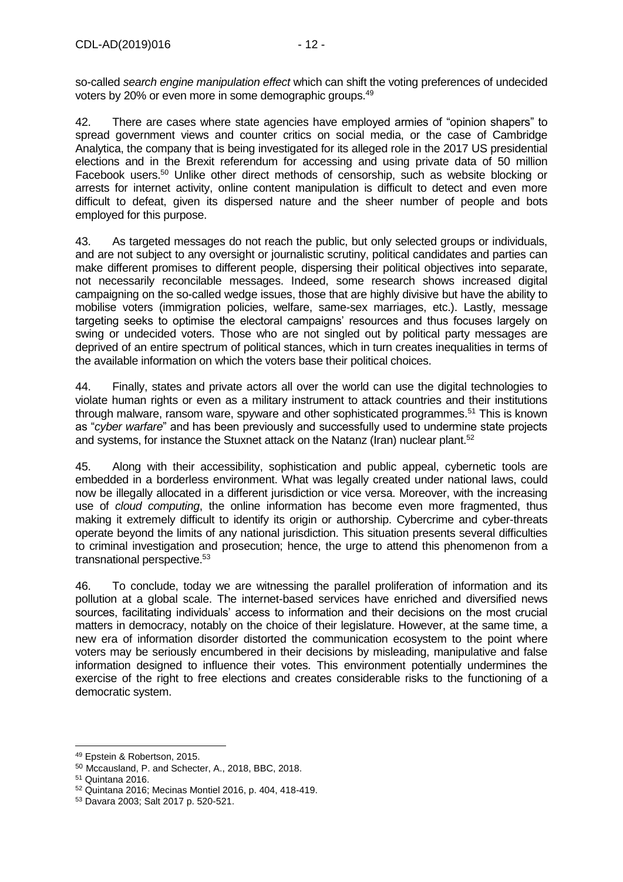so-called *search engine manipulation effect* which can shift the voting preferences of undecided voters by 20% or even more in some demographic groups.[49]

42. There are cases where state agencies have employed armies of "opinion shapers" to spread government views and counter critics on social media, or the case of Cambridge Analytica, the company that is being investigated for its alleged role in the 2017 US presidential elections and in the Brexit referendum for accessing and using private data of 50 million Facebook users.[50] Unlike other direct methods of censorship, such as website blocking or arrests for internet activity, online content manipulation is difficult to detect and even more difficult to defeat, given its dispersed nature and the sheer number of people and bots employed for this purpose.

43. As targeted messages do not reach the public, but only selected groups or individuals, and are not subject to any oversight or journalistic scrutiny, political candidates and parties can make different promises to different people, dispersing their political objectives into separate, not necessarily reconcilable messages. Indeed, some research shows increased digital campaigning on the so-called wedge issues, those that are highly divisive but have the ability to mobilise voters (immigration policies, welfare, same-sex marriages, etc.). Lastly, message targeting seeks to optimise the electoral campaigns' resources and thus focuses largely on swing or undecided voters. Those who are not singled out by political party messages are deprived of an entire spectrum of political stances, which in turn creates inequalities in terms of the available information on which the voters base their political choices.

44. Finally, states and private actors all over the world can use the digital technologies to violate human rights or even as a military instrument to attack countries and their institutions through malware, ransom ware, spyware and other sophisticated programmes.[51] This is known as "*cyber warfare*" and has been previously and successfully used to undermine state projects and systems, for instance the Stuxnet attack on the Natanz (Iran) nuclear plant.[52]

45. Along with their accessibility, sophistication and public appeal, cybernetic tools are embedded in a borderless environment. What was legally created under national laws, could now be illegally allocated in a different jurisdiction or vice versa. Moreover, with the increasing use of *cloud computing*, the online information has become even more fragmented, thus making it extremely difficult to identify its origin or authorship. Cybercrime and cyber-threats operate beyond the limits of any national jurisdiction. This situation presents several difficulties to criminal investigation and prosecution; hence, the urge to attend this phenomenon from a transnational perspective.[53]

46. To conclude, today we are witnessing the parallel proliferation of information and its pollution at a global scale. The internet-based services have enriched and diversified news sources, facilitating individuals' access to information and their decisions on the most crucial matters in democracy, notably on the choice of their legislature. However, at the same time, a new era of information disorder distorted the communication ecosystem to the point where voters may be seriously encumbered in their decisions by misleading, manipulative and false information designed to influence their votes. This environment potentially undermines the exercise of the right to free elections and creates considerable risks to the functioning of a democratic system.

---

[49] Epstein & Robertson, 2015.

[50] Mccausland, P. and Schecter, A., 2018, BBC, 2018.

[51] Quintana 2016.

[52] Quintana 2016; Mecinas Montiel 2016, p. 404, 418-419.

[53] Davara 2003; Salt 2017 p. 520-521.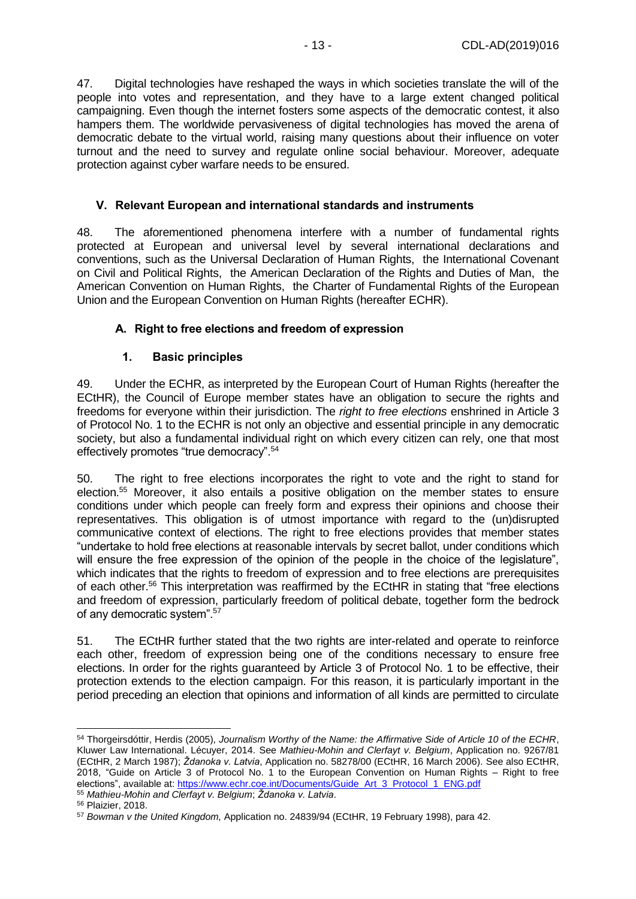47. Digital technologies have reshaped the ways in which societies translate the will of the people into votes and representation, and they have to a large extent changed political campaigning. Even though the internet fosters some aspects of the democratic contest, it also hampers them. The worldwide pervasiveness of digital technologies has moved the arena of democratic debate to the virtual world, raising many questions about their influence on voter turnout and the need to survey and regulate online social behaviour. Moreover, adequate protection against cyber warfare needs to be ensured.

## V. Relevant European and international standards and instruments

48. The aforementioned phenomena interfere with a number of fundamental rights protected at European and universal level by several international declarations and conventions, such as the Universal Declaration of Human Rights, the International Covenant on Civil and Political Rights, the American Declaration of the Rights and Duties of Man, the American Convention on Human Rights, the Charter of Fundamental Rights of the European Union and the European Convention on Human Rights (hereafter ECHR).

### A. Right to free elections and freedom of expression

#### 1. Basic principles

49. Under the ECHR, as interpreted by the European Court of Human Rights (hereafter the ECtHR), the Council of Europe member states have an obligation to secure the rights and freedoms for everyone within their jurisdiction. The *right to free elections* enshrined in Article 3 of Protocol No. 1 to the ECHR is not only an objective and essential principle in any democratic society, but also a fundamental individual right on which every citizen can rely, one that most effectively promotes "true democracy".[54]

50. The right to free elections incorporates the right to vote and the right to stand for election.[55] Moreover, it also entails a positive obligation on the member states to ensure conditions under which people can freely form and express their opinions and choose their representatives. This obligation is of utmost importance with regard to the (un)disrupted communicative context of elections. The right to free elections provides that member states "undertake to hold free elections at reasonable intervals by secret ballot, under conditions which will ensure the free expression of the opinion of the people in the choice of the legislature", which indicates that the rights to freedom of expression and to free elections are prerequisites of each other.[56] This interpretation was reaffirmed by the ECtHR in stating that "free elections and freedom of expression, particularly freedom of political debate, together form the bedrock of any democratic system".[57]

51. The ECtHR further stated that the two rights are inter-related and operate to reinforce each other, freedom of expression being one of the conditions necessary to ensure free elections. In order for the rights guaranteed by Article 3 of Protocol No. 1 to be effective, their protection extends to the election campaign. For this reason, it is particularly important in the period preceding an election that opinions and information of all kinds are permitted to circulate

---

[54] Thorgeirsdóttir, Herdis (2005), *Journalism Worthy of the Name: the Affirmative Side of Article 10 of the ECHR*, Kluwer Law International. Lécuyer, 2014. See *Mathieu-Mohin and Clerfayt v. Belgium*, Application no. 9267/81 (ECtHR, 2 March 1987); *Ždanoka v. Latvia*, Application no. 58278/00 (ECtHR, 16 March 2006). See also ECtHR, 2018, "Guide on Article 3 of Protocol No. 1 to the European Convention on Human Rights – Right to free elections", available at: https://www.echr.coe.int/Documents/Guide_Art_3_Protocol_1_ENG.pdf

[55] *Mathieu-Mohin and Clerfayt v. Belgium*; *Ždanoka v. Latvia*.

[56] Plaizier, 2018.

[57] *Bowman v the United Kingdom,* Application no. 24839/94 (ECtHR, 19 February 1998), para 42.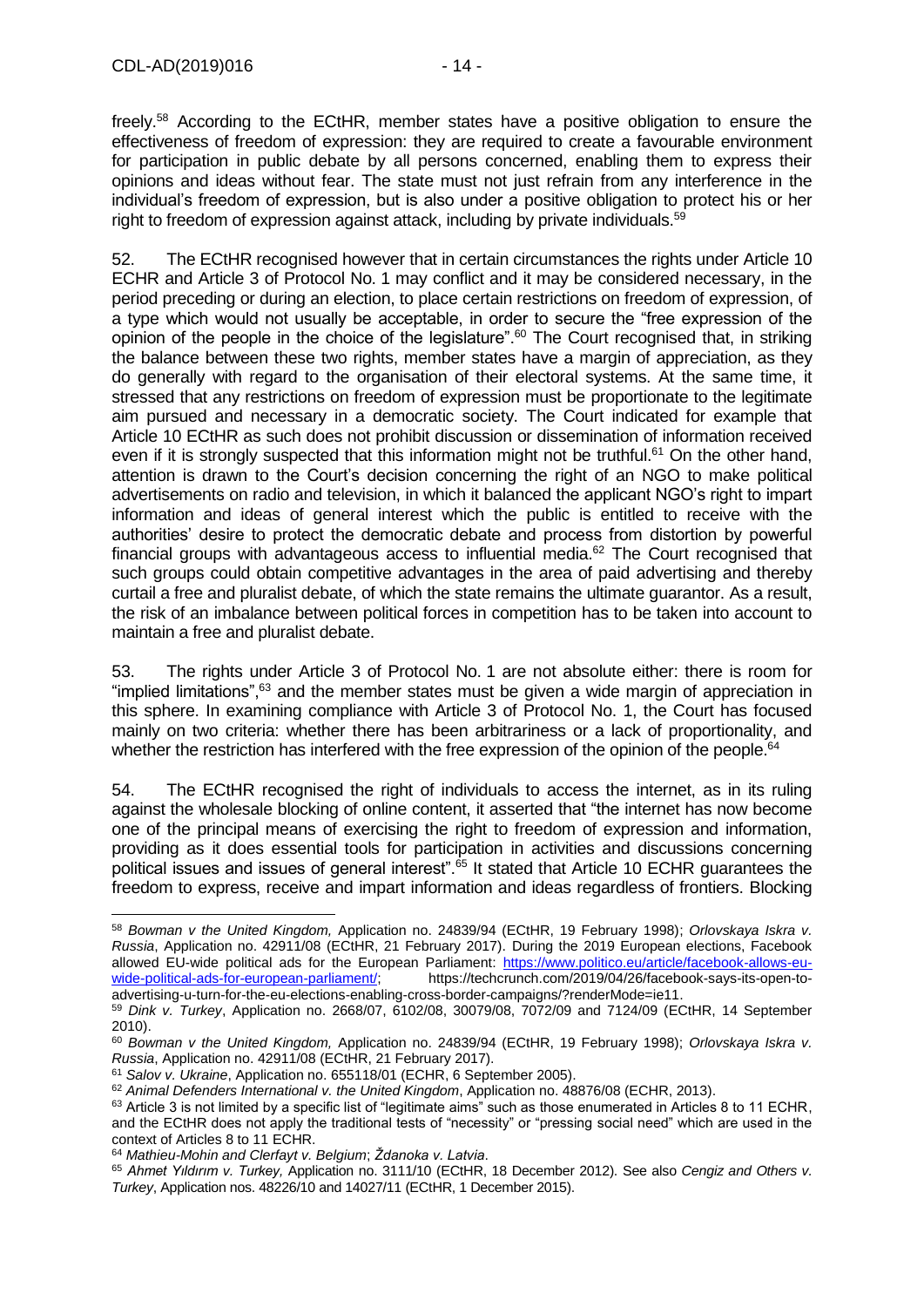freely.[58] According to the ECtHR, member states have a positive obligation to ensure the effectiveness of freedom of expression: they are required to create a favourable environment for participation in public debate by all persons concerned, enabling them to express their opinions and ideas without fear. The state must not just refrain from any interference in the individual's freedom of expression, but is also under a positive obligation to protect his or her right to freedom of expression against attack, including by private individuals.[59]

52. The ECtHR recognised however that in certain circumstances the rights under Article 10 ECHR and Article 3 of Protocol No. 1 may conflict and it may be considered necessary, in the period preceding or during an election, to place certain restrictions on freedom of expression, of a type which would not usually be acceptable, in order to secure the "free expression of the opinion of the people in the choice of the legislature".[60] The Court recognised that, in striking the balance between these two rights, member states have a margin of appreciation, as they do generally with regard to the organisation of their electoral systems. At the same time, it stressed that any restrictions on freedom of expression must be proportionate to the legitimate aim pursued and necessary in a democratic society. The Court indicated for example that Article 10 ECtHR as such does not prohibit discussion or dissemination of information received even if it is strongly suspected that this information might not be truthful.[61] On the other hand, attention is drawn to the Court's decision concerning the right of an NGO to make political advertisements on radio and television, in which it balanced the applicant NGO's right to impart information and ideas of general interest which the public is entitled to receive with the authorities' desire to protect the democratic debate and process from distortion by powerful financial groups with advantageous access to influential media.[62] The Court recognised that such groups could obtain competitive advantages in the area of paid advertising and thereby curtail a free and pluralist debate, of which the state remains the ultimate guarantor. As a result, the risk of an imbalance between political forces in competition has to be taken into account to maintain a free and pluralist debate.

53. The rights under Article 3 of Protocol No. 1 are not absolute either: there is room for "implied limitations",[63] and the member states must be given a wide margin of appreciation in this sphere. In examining compliance with Article 3 of Protocol No. 1, the Court has focused mainly on two criteria: whether there has been arbitrariness or a lack of proportionality, and whether the restriction has interfered with the free expression of the opinion of the people.[64]

54. The ECtHR recognised the right of individuals to access the internet, as in its ruling against the wholesale blocking of online content, it asserted that "the internet has now become one of the principal means of exercising the right to freedom of expression and information, providing as it does essential tools for participation in activities and discussions concerning political issues and issues of general interest".[65] It stated that Article 10 ECHR guarantees the freedom to express, receive and impart information and ideas regardless of frontiers. Blocking

---

[58] *Bowman v the United Kingdom,* Application no. 24839/94 (ECtHR, 19 February 1998); *Orlovskaya Iskra v. Russia*, Application no. 42911/08 (ECtHR, 21 February 2017). During the 2019 European elections, Facebook allowed EU-wide political ads for the European Parliament: https://www.politico.eu/article/facebook-allows-eu-wide-political-ads-for-european-parliament/; https://techcrunch.com/2019/04/26/facebook-says-its-open-to-advertising-u-turn-for-the-eu-elections-enabling-cross-border-campaigns/?renderMode=ie11.

[59] *Dink v. Turkey*, Application no. 2668/07, 6102/08, 30079/08, 7072/09 and 7124/09 (ECtHR, 14 September 2010).

[60] *Bowman v the United Kingdom,* Application no. 24839/94 (ECtHR, 19 February 1998); *Orlovskaya Iskra v. Russia*, Application no. 42911/08 (ECtHR, 21 February 2017).

[61] *Salov v. Ukraine*, Application no. 655118/01 (ECHR, 6 September 2005).

[62] *Animal Defenders International v. the United Kingdom*, Application no. 48876/08 (ECHR, 2013).

[63] Article 3 is not limited by a specific list of "legitimate aims" such as those enumerated in Articles 8 to 11 ECHR, and the ECtHR does not apply the traditional tests of "necessity" or "pressing social need" which are used in the context of Articles 8 to 11 ECHR.

[64] *Mathieu-Mohin and Clerfayt v. Belgium*; *Ždanoka v. Latvia*.

[65] *Ahmet Yıldırım v. Turkey,* Application no. 3111/10 (ECtHR, 18 December 2012). See also *Cengiz and Others v. Turkey*, Application nos. 48226/10 and 14027/11 (ECtHR, 1 December 2015).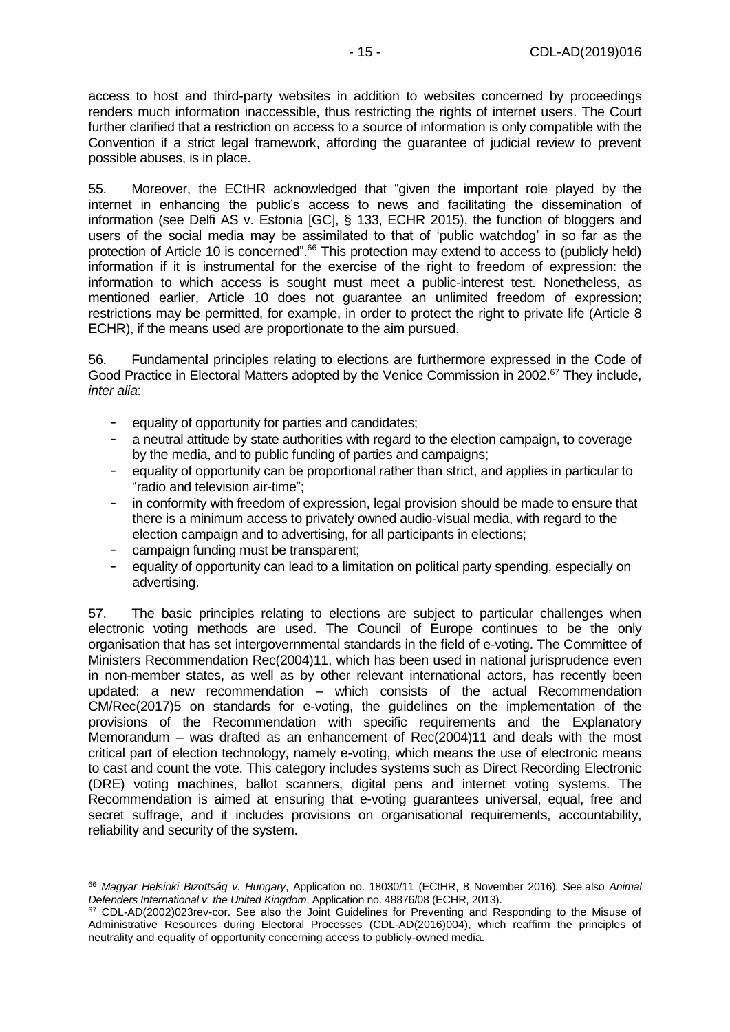access to host and third-party websites in addition to websites concerned by proceedings renders much information inaccessible, thus restricting the rights of internet users. The Court further clarified that a restriction on access to a source of information is only compatible with the Convention if a strict legal framework, affording the guarantee of judicial review to prevent possible abuses, is in place.

55. Moreover, the ECtHR acknowledged that "given the important role played by the internet in enhancing the public's access to news and facilitating the dissemination of information (see Delfi AS v. Estonia [GC], § 133, ECHR 2015), the function of bloggers and users of the social media may be assimilated to that of 'public watchdog' in so far as the protection of Article 10 is concerned".[66] This protection may extend to access to (publicly held) information if it is instrumental for the exercise of the right to freedom of expression: the information to which access is sought must meet a public-interest test. Nonetheless, as mentioned earlier, Article 10 does not guarantee an unlimited freedom of expression; restrictions may be permitted, for example, in order to protect the right to private life (Article 8 ECHR), if the means used are proportionate to the aim pursued.

56. Fundamental principles relating to elections are furthermore expressed in the Code of Good Practice in Electoral Matters adopted by the Venice Commission in 2002.[67] They include, *inter alia*:

- equality of opportunity for parties and candidates;
- a neutral attitude by state authorities with regard to the election campaign, to coverage by the media, and to public funding of parties and campaigns;
- equality of opportunity can be proportional rather than strict, and applies in particular to "radio and television air-time";
- in conformity with freedom of expression, legal provision should be made to ensure that there is a minimum access to privately owned audio-visual media, with regard to the election campaign and to advertising, for all participants in elections;
- campaign funding must be transparent;
- equality of opportunity can lead to a limitation on political party spending, especially on advertising.

57. The basic principles relating to elections are subject to particular challenges when electronic voting methods are used. The Council of Europe continues to be the only organisation that has set intergovernmental standards in the field of e-voting. The Committee of Ministers Recommendation Rec(2004)11, which has been used in national jurisprudence even in non-member states, as well as by other relevant international actors, has recently been updated: a new recommendation – which consists of the actual Recommendation CM/Rec(2017)5 on standards for e-voting, the guidelines on the implementation of the provisions of the Recommendation with specific requirements and the Explanatory Memorandum – was drafted as an enhancement of Rec(2004)11 and deals with the most critical part of election technology, namely e-voting, which means the use of electronic means to cast and count the vote. This category includes systems such as Direct Recording Electronic (DRE) voting machines, ballot scanners, digital pens and internet voting systems. The Recommendation is aimed at ensuring that e-voting guarantees universal, equal, free and secret suffrage, and it includes provisions on organisational requirements, accountability, reliability and security of the system.

---

[66] *Magyar Helsinki Bizottság v. Hungary*, Application no. 18030/11 (ECtHR, 8 November 2016). See also *Animal Defenders International v. the United Kingdom*, Application no. 48876/08 (ECHR, 2013).

[67] CDL-AD(2002)023rev-cor. See also the Joint Guidelines for Preventing and Responding to the Misuse of Administrative Resources during Electoral Processes (CDL-AD(2016)004), which reaffirm the principles of neutrality and equality of opportunity concerning access to publicly-owned media.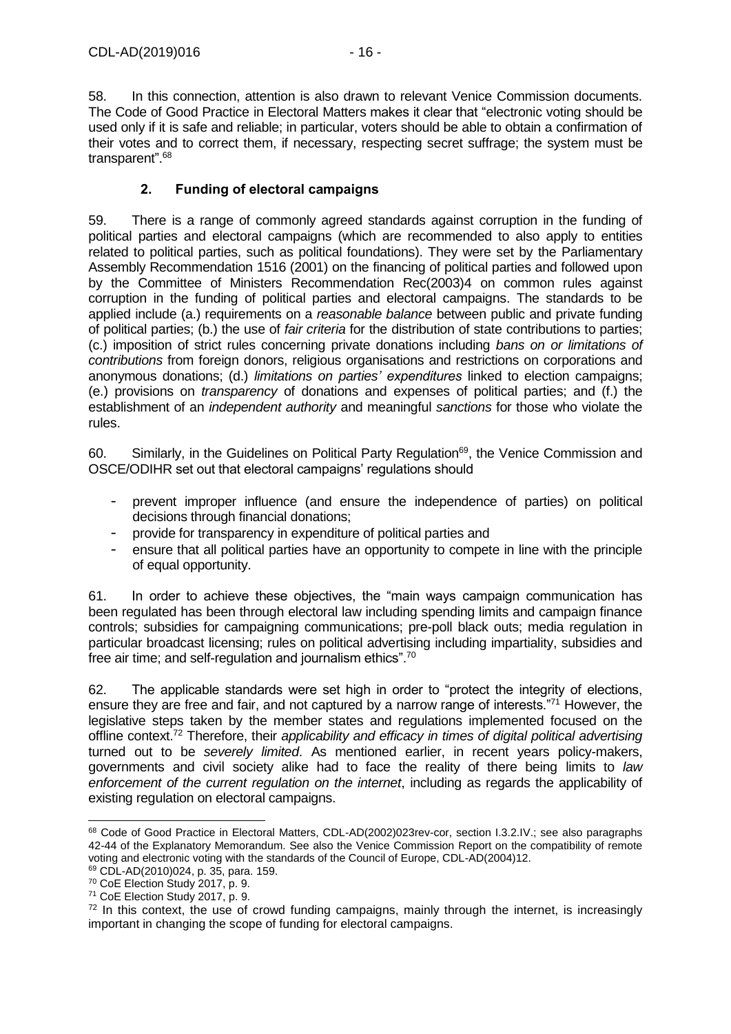58. In this connection, attention is also drawn to relevant Venice Commission documents. The Code of Good Practice in Electoral Matters makes it clear that "electronic voting should be used only if it is safe and reliable; in particular, voters should be able to obtain a confirmation of their votes and to correct them, if necessary, respecting secret suffrage; the system must be transparent".[68]

### 2. Funding of electoral campaigns

59. There is a range of commonly agreed standards against corruption in the funding of political parties and electoral campaigns (which are recommended to also apply to entities related to political parties, such as political foundations). They were set by the Parliamentary Assembly Recommendation 1516 (2001) on the financing of political parties and followed upon by the Committee of Ministers Recommendation Rec(2003)4 on common rules against corruption in the funding of political parties and electoral campaigns. The standards to be applied include (a.) requirements on a *reasonable balance* between public and private funding of political parties; (b.) the use of *fair criteria* for the distribution of state contributions to parties; (c.) imposition of strict rules concerning private donations including *bans on or limitations of contributions* from foreign donors, religious organisations and restrictions on corporations and anonymous donations; (d.) *limitations on parties' expenditures* linked to election campaigns; (e.) provisions on *transparency* of donations and expenses of political parties; and (f.) the establishment of an *independent authority* and meaningful *sanctions* for those who violate the rules.

60. Similarly, in the Guidelines on Political Party Regulation[69], the Venice Commission and OSCE/ODIHR set out that electoral campaigns' regulations should

- prevent improper influence (and ensure the independence of parties) on political decisions through financial donations;
- provide for transparency in expenditure of political parties and
- ensure that all political parties have an opportunity to compete in line with the principle of equal opportunity.

61. In order to achieve these objectives, the "main ways campaign communication has been regulated has been through electoral law including spending limits and campaign finance controls; subsidies for campaigning communications; pre-poll black outs; media regulation in particular broadcast licensing; rules on political advertising including impartiality, subsidies and free air time; and self-regulation and journalism ethics".[70]

62. The applicable standards were set high in order to "protect the integrity of elections, ensure they are free and fair, and not captured by a narrow range of interests."[71] However, the legislative steps taken by the member states and regulations implemented focused on the offline context.[72] Therefore, their *applicability and efficacy in times of digital political advertising* turned out to be *severely limited*. As mentioned earlier, in recent years policy-makers, governments and civil society alike had to face the reality of there being limits to *law enforcement of the current regulation on the internet*, including as regards the applicability of existing regulation on electoral campaigns.

---

[68] Code of Good Practice in Electoral Matters, CDL-AD(2002)023rev-cor, section I.3.2.IV.; see also paragraphs 42-44 of the Explanatory Memorandum. See also the Venice Commission Report on the compatibility of remote voting and electronic voting with the standards of the Council of Europe, CDL-AD(2004)12.

[69] CDL-AD(2010)024, p. 35, para. 159.

[70] CoE Election Study 2017, p. 9.

[71] CoE Election Study 2017, p. 9.

[72] In this context, the use of crowd funding campaigns, mainly through the internet, is increasingly important in changing the scope of funding for electoral campaigns.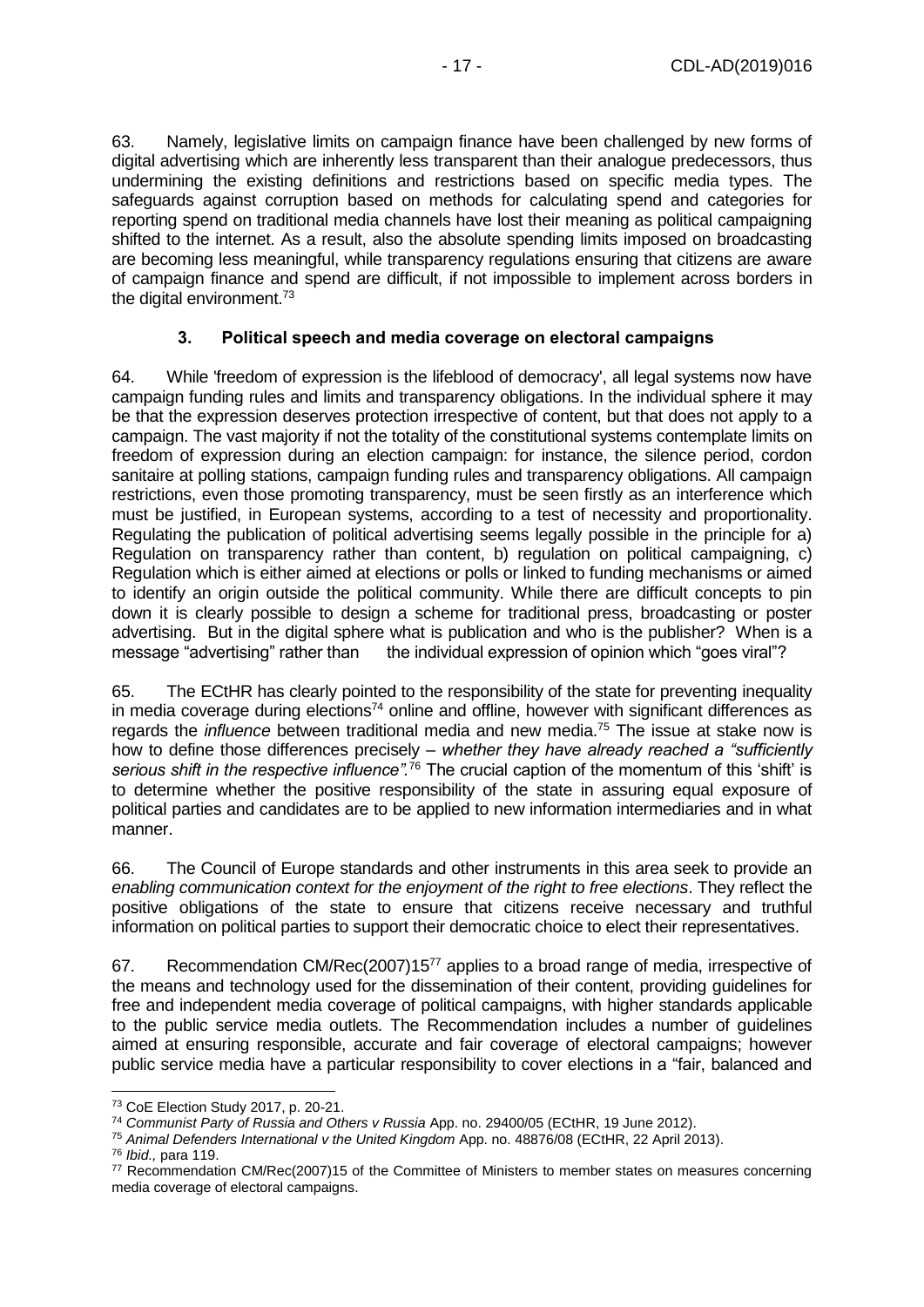63. Namely, legislative limits on campaign finance have been challenged by new forms of digital advertising which are inherently less transparent than their analogue predecessors, thus undermining the existing definitions and restrictions based on specific media types. The safeguards against corruption based on methods for calculating spend and categories for reporting spend on traditional media channels have lost their meaning as political campaigning shifted to the internet. As a result, also the absolute spending limits imposed on broadcasting are becoming less meaningful, while transparency regulations ensuring that citizens are aware of campaign finance and spend are difficult, if not impossible to implement across borders in the digital environment.[73]

### 3. Political speech and media coverage on electoral campaigns

64. While 'freedom of expression is the lifeblood of democracy', all legal systems now have campaign funding rules and limits and transparency obligations. In the individual sphere it may be that the expression deserves protection irrespective of content, but that does not apply to a campaign. The vast majority if not the totality of the constitutional systems contemplate limits on freedom of expression during an election campaign: for instance, the silence period, cordon sanitaire at polling stations, campaign funding rules and transparency obligations. All campaign restrictions, even those promoting transparency, must be seen firstly as an interference which must be justified, in European systems, according to a test of necessity and proportionality. Regulating the publication of political advertising seems legally possible in the principle for a) Regulation on transparency rather than content, b) regulation on political campaigning, c) Regulation which is either aimed at elections or polls or linked to funding mechanisms or aimed to identify an origin outside the political community. While there are difficult concepts to pin down it is clearly possible to design a scheme for traditional press, broadcasting or poster advertising. But in the digital sphere what is publication and who is the publisher? When is a message "advertising" rather than the individual expression of opinion which "goes viral"?

65. The ECtHR has clearly pointed to the responsibility of the state for preventing inequality in media coverage during elections[74] online and offline, however with significant differences as regards the *influence* between traditional media and new media.[75] The issue at stake now is how to define those differences precisely – *whether they have already reached a "sufficiently serious shift in the respective influence"*.[76] The crucial caption of the momentum of this 'shift' is to determine whether the positive responsibility of the state in assuring equal exposure of political parties and candidates are to be applied to new information intermediaries and in what manner.

66. The Council of Europe standards and other instruments in this area seek to provide an *enabling communication context for the enjoyment of the right to free elections*. They reflect the positive obligations of the state to ensure that citizens receive necessary and truthful information on political parties to support their democratic choice to elect their representatives.

67. Recommendation CM/Rec(2007)15[77] applies to a broad range of media, irrespective of the means and technology used for the dissemination of their content, providing guidelines for free and independent media coverage of political campaigns, with higher standards applicable to the public service media outlets. The Recommendation includes a number of guidelines aimed at ensuring responsible, accurate and fair coverage of electoral campaigns; however public service media have a particular responsibility to cover elections in a "fair, balanced and

---

[73] CoE Election Study 2017, p. 20-21.

[74] *Communist Party of Russia and Others v Russia* App. no. 29400/05 (ECtHR, 19 June 2012).

[75] *Animal Defenders International v the United Kingdom* App. no. 48876/08 (ECtHR, 22 April 2013).

[76] *Ibid.,* para 119.

[77] Recommendation CM/Rec(2007)15 of the Committee of Ministers to member states on measures concerning media coverage of electoral campaigns.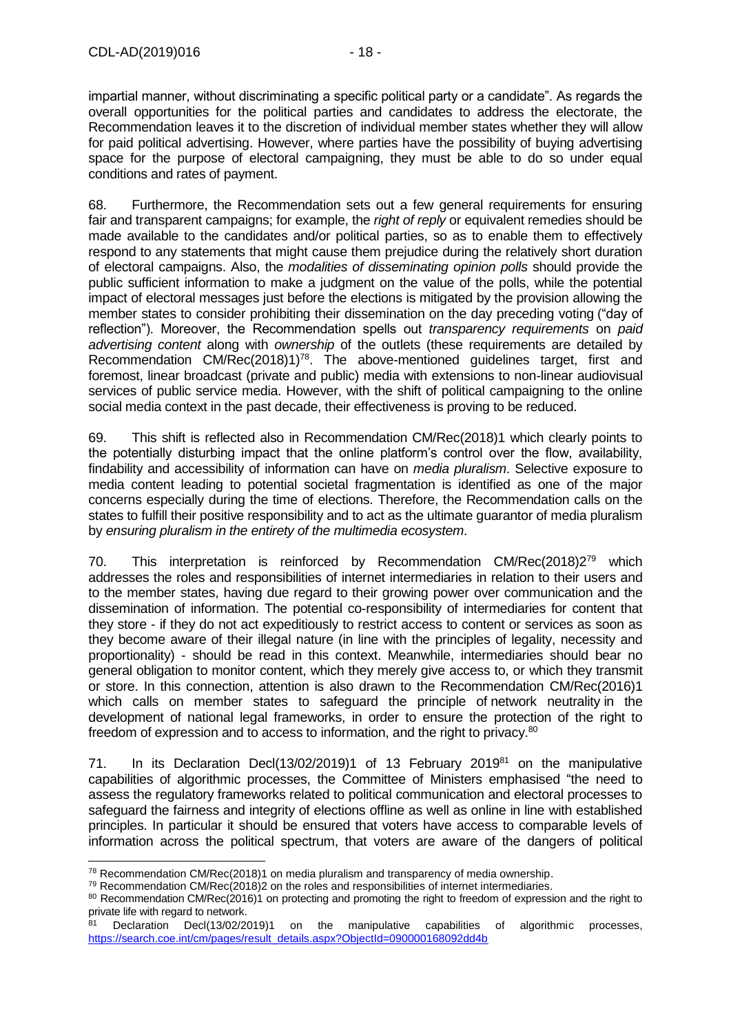impartial manner, without discriminating a specific political party or a candidate". As regards the overall opportunities for the political parties and candidates to address the electorate, the Recommendation leaves it to the discretion of individual member states whether they will allow for paid political advertising. However, where parties have the possibility of buying advertising space for the purpose of electoral campaigning, they must be able to do so under equal conditions and rates of payment.

68. Furthermore, the Recommendation sets out a few general requirements for ensuring fair and transparent campaigns; for example, the *right of reply* or equivalent remedies should be made available to the candidates and/or political parties, so as to enable them to effectively respond to any statements that might cause them prejudice during the relatively short duration of electoral campaigns. Also, the *modalities of disseminating opinion polls* should provide the public sufficient information to make a judgment on the value of the polls, while the potential impact of electoral messages just before the elections is mitigated by the provision allowing the member states to consider prohibiting their dissemination on the day preceding voting ("day of reflection"). Moreover, the Recommendation spells out *transparency requirements* on *paid advertising content* along with *ownership* of the outlets (these requirements are detailed by Recommendation CM/Rec(2018)1)[78]. The above-mentioned guidelines target, first and foremost, linear broadcast (private and public) media with extensions to non-linear audiovisual services of public service media. However, with the shift of political campaigning to the online social media context in the past decade, their effectiveness is proving to be reduced.

69. This shift is reflected also in Recommendation CM/Rec(2018)1 which clearly points to the potentially disturbing impact that the online platform's control over the flow, availability, findability and accessibility of information can have on *media pluralism*. Selective exposure to media content leading to potential societal fragmentation is identified as one of the major concerns especially during the time of elections. Therefore, the Recommendation calls on the states to fulfill their positive responsibility and to act as the ultimate guarantor of media pluralism by *ensuring pluralism in the entirety of the multimedia ecosystem*.

70. This interpretation is reinforced by Recommendation CM/Rec(2018)2[79] which addresses the roles and responsibilities of internet intermediaries in relation to their users and to the member states, having due regard to their growing power over communication and the dissemination of information. The potential co-responsibility of intermediaries for content that they store - if they do not act expeditiously to restrict access to content or services as soon as they become aware of their illegal nature (in line with the principles of legality, necessity and proportionality) - should be read in this context. Meanwhile, intermediaries should bear no general obligation to monitor content, which they merely give access to, or which they transmit or store. In this connection, attention is also drawn to the Recommendation CM/Rec(2016)1 which calls on member states to safeguard the principle of network neutrality in the development of national legal frameworks, in order to ensure the protection of the right to freedom of expression and to access to information, and the right to privacy.[80]

71. In its Declaration Decl(13/02/2019)1 of 13 February 2019[81] on the manipulative capabilities of algorithmic processes, the Committee of Ministers emphasised "the need to assess the regulatory frameworks related to political communication and electoral processes to safeguard the fairness and integrity of elections offline as well as online in line with established principles. In particular it should be ensured that voters have access to comparable levels of information across the political spectrum, that voters are aware of the dangers of political

---

[78] Recommendation CM/Rec(2018)1 on media pluralism and transparency of media ownership.

[79] Recommendation CM/Rec(2018)2 on the roles and responsibilities of internet intermediaries.

[80] Recommendation CM/Rec(2016)1 on protecting and promoting the right to freedom of expression and the right to private life with regard to network.

[81] Declaration Decl(13/02/2019)1 on the manipulative capabilities of algorithmic processes, https://search.coe.int/cm/pages/result_details.aspx?ObjectId=090000168092dd4b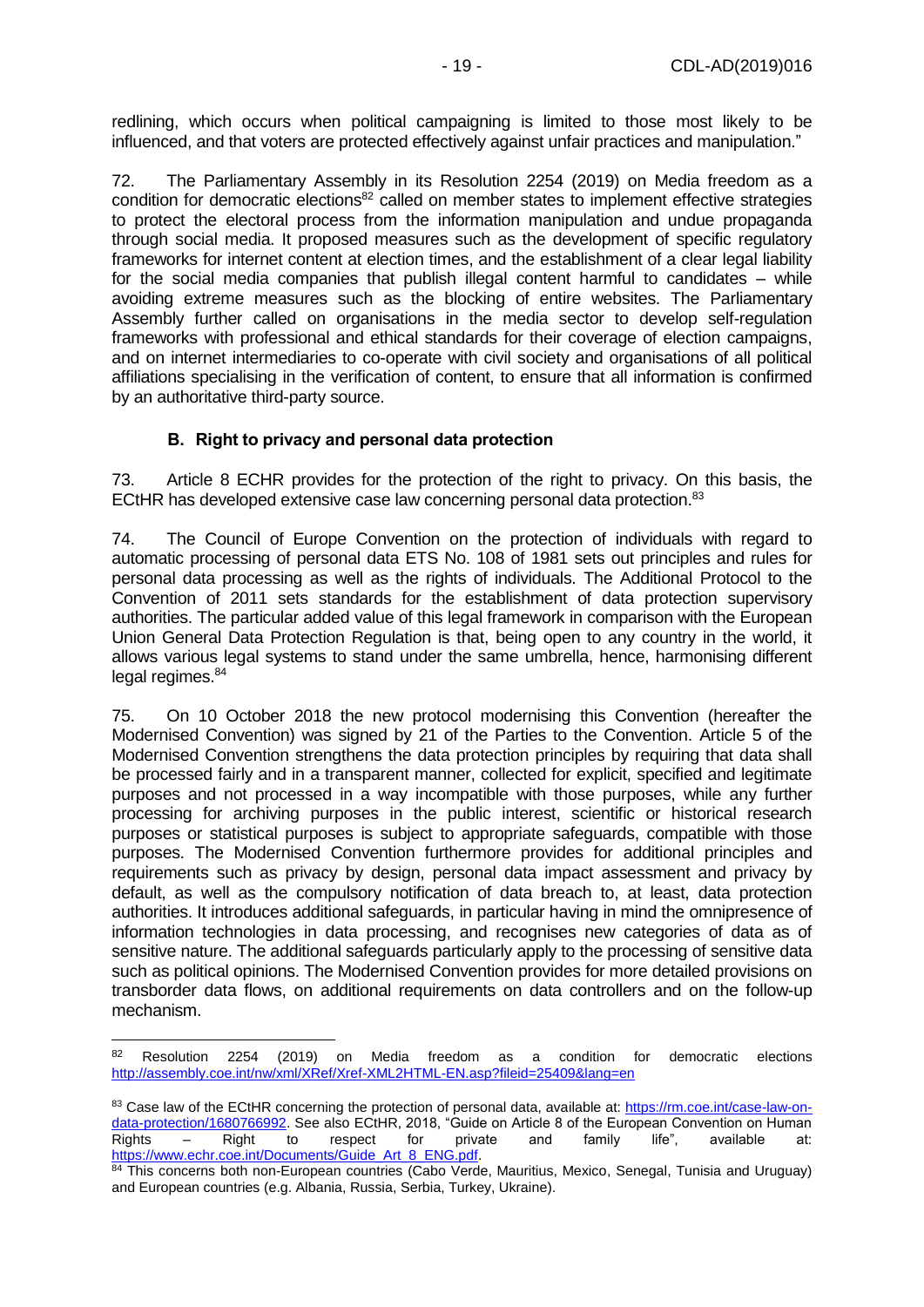redlining, which occurs when political campaigning is limited to those most likely to be influenced, and that voters are protected effectively against unfair practices and manipulation."

72. The Parliamentary Assembly in its Resolution 2254 (2019) on Media freedom as a condition for democratic elections[82] called on member states to implement effective strategies to protect the electoral process from the information manipulation and undue propaganda through social media. It proposed measures such as the development of specific regulatory frameworks for internet content at election times, and the establishment of a clear legal liability for the social media companies that publish illegal content harmful to candidates – while avoiding extreme measures such as the blocking of entire websites. The Parliamentary Assembly further called on organisations in the media sector to develop self-regulation frameworks with professional and ethical standards for their coverage of election campaigns, and on internet intermediaries to co-operate with civil society and organisations of all political affiliations specialising in the verification of content, to ensure that all information is confirmed by an authoritative third-party source.

### B. Right to privacy and personal data protection

73. Article 8 ECHR provides for the protection of the right to privacy. On this basis, the ECtHR has developed extensive case law concerning personal data protection.[83]

74. The Council of Europe Convention on the protection of individuals with regard to automatic processing of personal data ETS No. 108 of 1981 sets out principles and rules for personal data processing as well as the rights of individuals. The Additional Protocol to the Convention of 2011 sets standards for the establishment of data protection supervisory authorities. The particular added value of this legal framework in comparison with the European Union General Data Protection Regulation is that, being open to any country in the world, it allows various legal systems to stand under the same umbrella, hence, harmonising different legal regimes.[84]

75. On 10 October 2018 the new protocol modernising this Convention (hereafter the Modernised Convention) was signed by 21 of the Parties to the Convention. Article 5 of the Modernised Convention strengthens the data protection principles by requiring that data shall be processed fairly and in a transparent manner, collected for explicit, specified and legitimate purposes and not processed in a way incompatible with those purposes, while any further processing for archiving purposes in the public interest, scientific or historical research purposes or statistical purposes is subject to appropriate safeguards, compatible with those purposes. The Modernised Convention furthermore provides for additional principles and requirements such as privacy by design, personal data impact assessment and privacy by default, as well as the compulsory notification of data breach to, at least, data protection authorities. It introduces additional safeguards, in particular having in mind the omnipresence of information technologies in data processing, and recognises new categories of data as of sensitive nature. The additional safeguards particularly apply to the processing of sensitive data such as political opinions. The Modernised Convention provides for more detailed provisions on transborder data flows, on additional requirements on data controllers and on the follow-up mechanism.

---

[82] Resolution 2254 (2019) on Media freedom as a condition for democratic elections http://assembly.coe.int/nw/xml/XRef/Xref-XML2HTML-EN.asp?fileid=25409&lang=en

[83] Case law of the ECtHR concerning the protection of personal data, available at: https://rm.coe.int/case-law-on-data-protection/1680766992. See also ECtHR, 2018, "Guide on Article 8 of the European Convention on Human Rights – Right to respect for private and family life", available at: https://www.echr.coe.int/Documents/Guide_Art_8_ENG.pdf.

[84] This concerns both non-European countries (Cabo Verde, Mauritius, Mexico, Senegal, Tunisia and Uruguay) and European countries (e.g. Albania, Russia, Serbia, Turkey, Ukraine).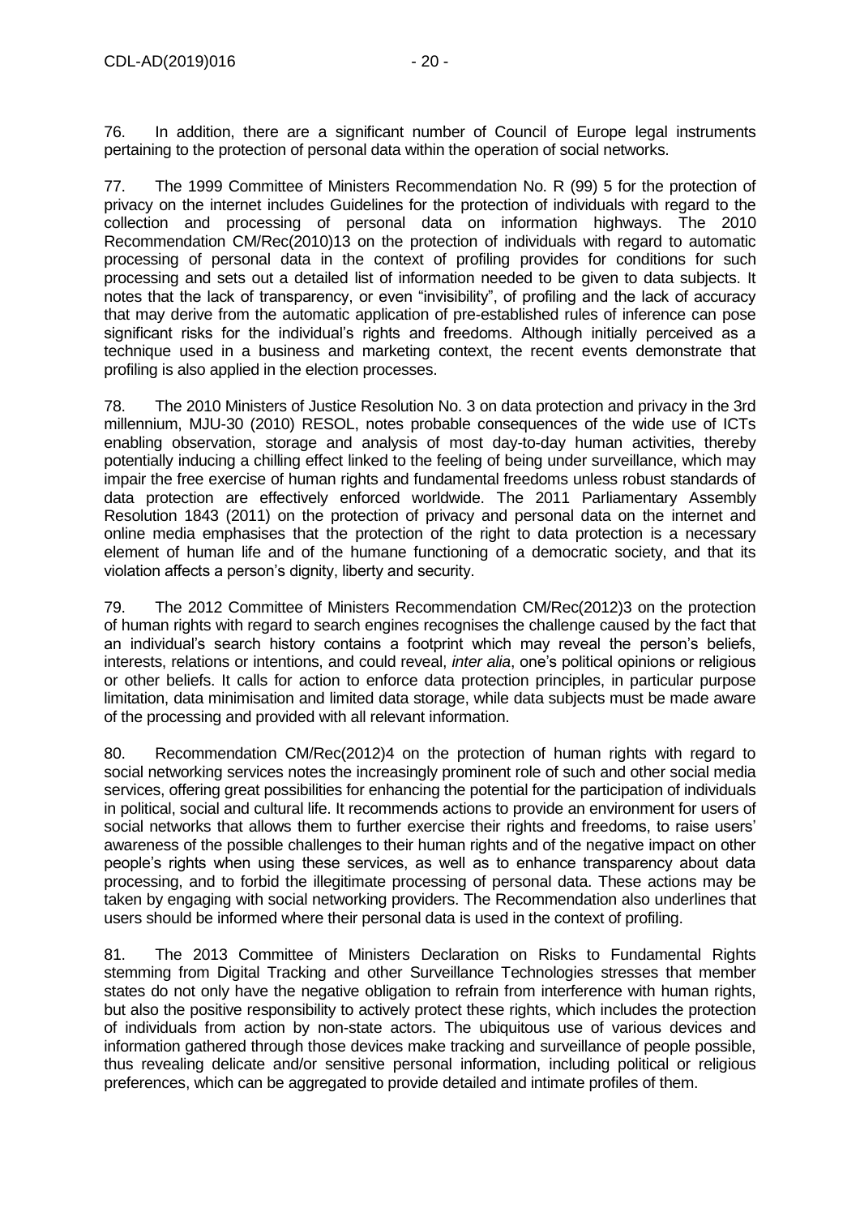76. In addition, there are a significant number of Council of Europe legal instruments pertaining to the protection of personal data within the operation of social networks.

77. The 1999 Committee of Ministers Recommendation No. R (99) 5 for the protection of privacy on the internet includes Guidelines for the protection of individuals with regard to the collection and processing of personal data on information highways. The 2010 Recommendation CM/Rec(2010)13 on the protection of individuals with regard to automatic processing of personal data in the context of profiling provides for conditions for such processing and sets out a detailed list of information needed to be given to data subjects. It notes that the lack of transparency, or even "invisibility", of profiling and the lack of accuracy that may derive from the automatic application of pre-established rules of inference can pose significant risks for the individual's rights and freedoms. Although initially perceived as a technique used in a business and marketing context, the recent events demonstrate that profiling is also applied in the election processes.

78. The 2010 Ministers of Justice Resolution No. 3 on data protection and privacy in the 3rd millennium, MJU-30 (2010) RESOL, notes probable consequences of the wide use of ICTs enabling observation, storage and analysis of most day-to-day human activities, thereby potentially inducing a chilling effect linked to the feeling of being under surveillance, which may impair the free exercise of human rights and fundamental freedoms unless robust standards of data protection are effectively enforced worldwide. The 2011 Parliamentary Assembly Resolution 1843 (2011) on the protection of privacy and personal data on the internet and online media emphasises that the protection of the right to data protection is a necessary element of human life and of the humane functioning of a democratic society, and that its violation affects a person's dignity, liberty and security.

79. The 2012 Committee of Ministers Recommendation CM/Rec(2012)3 on the protection of human rights with regard to search engines recognises the challenge caused by the fact that an individual's search history contains a footprint which may reveal the person's beliefs, interests, relations or intentions, and could reveal, *inter alia*, one's political opinions or religious or other beliefs. It calls for action to enforce data protection principles, in particular purpose limitation, data minimisation and limited data storage, while data subjects must be made aware of the processing and provided with all relevant information.

80. Recommendation CM/Rec(2012)4 on the protection of human rights with regard to social networking services notes the increasingly prominent role of such and other social media services, offering great possibilities for enhancing the potential for the participation of individuals in political, social and cultural life. It recommends actions to provide an environment for users of social networks that allows them to further exercise their rights and freedoms, to raise users' awareness of the possible challenges to their human rights and of the negative impact on other people's rights when using these services, as well as to enhance transparency about data processing, and to forbid the illegitimate processing of personal data. These actions may be taken by engaging with social networking providers. The Recommendation also underlines that users should be informed where their personal data is used in the context of profiling.

81. The 2013 Committee of Ministers Declaration on Risks to Fundamental Rights stemming from Digital Tracking and other Surveillance Technologies stresses that member states do not only have the negative obligation to refrain from interference with human rights, but also the positive responsibility to actively protect these rights, which includes the protection of individuals from action by non-state actors. The ubiquitous use of various devices and information gathered through those devices make tracking and surveillance of people possible, thus revealing delicate and/or sensitive personal information, including political or religious preferences, which can be aggregated to provide detailed and intimate profiles of them.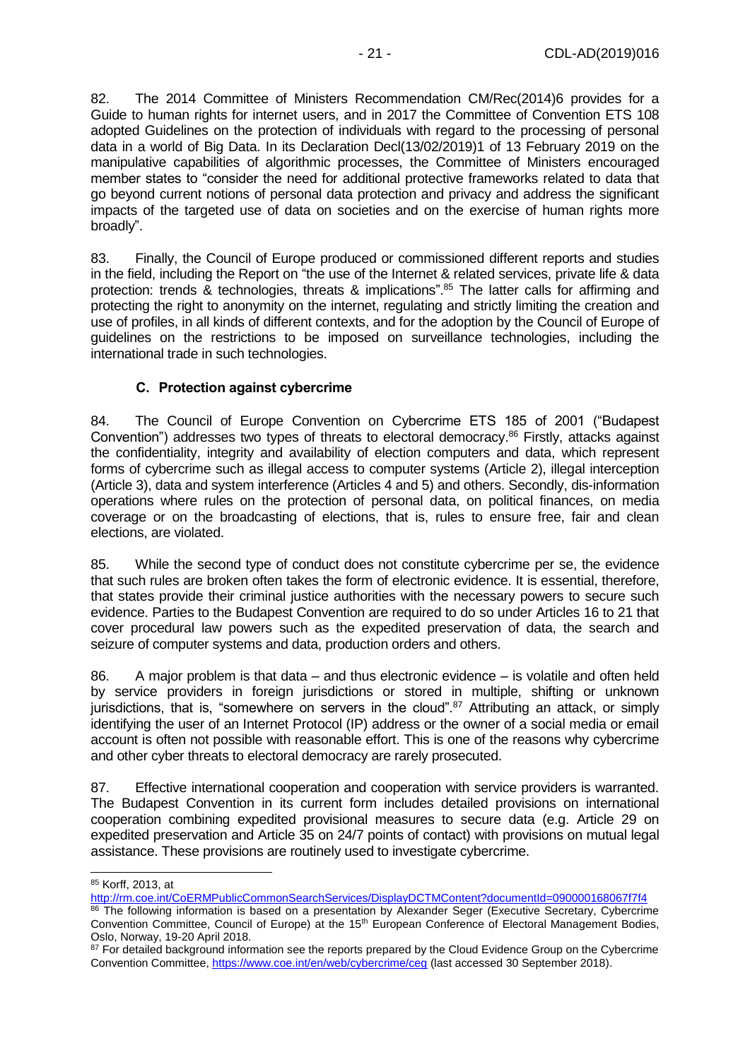82. The 2014 Committee of Ministers Recommendation CM/Rec(2014)6 provides for a Guide to human rights for internet users, and in 2017 the Committee of Convention ETS 108 adopted Guidelines on the protection of individuals with regard to the processing of personal data in a world of Big Data. In its Declaration Decl(13/02/2019)1 of 13 February 2019 on the manipulative capabilities of algorithmic processes, the Committee of Ministers encouraged member states to "consider the need for additional protective frameworks related to data that go beyond current notions of personal data protection and privacy and address the significant impacts of the targeted use of data on societies and on the exercise of human rights more broadly".

83. Finally, the Council of Europe produced or commissioned different reports and studies in the field, including the Report on "the use of the Internet & related services, private life & data protection: trends & technologies, threats & implications".[85] The latter calls for affirming and protecting the right to anonymity on the internet, regulating and strictly limiting the creation and use of profiles, in all kinds of different contexts, and for the adoption by the Council of Europe of guidelines on the restrictions to be imposed on surveillance technologies, including the international trade in such technologies.

### C. Protection against cybercrime

84. The Council of Europe Convention on Cybercrime ETS 185 of 2001 ("Budapest Convention") addresses two types of threats to electoral democracy.[86] Firstly, attacks against the confidentiality, integrity and availability of election computers and data, which represent forms of cybercrime such as illegal access to computer systems (Article 2), illegal interception (Article 3), data and system interference (Articles 4 and 5) and others. Secondly, dis-information operations where rules on the protection of personal data, on political finances, on media coverage or on the broadcasting of elections, that is, rules to ensure free, fair and clean elections, are violated.

85. While the second type of conduct does not constitute cybercrime per se, the evidence that such rules are broken often takes the form of electronic evidence. It is essential, therefore, that states provide their criminal justice authorities with the necessary powers to secure such evidence. Parties to the Budapest Convention are required to do so under Articles 16 to 21 that cover procedural law powers such as the expedited preservation of data, the search and seizure of computer systems and data, production orders and others.

86. A major problem is that data – and thus electronic evidence – is volatile and often held by service providers in foreign jurisdictions or stored in multiple, shifting or unknown jurisdictions, that is, "somewhere on servers in the cloud".[87] Attributing an attack, or simply identifying the user of an Internet Protocol (IP) address or the owner of a social media or email account is often not possible with reasonable effort. This is one of the reasons why cybercrime and other cyber threats to electoral democracy are rarely prosecuted.

87. Effective international cooperation and cooperation with service providers is warranted. The Budapest Convention in its current form includes detailed provisions on international cooperation combining expedited provisional measures to secure data (e.g. Article 29 on expedited preservation and Article 35 on 24/7 points of contact) with provisions on mutual legal assistance. These provisions are routinely used to investigate cybercrime.

---

[85] Korff, 2013, at http://rm.coe.int/CoERMPublicCommonSearchServices/DisplayDCTMContent?documentId=090000168067f7f4

[86] The following information is based on a presentation by Alexander Seger (Executive Secretary, Cybercrime Convention Committee, Council of Europe) at the 15th European Conference of Electoral Management Bodies, Oslo, Norway, 19-20 April 2018.

[87] For detailed background information see the reports prepared by the Cloud Evidence Group on the Cybercrime Convention Committee, https://www.coe.int/en/web/cybercrime/ceg (last accessed 30 September 2018).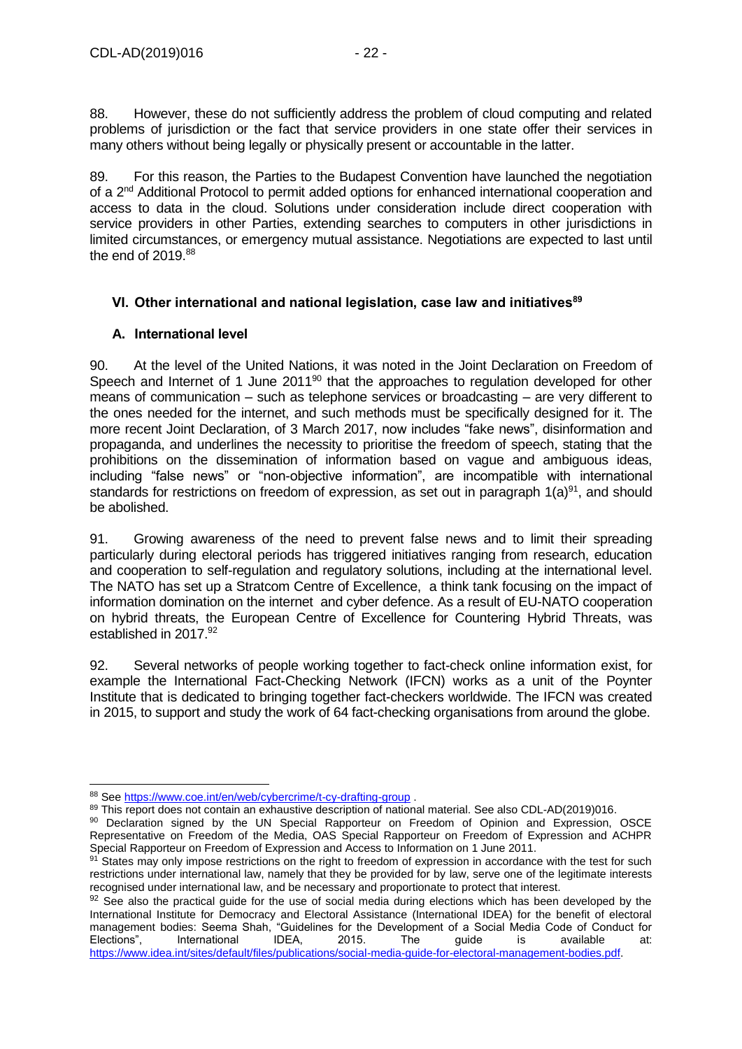88. However, these do not sufficiently address the problem of cloud computing and related problems of jurisdiction or the fact that service providers in one state offer their services in many others without being legally or physically present or accountable in the latter.

89. For this reason, the Parties to the Budapest Convention have launched the negotiation of a 2nd Additional Protocol to permit added options for enhanced international cooperation and access to data in the cloud. Solutions under consideration include direct cooperation with service providers in other Parties, extending searches to computers in other jurisdictions in limited circumstances, or emergency mutual assistance. Negotiations are expected to last until the end of 2019.[88]

## VI. Other international and national legislation, case law and initiatives[89]

### A. International level

90. At the level of the United Nations, it was noted in the Joint Declaration on Freedom of Speech and Internet of 1 June 2011[90] that the approaches to regulation developed for other means of communication – such as telephone services or broadcasting – are very different to the ones needed for the internet, and such methods must be specifically designed for it. The more recent Joint Declaration, of 3 March 2017, now includes "fake news", disinformation and propaganda, and underlines the necessity to prioritise the freedom of speech, stating that the prohibitions on the dissemination of information based on vague and ambiguous ideas, including "false news" or "non-objective information", are incompatible with international standards for restrictions on freedom of expression, as set out in paragraph 1(a)[91], and should be abolished.

91. Growing awareness of the need to prevent false news and to limit their spreading particularly during electoral periods has triggered initiatives ranging from research, education and cooperation to self-regulation and regulatory solutions, including at the international level. The NATO has set up a Stratcom Centre of Excellence, a think tank focusing on the impact of information domination on the internet and cyber defence. As a result of EU-NATO cooperation on hybrid threats, the European Centre of Excellence for Countering Hybrid Threats, was established in 2017.[92]

92. Several networks of people working together to fact-check online information exist, for example the International Fact-Checking Network (IFCN) works as a unit of the Poynter Institute that is dedicated to bringing together fact-checkers worldwide. The IFCN was created in 2015, to support and study the work of 64 fact-checking organisations from around the globe.

---

[88] See https://www.coe.int/en/web/cybercrime/t-cy-drafting-group .

[89] This report does not contain an exhaustive description of national material. See also CDL-AD(2019)016.

[90] Declaration signed by the UN Special Rapporteur on Freedom of Opinion and Expression, OSCE Representative on Freedom of the Media, OAS Special Rapporteur on Freedom of Expression and ACHPR Special Rapporteur on Freedom of Expression and Access to Information on 1 June 2011.

[91] States may only impose restrictions on the right to freedom of expression in accordance with the test for such restrictions under international law, namely that they be provided for by law, serve one of the legitimate interests recognised under international law, and be necessary and proportionate to protect that interest.

[92] See also the practical guide for the use of social media during elections which has been developed by the International Institute for Democracy and Electoral Assistance (International IDEA) for the benefit of electoral management bodies: Seema Shah, "Guidelines for the Development of a Social Media Code of Conduct for Elections", International IDEA, 2015. The guide is available at: https://www.idea.int/sites/default/files/publications/social-media-guide-for-electoral-management-bodies.pdf.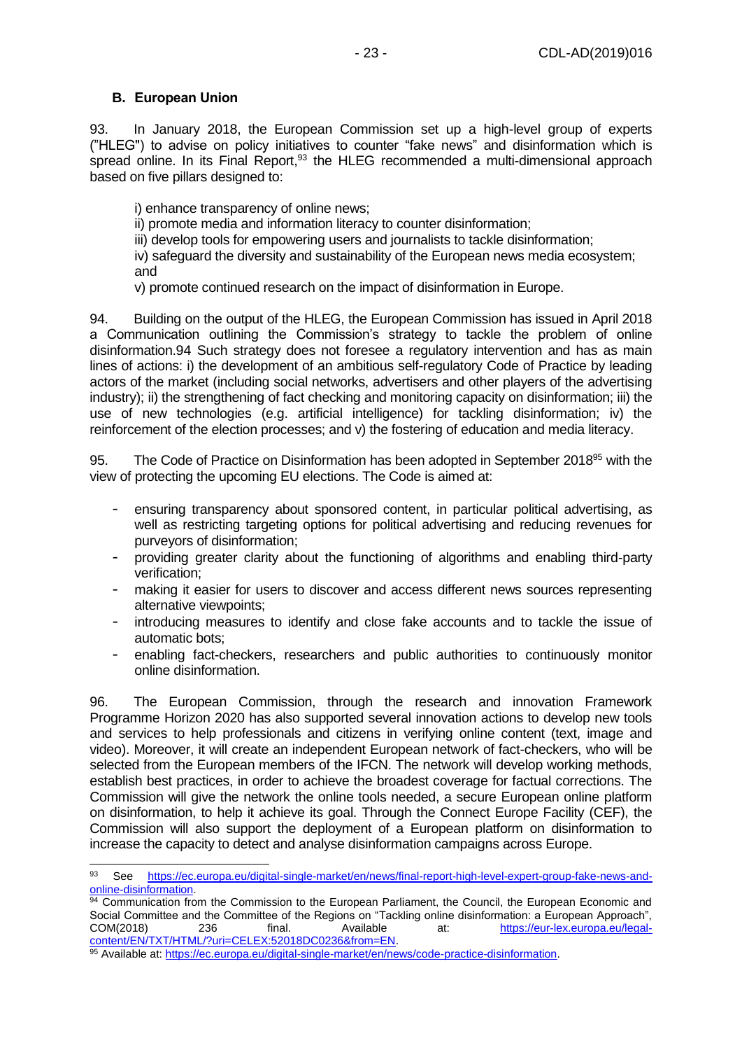### B. European Union

93. In January 2018, the European Commission set up a high-level group of experts ("HLEG") to advise on policy initiatives to counter "fake news" and disinformation which is spread online. In its Final Report,[93] the HLEG recommended a multi-dimensional approach based on five pillars designed to:

i) enhance transparency of online news;
ii) promote media and information literacy to counter disinformation;
iii) develop tools for empowering users and journalists to tackle disinformation;
iv) safeguard the diversity and sustainability of the European news media ecosystem; and
v) promote continued research on the impact of disinformation in Europe.

94. Building on the output of the HLEG, the European Commission has issued in April 2018 a Communication outlining the Commission's strategy to tackle the problem of online disinformation.94 Such strategy does not foresee a regulatory intervention and has as main lines of actions: i) the development of an ambitious self-regulatory Code of Practice by leading actors of the market (including social networks, advertisers and other players of the advertising industry); ii) the strengthening of fact checking and monitoring capacity on disinformation; iii) the use of new technologies (e.g. artificial intelligence) for tackling disinformation; iv) the reinforcement of the election processes; and v) the fostering of education and media literacy.

95. The Code of Practice on Disinformation has been adopted in September 2018[95] with the view of protecting the upcoming EU elections. The Code is aimed at:

- ensuring transparency about sponsored content, in particular political advertising, as well as restricting targeting options for political advertising and reducing revenues for purveyors of disinformation;
- providing greater clarity about the functioning of algorithms and enabling third-party verification;
- making it easier for users to discover and access different news sources representing alternative viewpoints;
- introducing measures to identify and close fake accounts and to tackle the issue of automatic bots;
- enabling fact-checkers, researchers and public authorities to continuously monitor online disinformation.

96. The European Commission, through the research and innovation Framework Programme Horizon 2020 has also supported several innovation actions to develop new tools and services to help professionals and citizens in verifying online content (text, image and video). Moreover, it will create an independent European network of fact-checkers, who will be selected from the European members of the IFCN. The network will develop working methods, establish best practices, in order to achieve the broadest coverage for factual corrections. The Commission will give the network the online tools needed, a secure European online platform on disinformation, to help it achieve its goal. Through the Connect Europe Facility (CEF), the Commission will also support the deployment of a European platform on disinformation to increase the capacity to detect and analyse disinformation campaigns across Europe.

---

[93] See https://ec.europa.eu/digital-single-market/en/news/final-report-high-level-expert-group-fake-news-and-online-disinformation.

[94] Communication from the Commission to the European Parliament, the Council, the European Economic and Social Committee and the Committee of the Regions on "Tackling online disinformation: a European Approach", COM(2018) 236 final. Available at: https://eur-lex.europa.eu/legal-content/EN/TXT/HTML/?uri=CELEX:52018DC0236&from=EN.

[95] Available at: https://ec.europa.eu/digital-single-market/en/news/code-practice-disinformation.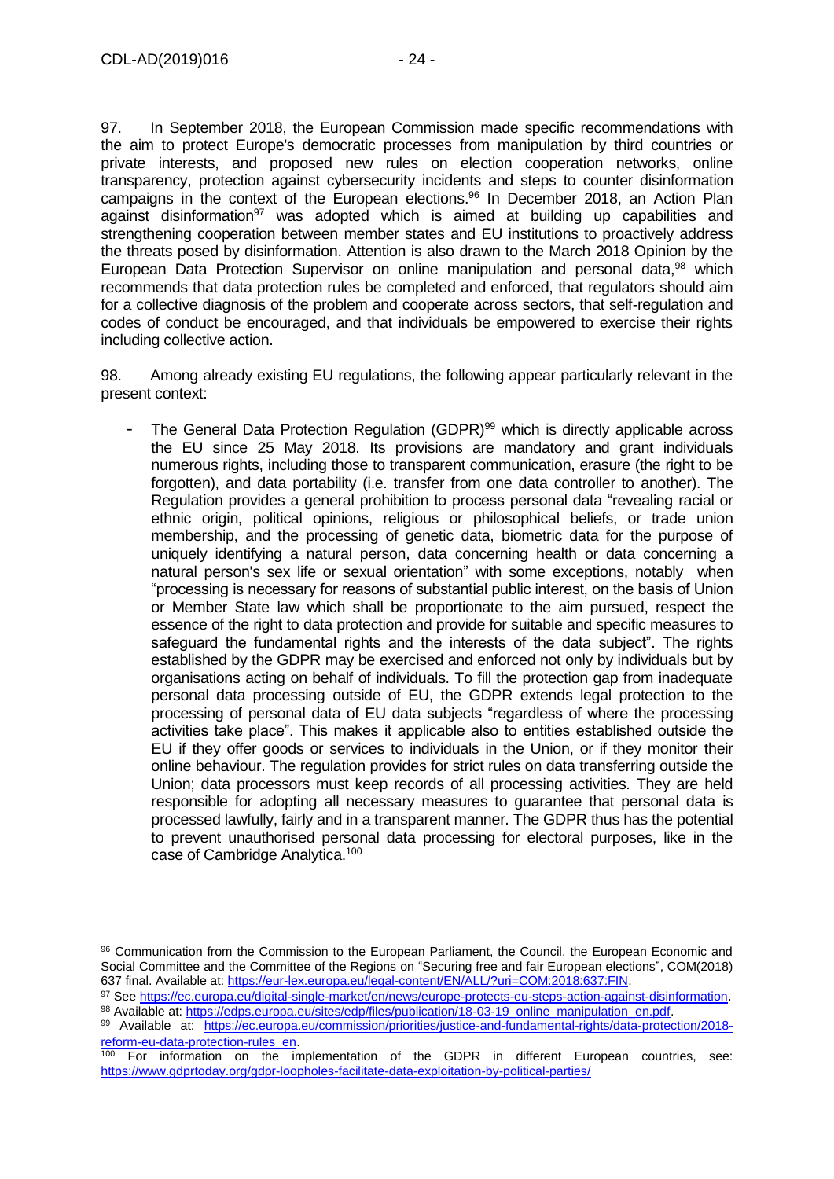97. In September 2018, the European Commission made specific recommendations with the aim to protect Europe's democratic processes from manipulation by third countries or private interests, and proposed new rules on election cooperation networks, online transparency, protection against cybersecurity incidents and steps to counter disinformation campaigns in the context of the European elections.[96] In December 2018, an Action Plan against disinformation[97] was adopted which is aimed at building up capabilities and strengthening cooperation between member states and EU institutions to proactively address the threats posed by disinformation. Attention is also drawn to the March 2018 Opinion by the European Data Protection Supervisor on online manipulation and personal data,[98] which recommends that data protection rules be completed and enforced, that regulators should aim for a collective diagnosis of the problem and cooperate across sectors, that self-regulation and codes of conduct be encouraged, and that individuals be empowered to exercise their rights including collective action.

98. Among already existing EU regulations, the following appear particularly relevant in the present context:

- The General Data Protection Regulation (GDPR)[99] which is directly applicable across the EU since 25 May 2018. Its provisions are mandatory and grant individuals numerous rights, including those to transparent communication, erasure (the right to be forgotten), and data portability (i.e. transfer from one data controller to another). The Regulation provides a general prohibition to process personal data "revealing racial or ethnic origin, political opinions, religious or philosophical beliefs, or trade union membership, and the processing of genetic data, biometric data for the purpose of uniquely identifying a natural person, data concerning health or data concerning a natural person's sex life or sexual orientation" with some exceptions, notably when "processing is necessary for reasons of substantial public interest, on the basis of Union or Member State law which shall be proportionate to the aim pursued, respect the essence of the right to data protection and provide for suitable and specific measures to safeguard the fundamental rights and the interests of the data subject". The rights established by the GDPR may be exercised and enforced not only by individuals but by organisations acting on behalf of individuals. To fill the protection gap from inadequate personal data processing outside of EU, the GDPR extends legal protection to the processing of personal data of EU data subjects "regardless of where the processing activities take place". This makes it applicable also to entities established outside the EU if they offer goods or services to individuals in the Union, or if they monitor their online behaviour. The regulation provides for strict rules on data transferring outside the Union; data processors must keep records of all processing activities. They are held responsible for adopting all necessary measures to guarantee that personal data is processed lawfully, fairly and in a transparent manner. The GDPR thus has the potential to prevent unauthorised personal data processing for electoral purposes, like in the case of Cambridge Analytica.[100]

---

[96] Communication from the Commission to the European Parliament, the Council, the European Economic and Social Committee and the Committee of the Regions on "Securing free and fair European elections", COM(2018) 637 final. Available at: https://eur-lex.europa.eu/legal-content/EN/ALL/?uri=COM:2018:637:FIN.

[97] See https://ec.europa.eu/digital-single-market/en/news/europe-protects-eu-steps-action-against-disinformation.

[98] Available at: https://edps.europa.eu/sites/edp/files/publication/18-03-19_online_manipulation_en.pdf.

[99] Available at: https://ec.europa.eu/commission/priorities/justice-and-fundamental-rights/data-protection/2018-reform-eu-data-protection-rules_en.

[100] For information on the implementation of the GDPR in different European countries, see: https://www.gdprtoday.org/gdpr-loopholes-facilitate-data-exploitation-by-political-parties/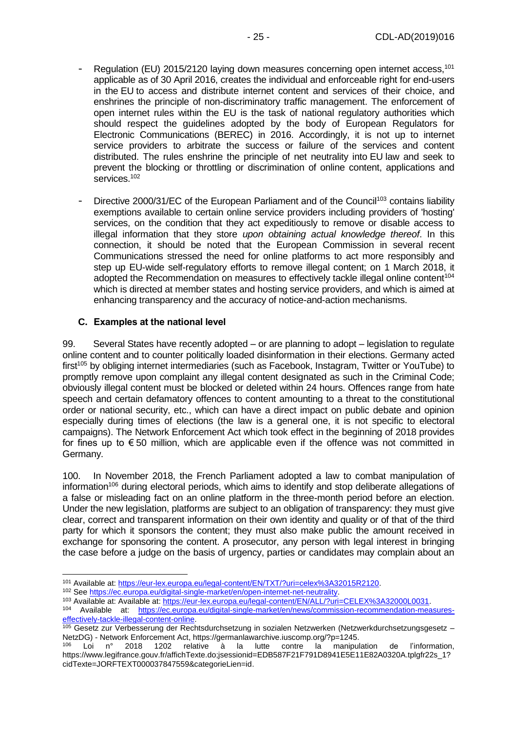- Regulation (EU) 2015/2120 laying down measures concerning open internet access,[101] applicable as of 30 April 2016, creates the individual and enforceable right for end-users in the EU to access and distribute internet content and services of their choice, and enshrines the principle of non-discriminatory traffic management. The enforcement of open internet rules within the EU is the task of national regulatory authorities which should respect the guidelines adopted by the body of European Regulators for Electronic Communications (BEREC) in 2016. Accordingly, it is not up to internet service providers to arbitrate the success or failure of the services and content distributed. The rules enshrine the principle of net neutrality into EU law and seek to prevent the blocking or throttling or discrimination of online content, applications and services.[102]

- Directive 2000/31/EC of the European Parliament and of the Council[103] contains liability exemptions available to certain online service providers including providers of 'hosting' services, on the condition that they act expeditiously to remove or disable access to illegal information that they store *upon obtaining actual knowledge thereof*. In this connection, it should be noted that the European Commission in several recent Communications stressed the need for online platforms to act more responsibly and step up EU-wide self-regulatory efforts to remove illegal content; on 1 March 2018, it adopted the Recommendation on measures to effectively tackle illegal online content[104] which is directed at member states and hosting service providers, and which is aimed at enhancing transparency and the accuracy of notice-and-action mechanisms.

### C. Examples at the national level

99. Several States have recently adopted – or are planning to adopt – legislation to regulate online content and to counter politically loaded disinformation in their elections. Germany acted first[105] by obliging internet intermediaries (such as Facebook, Instagram, Twitter or YouTube) to promptly remove upon complaint any illegal content designated as such in the Criminal Code; obviously illegal content must be blocked or deleted within 24 hours. Offences range from hate speech and certain defamatory offences to content amounting to a threat to the constitutional order or national security, etc., which can have a direct impact on public debate and opinion especially during times of elections (the law is a general one, it is not specific to electoral campaigns). The Network Enforcement Act which took effect in the beginning of 2018 provides for fines up to € 50 million, which are applicable even if the offence was not committed in Germany.

100. In November 2018, the French Parliament adopted a law to combat manipulation of information[106] during electoral periods, which aims to identify and stop deliberate allegations of a false or misleading fact on an online platform in the three-month period before an election. Under the new legislation, platforms are subject to an obligation of transparency: they must give clear, correct and transparent information on their own identity and quality or of that of the third party for which it sponsors the content; they must also make public the amount received in exchange for sponsoring the content. A prosecutor, any person with legal interest in bringing the case before a judge on the basis of urgency, parties or candidates may complain about an

---

[101] Available at: https://eur-lex.europa.eu/legal-content/EN/TXT/?uri=celex%3A32015R2120.

[102] See https://ec.europa.eu/digital-single-market/en/open-internet-net-neutrality.

[103] Available at: Available at: https://eur-lex.europa.eu/legal-content/EN/ALL/?uri=CELEX%3A32000L0031.

[104] Available at: https://ec.europa.eu/digital-single-market/en/news/commission-recommendation-measures-effectively-tackle-illegal-content-online.

[105] Gesetz zur Verbesserung der Rechtsdurchsetzung in sozialen Netzwerken (Netzwerkdurchsetzungsgesetz – NetzDG) - Network Enforcement Act, https://germanlawarchive.iuscomp.org/?p=1245.

[106] Loi n° 2018 1202 relative à la lutte contre la manipulation de l'information, https://www.legifrance.gouv.fr/affichTexte.do;jsessionid=EDB587F21F791D8941E5E11E82A0320A.tplgfr22s_1?cidTexte=JORFTEXT000037847559&categorieLien=id.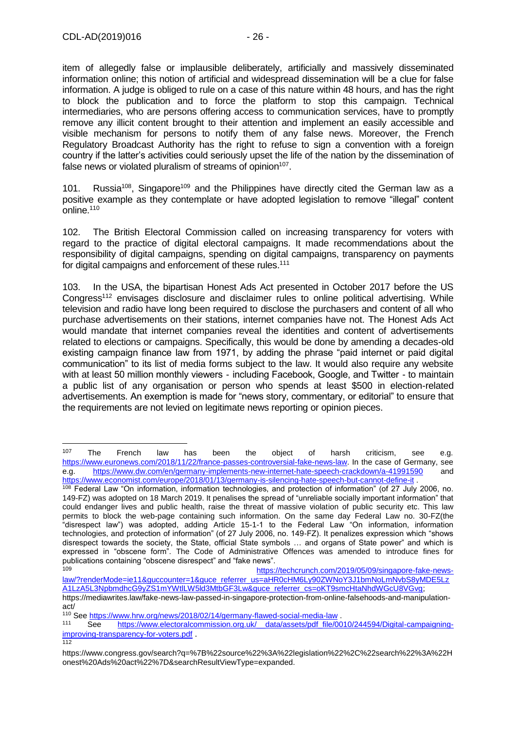item of allegedly false or implausible deliberately, artificially and massively disseminated information online; this notion of artificial and widespread dissemination will be a clue for false information. A judge is obliged to rule on a case of this nature within 48 hours, and has the right to block the publication and to force the platform to stop this campaign. Technical intermediaries, who are persons offering access to communication services, have to promptly remove any illicit content brought to their attention and implement an easily accessible and visible mechanism for persons to notify them of any false news. Moreover, the French Regulatory Broadcast Authority has the right to refuse to sign a convention with a foreign country if the latter's activities could seriously upset the life of the nation by the dissemination of false news or violated pluralism of streams of opinion[107].

101. Russia[108], Singapore[109] and the Philippines have directly cited the German law as a positive example as they contemplate or have adopted legislation to remove "illegal" content online.[110]

102. The British Electoral Commission called on increasing transparency for voters with regard to the practice of digital electoral campaigns. It made recommendations about the responsibility of digital campaigns, spending on digital campaigns, transparency on payments for digital campaigns and enforcement of these rules.[111]

103. In the USA, the bipartisan Honest Ads Act presented in October 2017 before the US Congress[112] envisages disclosure and disclaimer rules to online political advertising. While television and radio have long been required to disclose the purchasers and content of all who purchase advertisements on their stations, internet companies have not. The Honest Ads Act would mandate that internet companies reveal the identities and content of advertisements related to elections or campaigns. Specifically, this would be done by amending a decades-old existing campaign finance law from 1971, by adding the phrase "paid internet or paid digital communication" to its list of media forms subject to the law. It would also require any website with at least 50 million monthly viewers - including Facebook, Google, and Twitter - to maintain a public list of any organisation or person who spends at least $500 in election-related advertisements. An exemption is made for "news story, commentary, or editorial" to ensure that the requirements are not levied on legitimate news reporting or opinion pieces.

---

[107] The French law has been the object of harsh criticism, see e.g. https://www.euronews.com/2018/11/22/france-passes-controversial-fake-news-law. In the case of Germany, see e.g. https://www.dw.com/en/germany-implements-new-internet-hate-speech-crackdown/a-41991590 and https://www.economist.com/europe/2018/01/13/germany-is-silencing-hate-speech-but-cannot-define-it .

[108] Federal Law "On information, information technologies, and protection of information" (of 27 July 2006, no. 149-FZ) was adopted on 18 March 2019. It penalises the spread of "unreliable socially important information" that could endanger lives and public health, raise the threat of massive violation of public security etc. This law permits to block the web-page containing such information. On the same day Federal Law no. 30-FZ(the "disrespect law") was adopted, adding Article 15-1-1 to the Federal Law "On information, information technologies, and protection of information" (of 27 July 2006, no. 149-FZ). It penalizes expression which "shows disrespect towards the society, the State, official State symbols … and organs of State power" and which is expressed in "obscene form". The Code of Administrative Offences was amended to introduce fines for publications containing "obscene disrespect" and "fake news".

[109] https://techcrunch.com/2019/05/09/singapore-fake-news-law/?renderMode=ie11&guccounter=1&guce_referrer_us=aHR0cHM6Ly90ZWNoY3J1bmNoLmNvbS8yMDE5LzA1LzA5L3NpbmdhcG9yZS1mYWtlLW5ld3MtbGF3Lw&guce_referrer_cs=oKT9smcHtaNhdWGcU8VGvg; https://mediawrites.law/fake-news-law-passed-in-singapore-protection-from-online-falsehoods-and-manipulation-act/

[110] See https://www.hrw.org/news/2018/02/14/germany-flawed-social-media-law .

[111] See https://www.electoralcommission.org.uk/__data/assets/pdf_file/0010/244594/Digital-campaigning-improving-transparency-for-voters.pdf .

[112] https://www.congress.gov/search?q=%7B%22source%22%3A%22legislation%22%2C%22search%22%3A%22Honest%20Ads%20act%22%7D&searchResultViewType=expanded.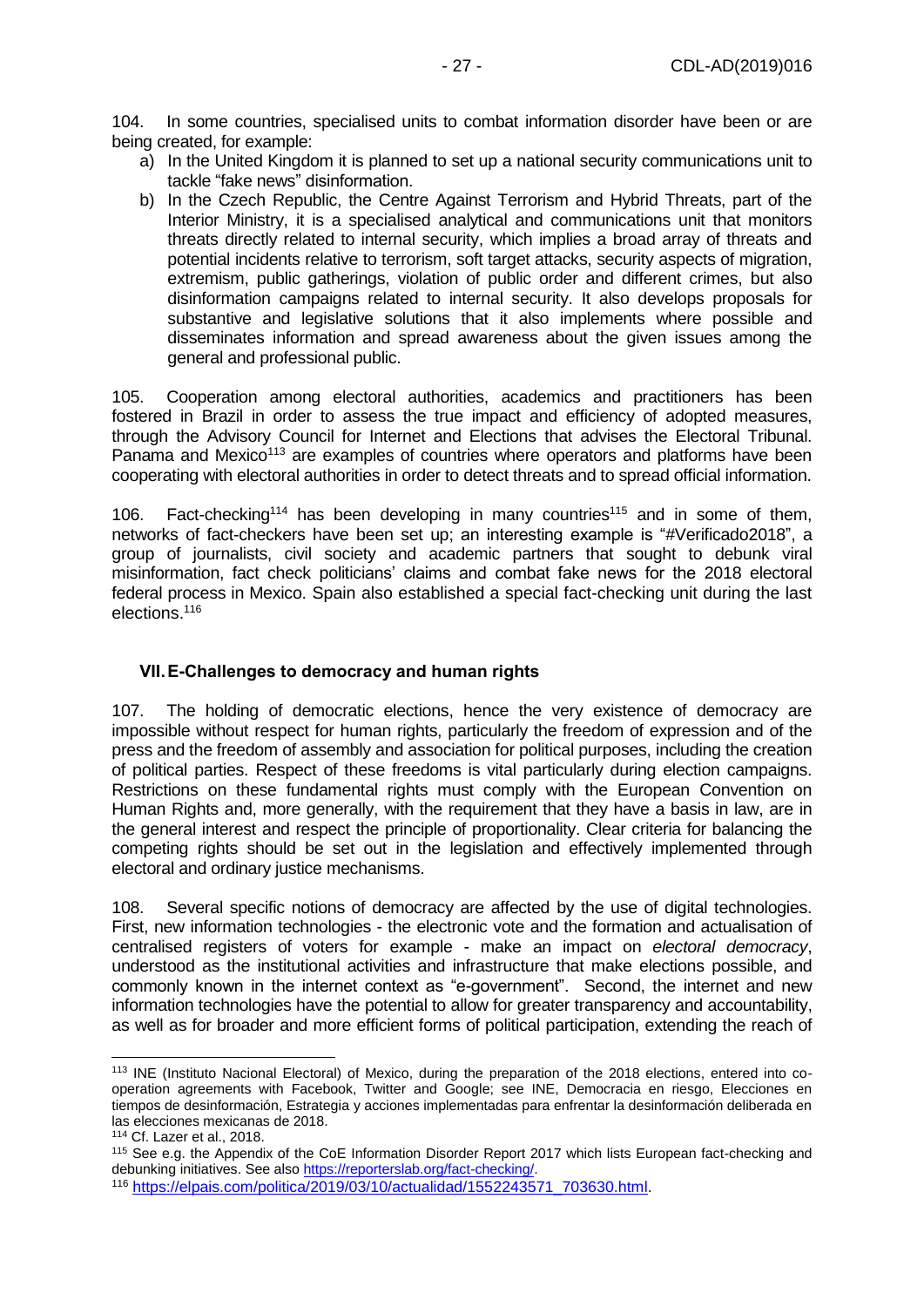104. In some countries, specialised units to combat information disorder have been or are being created, for example:

a) In the United Kingdom it is planned to set up a national security communications unit to tackle "fake news" disinformation.
b) In the Czech Republic, the Centre Against Terrorism and Hybrid Threats, part of the Interior Ministry, it is a specialised analytical and communications unit that monitors threats directly related to internal security, which implies a broad array of threats and potential incidents relative to terrorism, soft target attacks, security aspects of migration, extremism, public gatherings, violation of public order and different crimes, but also disinformation campaigns related to internal security. It also develops proposals for substantive and legislative solutions that it also implements where possible and disseminates information and spread awareness about the given issues among the general and professional public.

105. Cooperation among electoral authorities, academics and practitioners has been fostered in Brazil in order to assess the true impact and efficiency of adopted measures, through the Advisory Council for Internet and Elections that advises the Electoral Tribunal. Panama and Mexico[113] are examples of countries where operators and platforms have been cooperating with electoral authorities in order to detect threats and to spread official information.

106. Fact-checking[114] has been developing in many countries[115] and in some of them, networks of fact-checkers have been set up; an interesting example is "#Verificado2018", a group of journalists, civil society and academic partners that sought to debunk viral misinformation, fact check politicians' claims and combat fake news for the 2018 electoral federal process in Mexico. Spain also established a special fact-checking unit during the last elections.[116]

## VII. E-Challenges to democracy and human rights

107. The holding of democratic elections, hence the very existence of democracy are impossible without respect for human rights, particularly the freedom of expression and of the press and the freedom of assembly and association for political purposes, including the creation of political parties. Respect of these freedoms is vital particularly during election campaigns. Restrictions on these fundamental rights must comply with the European Convention on Human Rights and, more generally, with the requirement that they have a basis in law, are in the general interest and respect the principle of proportionality. Clear criteria for balancing the competing rights should be set out in the legislation and effectively implemented through electoral and ordinary justice mechanisms.

108. Several specific notions of democracy are affected by the use of digital technologies. First, new information technologies - the electronic vote and the formation and actualisation of centralised registers of voters for example - make an impact on *electoral democracy*, understood as the institutional activities and infrastructure that make elections possible, and commonly known in the internet context as "e-government". Second, the internet and new information technologies have the potential to allow for greater transparency and accountability, as well as for broader and more efficient forms of political participation, extending the reach of

---

[113] INE (Instituto Nacional Electoral) of Mexico, during the preparation of the 2018 elections, entered into co-operation agreements with Facebook, Twitter and Google; see INE, Democracia en riesgo, Elecciones en tiempos de desinformación, Estrategia y acciones implementadas para enfrentar la desinformación deliberada en las elecciones mexicanas de 2018.

[114] Cf. Lazer et al., 2018.

[115] See e.g. the Appendix of the CoE Information Disorder Report 2017 which lists European fact-checking and debunking initiatives. See also https://reporterslab.org/fact-checking/.

[116] https://elpais.com/politica/2019/03/10/actualidad/1552243571_703630.html.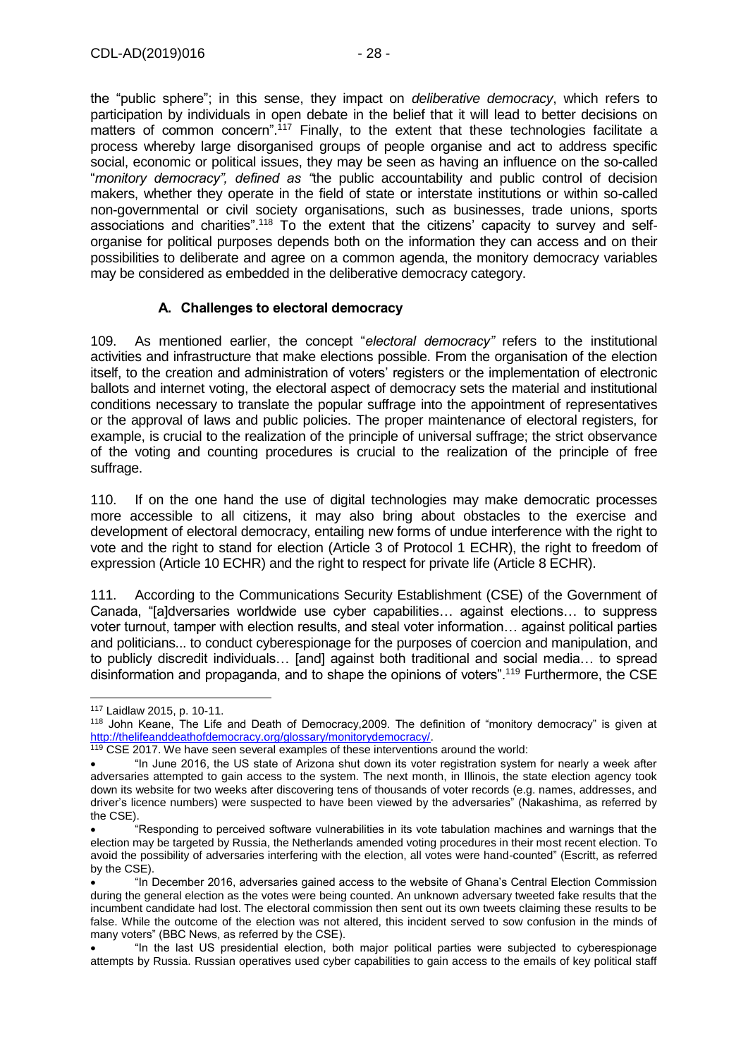the "public sphere"; in this sense, they impact on *deliberative democracy*, which refers to participation by individuals in open debate in the belief that it will lead to better decisions on matters of common concern".[117] Finally, to the extent that these technologies facilitate a process whereby large disorganised groups of people organise and act to address specific social, economic or political issues, they may be seen as having an influence on the so-called "*monitory democracy", defined as "*the public accountability and public control of decision makers, whether they operate in the field of state or interstate institutions or within so-called non-governmental or civil society organisations, such as businesses, trade unions, sports associations and charities".[118] To the extent that the citizens' capacity to survey and self-organise for political purposes depends both on the information they can access and on their possibilities to deliberate and agree on a common agenda, the monitory democracy variables may be considered as embedded in the deliberative democracy category.

### A. Challenges to electoral democracy

109. As mentioned earlier, the concept "*electoral democracy"* refers to the institutional activities and infrastructure that make elections possible. From the organisation of the election itself, to the creation and administration of voters' registers or the implementation of electronic ballots and internet voting, the electoral aspect of democracy sets the material and institutional conditions necessary to translate the popular suffrage into the appointment of representatives or the approval of laws and public policies. The proper maintenance of electoral registers, for example, is crucial to the realization of the principle of universal suffrage; the strict observance of the voting and counting procedures is crucial to the realization of the principle of free suffrage.

110. If on the one hand the use of digital technologies may make democratic processes more accessible to all citizens, it may also bring about obstacles to the exercise and development of electoral democracy, entailing new forms of undue interference with the right to vote and the right to stand for election (Article 3 of Protocol 1 ECHR), the right to freedom of expression (Article 10 ECHR) and the right to respect for private life (Article 8 ECHR).

111. According to the Communications Security Establishment (CSE) of the Government of Canada, "[a]dversaries worldwide use cyber capabilities… against elections… to suppress voter turnout, tamper with election results, and steal voter information… against political parties and politicians... to conduct cyberespionage for the purposes of coercion and manipulation, and to publicly discredit individuals… [and] against both traditional and social media… to spread disinformation and propaganda, and to shape the opinions of voters".[119] Furthermore, the CSE

---

[117] Laidlaw 2015, p. 10-11.

[118] John Keane, The Life and Death of Democracy,2009. The definition of "monitory democracy" is given at http://thelifeanddeathofdemocracy.org/glossary/monitorydemocracy/.

[119] CSE 2017. We have seen several examples of these interventions around the world:

- "In June 2016, the US state of Arizona shut down its voter registration system for nearly a week after adversaries attempted to gain access to the system. The next month, in Illinois, the state election agency took down its website for two weeks after discovering tens of thousands of voter records (e.g. names, addresses, and driver's licence numbers) were suspected to have been viewed by the adversaries" (Nakashima, as referred by the CSE).
- "Responding to perceived software vulnerabilities in its vote tabulation machines and warnings that the election may be targeted by Russia, the Netherlands amended voting procedures in their most recent election. To avoid the possibility of adversaries interfering with the election, all votes were hand-counted" (Escritt, as referred by the CSE).
- "In December 2016, adversaries gained access to the website of Ghana's Central Election Commission during the general election as the votes were being counted. An unknown adversary tweeted fake results that the incumbent candidate had lost. The electoral commission then sent out its own tweets claiming these results to be false. While the outcome of the election was not altered, this incident served to sow confusion in the minds of many voters" (BBC News, as referred by the CSE).
- "In the last US presidential election, both major political parties were subjected to cyberespionage attempts by Russia. Russian operatives used cyber capabilities to gain access to the emails of key political staff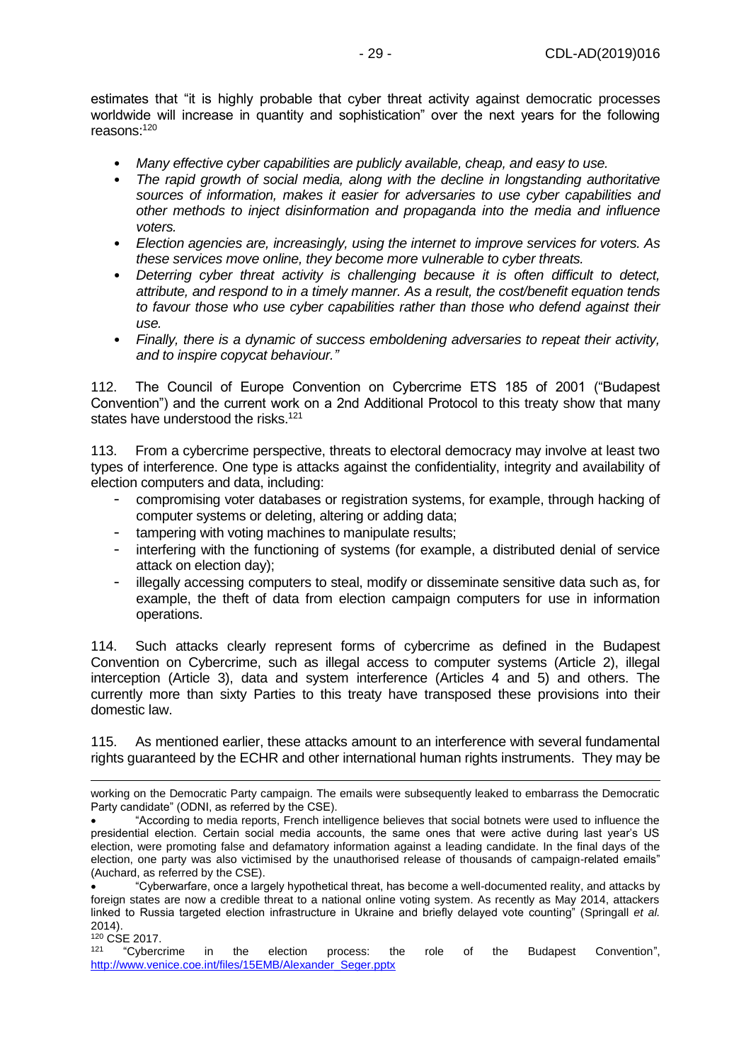estimates that "it is highly probable that cyber threat activity against democratic processes worldwide will increase in quantity and sophistication" over the next years for the following reasons:[120]

- *Many effective cyber capabilities are publicly available, cheap, and easy to use.*
- *The rapid growth of social media, along with the decline in longstanding authoritative sources of information, makes it easier for adversaries to use cyber capabilities and other methods to inject disinformation and propaganda into the media and influence voters.*
- *Election agencies are, increasingly, using the internet to improve services for voters. As these services move online, they become more vulnerable to cyber threats.*
- *Deterring cyber threat activity is challenging because it is often difficult to detect, attribute, and respond to in a timely manner. As a result, the cost/benefit equation tends to favour those who use cyber capabilities rather than those who defend against their use.*
- *Finally, there is a dynamic of success emboldening adversaries to repeat their activity, and to inspire copycat behaviour."*

112. The Council of Europe Convention on Cybercrime ETS 185 of 2001 ("Budapest Convention") and the current work on a 2nd Additional Protocol to this treaty show that many states have understood the risks.[121]

113. From a cybercrime perspective, threats to electoral democracy may involve at least two types of interference. One type is attacks against the confidentiality, integrity and availability of election computers and data, including:

- compromising voter databases or registration systems, for example, through hacking of computer systems or deleting, altering or adding data;
- tampering with voting machines to manipulate results;
- interfering with the functioning of systems (for example, a distributed denial of service attack on election day);
- illegally accessing computers to steal, modify or disseminate sensitive data such as, for example, the theft of data from election campaign computers for use in information operations.

114. Such attacks clearly represent forms of cybercrime as defined in the Budapest Convention on Cybercrime, such as illegal access to computer systems (Article 2), illegal interception (Article 3), data and system interference (Articles 4 and 5) and others. The currently more than sixty Parties to this treaty have transposed these provisions into their domestic law.

115. As mentioned earlier, these attacks amount to an interference with several fundamental rights guaranteed by the ECHR and other international human rights instruments. They may be

---

working on the Democratic Party campaign. The emails were subsequently leaked to embarrass the Democratic Party candidate" (ODNI, as referred by the CSE).

- "According to media reports, French intelligence believes that social botnets were used to influence the presidential election. Certain social media accounts, the same ones that were active during last year's US election, were promoting false and defamatory information against a leading candidate. In the final days of the election, one party was also victimised by the unauthorised release of thousands of campaign-related emails" (Auchard, as referred by the CSE).
- "Cyberwarfare, once a largely hypothetical threat, has become a well-documented reality, and attacks by foreign states are now a credible threat to a national online voting system. As recently as May 2014, attackers linked to Russia targeted election infrastructure in Ukraine and briefly delayed vote counting" (Springall *et al.* 2014).

[120] CSE 2017.

[121] "Cybercrime in the election process: the role of the Budapest Convention", http://www.venice.coe.int/files/15EMB/Alexander_Seger.pptx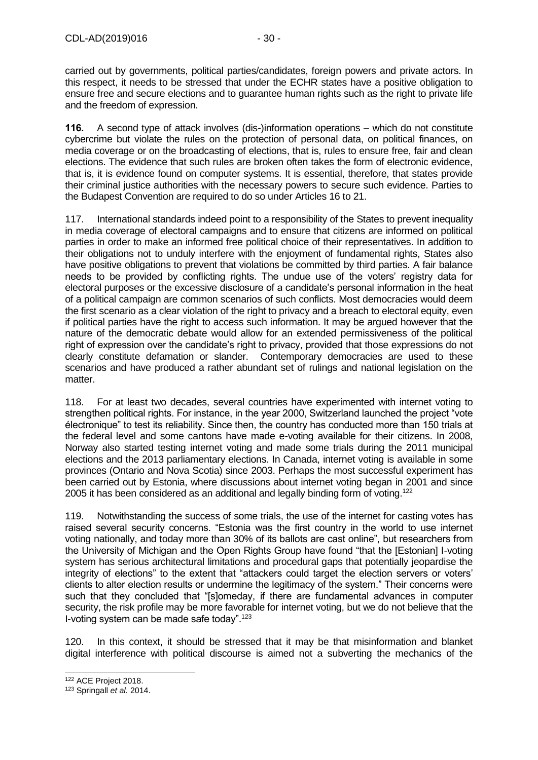carried out by governments, political parties/candidates, foreign powers and private actors. In this respect, it needs to be stressed that under the ECHR states have a positive obligation to ensure free and secure elections and to guarantee human rights such as the right to private life and the freedom of expression.

**116.** A second type of attack involves (dis-)information operations – which do not constitute cybercrime but violate the rules on the protection of personal data, on political finances, on media coverage or on the broadcasting of elections, that is, rules to ensure free, fair and clean elections. The evidence that such rules are broken often takes the form of electronic evidence, that is, it is evidence found on computer systems. It is essential, therefore, that states provide their criminal justice authorities with the necessary powers to secure such evidence. Parties to the Budapest Convention are required to do so under Articles 16 to 21.

117. International standards indeed point to a responsibility of the States to prevent inequality in media coverage of electoral campaigns and to ensure that citizens are informed on political parties in order to make an informed free political choice of their representatives. In addition to their obligations not to unduly interfere with the enjoyment of fundamental rights, States also have positive obligations to prevent that violations be committed by third parties. A fair balance needs to be provided by conflicting rights. The undue use of the voters' registry data for electoral purposes or the excessive disclosure of a candidate's personal information in the heat of a political campaign are common scenarios of such conflicts. Most democracies would deem the first scenario as a clear violation of the right to privacy and a breach to electoral equity, even if political parties have the right to access such information. It may be argued however that the nature of the democratic debate would allow for an extended permissiveness of the political right of expression over the candidate's right to privacy, provided that those expressions do not clearly constitute defamation or slander. Contemporary democracies are used to these scenarios and have produced a rather abundant set of rulings and national legislation on the matter.

118. For at least two decades, several countries have experimented with internet voting to strengthen political rights. For instance, in the year 2000, Switzerland launched the project "vote électronique" to test its reliability. Since then, the country has conducted more than 150 trials at the federal level and some cantons have made e-voting available for their citizens. In 2008, Norway also started testing internet voting and made some trials during the 2011 municipal elections and the 2013 parliamentary elections. In Canada, internet voting is available in some provinces (Ontario and Nova Scotia) since 2003. Perhaps the most successful experiment has been carried out by Estonia, where discussions about internet voting began in 2001 and since 2005 it has been considered as an additional and legally binding form of voting.[122]

119. Notwithstanding the success of some trials, the use of the internet for casting votes has raised several security concerns. "Estonia was the first country in the world to use internet voting nationally, and today more than 30% of its ballots are cast online", but researchers from the University of Michigan and the Open Rights Group have found "that the [Estonian] I-voting system has serious architectural limitations and procedural gaps that potentially jeopardise the integrity of elections" to the extent that "attackers could target the election servers or voters' clients to alter election results or undermine the legitimacy of the system." Their concerns were such that they concluded that "[s]omeday, if there are fundamental advances in computer security, the risk profile may be more favorable for internet voting, but we do not believe that the I-voting system can be made safe today".[123]

120. In this context, it should be stressed that it may be that misinformation and blanket digital interference with political discourse is aimed not a subverting the mechanics of the

---

[122] ACE Project 2018.

[123] Springall *et al.* 2014.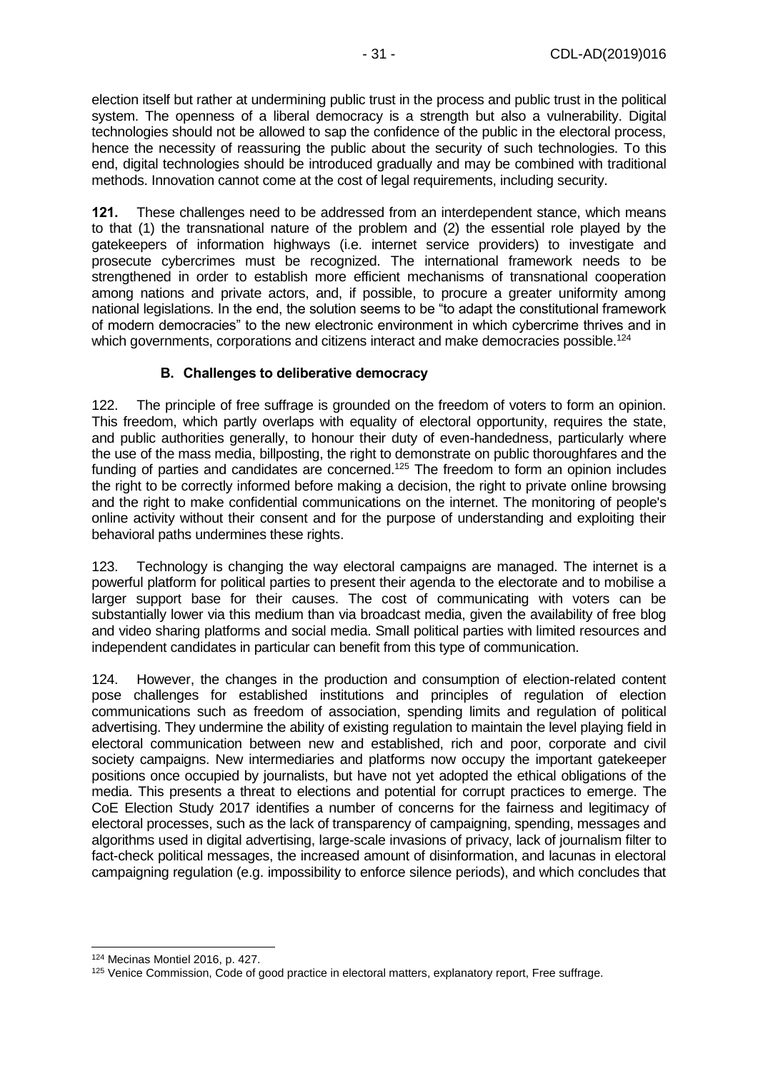election itself but rather at undermining public trust in the process and public trust in the political system. The openness of a liberal democracy is a strength but also a vulnerability. Digital technologies should not be allowed to sap the confidence of the public in the electoral process, hence the necessity of reassuring the public about the security of such technologies. To this end, digital technologies should be introduced gradually and may be combined with traditional methods. Innovation cannot come at the cost of legal requirements, including security.

**121.** These challenges need to be addressed from an interdependent stance, which means to that (1) the transnational nature of the problem and (2) the essential role played by the gatekeepers of information highways (i.e. internet service providers) to investigate and prosecute cybercrimes must be recognized. The international framework needs to be strengthened in order to establish more efficient mechanisms of transnational cooperation among nations and private actors, and, if possible, to procure a greater uniformity among national legislations. In the end, the solution seems to be "to adapt the constitutional framework of modern democracies" to the new electronic environment in which cybercrime thrives and in which governments, corporations and citizens interact and make democracies possible.[124]

### B. Challenges to deliberative democracy

122. The principle of free suffrage is grounded on the freedom of voters to form an opinion. This freedom, which partly overlaps with equality of electoral opportunity, requires the state, and public authorities generally, to honour their duty of even-handedness, particularly where the use of the mass media, billposting, the right to demonstrate on public thoroughfares and the funding of parties and candidates are concerned.[125] The freedom to form an opinion includes the right to be correctly informed before making a decision, the right to private online browsing and the right to make confidential communications on the internet. The monitoring of people's online activity without their consent and for the purpose of understanding and exploiting their behavioral paths undermines these rights.

123. Technology is changing the way electoral campaigns are managed. The internet is a powerful platform for political parties to present their agenda to the electorate and to mobilise a larger support base for their causes. The cost of communicating with voters can be substantially lower via this medium than via broadcast media, given the availability of free blog and video sharing platforms and social media. Small political parties with limited resources and independent candidates in particular can benefit from this type of communication.

124. However, the changes in the production and consumption of election-related content pose challenges for established institutions and principles of regulation of election communications such as freedom of association, spending limits and regulation of political advertising. They undermine the ability of existing regulation to maintain the level playing field in electoral communication between new and established, rich and poor, corporate and civil society campaigns. New intermediaries and platforms now occupy the important gatekeeper positions once occupied by journalists, but have not yet adopted the ethical obligations of the media. This presents a threat to elections and potential for corrupt practices to emerge. The CoE Election Study 2017 identifies a number of concerns for the fairness and legitimacy of electoral processes, such as the lack of transparency of campaigning, spending, messages and algorithms used in digital advertising, large-scale invasions of privacy, lack of journalism filter to fact-check political messages, the increased amount of disinformation, and lacunas in electoral campaigning regulation (e.g. impossibility to enforce silence periods), and which concludes that

---

[124] Mecinas Montiel 2016, p. 427.

[125] Venice Commission, Code of good practice in electoral matters, explanatory report, Free suffrage.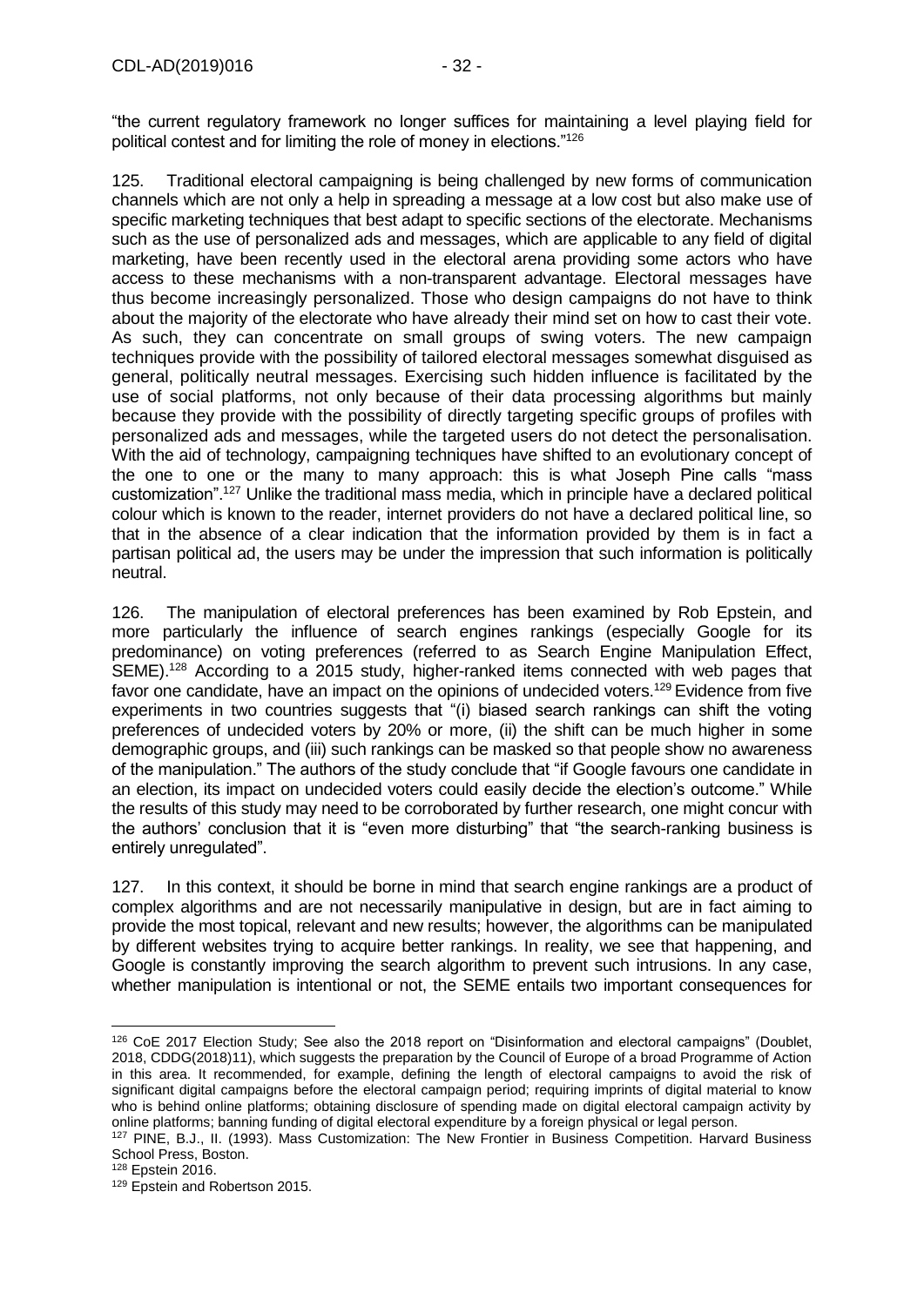"the current regulatory framework no longer suffices for maintaining a level playing field for political contest and for limiting the role of money in elections."[126]

125. Traditional electoral campaigning is being challenged by new forms of communication channels which are not only a help in spreading a message at a low cost but also make use of specific marketing techniques that best adapt to specific sections of the electorate. Mechanisms such as the use of personalized ads and messages, which are applicable to any field of digital marketing, have been recently used in the electoral arena providing some actors who have access to these mechanisms with a non-transparent advantage. Electoral messages have thus become increasingly personalized. Those who design campaigns do not have to think about the majority of the electorate who have already their mind set on how to cast their vote. As such, they can concentrate on small groups of swing voters. The new campaign techniques provide with the possibility of tailored electoral messages somewhat disguised as general, politically neutral messages. Exercising such hidden influence is facilitated by the use of social platforms, not only because of their data processing algorithms but mainly because they provide with the possibility of directly targeting specific groups of profiles with personalized ads and messages, while the targeted users do not detect the personalisation. With the aid of technology, campaigning techniques have shifted to an evolutionary concept of the one to one or the many to many approach: this is what Joseph Pine calls "mass customization".[127] Unlike the traditional mass media, which in principle have a declared political colour which is known to the reader, internet providers do not have a declared political line, so that in the absence of a clear indication that the information provided by them is in fact a partisan political ad, the users may be under the impression that such information is politically neutral.

126. The manipulation of electoral preferences has been examined by Rob Epstein, and more particularly the influence of search engines rankings (especially Google for its predominance) on voting preferences (referred to as Search Engine Manipulation Effect, SEME).[128] According to a 2015 study, higher-ranked items connected with web pages that favor one candidate, have an impact on the opinions of undecided voters.[129] Evidence from five experiments in two countries suggests that "(i) biased search rankings can shift the voting preferences of undecided voters by 20% or more, (ii) the shift can be much higher in some demographic groups, and (iii) such rankings can be masked so that people show no awareness of the manipulation." The authors of the study conclude that "if Google favours one candidate in an election, its impact on undecided voters could easily decide the election's outcome." While the results of this study may need to be corroborated by further research, one might concur with the authors' conclusion that it is "even more disturbing" that "the search-ranking business is entirely unregulated".

127. In this context, it should be borne in mind that search engine rankings are a product of complex algorithms and are not necessarily manipulative in design, but are in fact aiming to provide the most topical, relevant and new results; however, the algorithms can be manipulated by different websites trying to acquire better rankings. In reality, we see that happening, and Google is constantly improving the search algorithm to prevent such intrusions. In any case, whether manipulation is intentional or not, the SEME entails two important consequences for

---

[126] CoE 2017 Election Study; See also the 2018 report on "Disinformation and electoral campaigns" (Doublet, 2018, CDDG(2018)11), which suggests the preparation by the Council of Europe of a broad Programme of Action in this area. It recommended, for example, defining the length of electoral campaigns to avoid the risk of significant digital campaigns before the electoral campaign period; requiring imprints of digital material to know who is behind online platforms; obtaining disclosure of spending made on digital electoral campaign activity by online platforms; banning funding of digital electoral expenditure by a foreign physical or legal person.

[127] PINE, B.J., II. (1993). Mass Customization: The New Frontier in Business Competition. Harvard Business School Press, Boston.

[128] Epstein 2016.

[129] Epstein and Robertson 2015.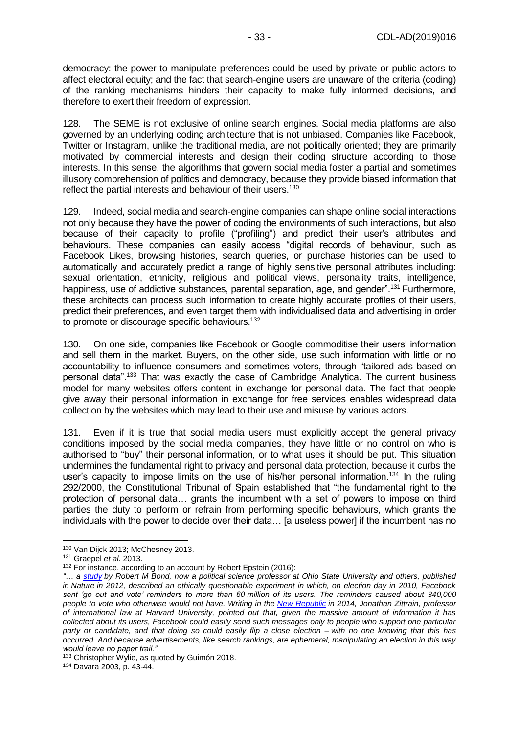democracy: the power to manipulate preferences could be used by private or public actors to affect electoral equity; and the fact that search-engine users are unaware of the criteria (coding) of the ranking mechanisms hinders their capacity to make fully informed decisions, and therefore to exert their freedom of expression.

128. The SEME is not exclusive of online search engines. Social media platforms are also governed by an underlying coding architecture that is not unbiased. Companies like Facebook, Twitter or Instagram, unlike the traditional media, are not politically oriented; they are primarily motivated by commercial interests and design their coding structure according to those interests. In this sense, the algorithms that govern social media foster a partial and sometimes illusory comprehension of politics and democracy, because they provide biased information that reflect the partial interests and behaviour of their users.[130]

129. Indeed, social media and search-engine companies can shape online social interactions not only because they have the power of coding the environments of such interactions, but also because of their capacity to profile ("profiling") and predict their user's attributes and behaviours. These companies can easily access "digital records of behaviour, such as Facebook Likes, browsing histories, search queries, or purchase histories can be used to automatically and accurately predict a range of highly sensitive personal attributes including: sexual orientation, ethnicity, religious and political views, personality traits, intelligence, happiness, use of addictive substances, parental separation, age, and gender".[131] Furthermore, these architects can process such information to create highly accurate profiles of their users, predict their preferences, and even target them with individualised data and advertising in order to promote or discourage specific behaviours.[132]

130. On one side, companies like Facebook or Google commoditise their users' information and sell them in the market. Buyers, on the other side, use such information with little or no accountability to influence consumers and sometimes voters, through "tailored ads based on personal data".[133] That was exactly the case of Cambridge Analytica. The current business model for many websites offers content in exchange for personal data. The fact that people give away their personal information in exchange for free services enables widespread data collection by the websites which may lead to their use and misuse by various actors.

131. Even if it is true that social media users must explicitly accept the general privacy conditions imposed by the social media companies, they have little or no control on who is authorised to "buy" their personal information, or to what uses it should be put. This situation undermines the fundamental right to privacy and personal data protection, because it curbs the user's capacity to impose limits on the use of his/her personal information.[134] In the ruling 292/2000, the Constitutional Tribunal of Spain established that "the fundamental right to the protection of personal data… grants the incumbent with a set of powers to impose on third parties the duty to perform or refrain from performing specific behaviours, which grants the individuals with the power to decide over their data… [a useless power] if the incumbent has no

---

[130] Van Dijck 2013; McChesney 2013.

[131] Graepel *et al*. 2013.

[132] For instance, according to an account by Robert Epstein (2016):

*"… a study by Robert M Bond, now a political science professor at Ohio State University and others, published in Nature in 2012, described an ethically questionable experiment in which, on election day in 2010, Facebook sent 'go out and vote' reminders to more than 60 million of its users. The reminders caused about 340,000 people to vote who otherwise would not have. Writing in the New Republic in 2014, Jonathan Zittrain, professor of international law at Harvard University, pointed out that, given the massive amount of information it has collected about its users, Facebook could easily send such messages only to people who support one particular party or candidate, and that doing so could easily flip a close election – with no one knowing that this has occurred. And because advertisements, like search rankings, are ephemeral, manipulating an election in this way would leave no paper trail."*

[133] Christopher Wylie, as quoted by Guimón 2018.

[134] Davara 2003, p. 43-44.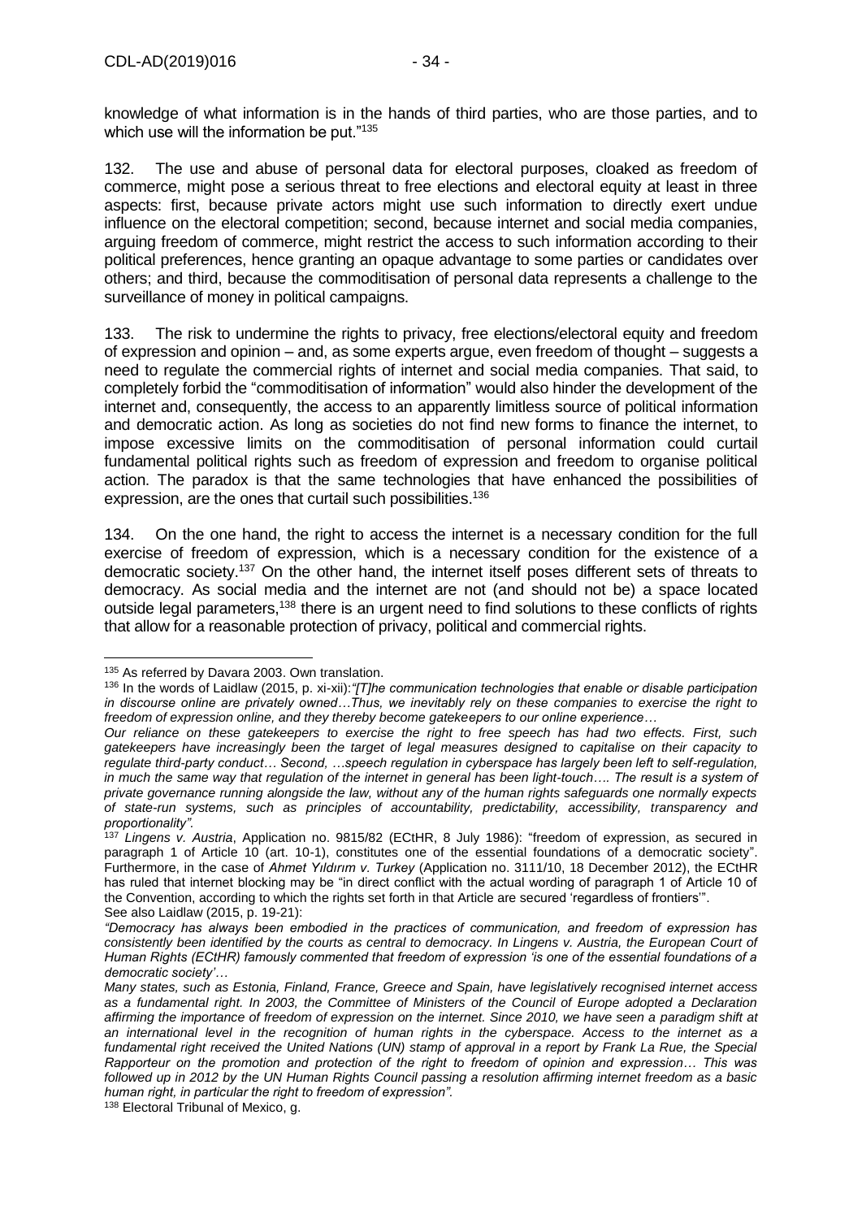knowledge of what information is in the hands of third parties, who are those parties, and to which use will the information be put."[135]

132. The use and abuse of personal data for electoral purposes, cloaked as freedom of commerce, might pose a serious threat to free elections and electoral equity at least in three aspects: first, because private actors might use such information to directly exert undue influence on the electoral competition; second, because internet and social media companies, arguing freedom of commerce, might restrict the access to such information according to their political preferences, hence granting an opaque advantage to some parties or candidates over others; and third, because the commoditisation of personal data represents a challenge to the surveillance of money in political campaigns.

133. The risk to undermine the rights to privacy, free elections/electoral equity and freedom of expression and opinion – and, as some experts argue, even freedom of thought – suggests a need to regulate the commercial rights of internet and social media companies. That said, to completely forbid the "commoditisation of information" would also hinder the development of the internet and, consequently, the access to an apparently limitless source of political information and democratic action. As long as societies do not find new forms to finance the internet, to impose excessive limits on the commoditisation of personal information could curtail fundamental political rights such as freedom of expression and freedom to organise political action. The paradox is that the same technologies that have enhanced the possibilities of expression, are the ones that curtail such possibilities.[136]

134. On the one hand, the right to access the internet is a necessary condition for the full exercise of freedom of expression, which is a necessary condition for the existence of a democratic society.[137] On the other hand, the internet itself poses different sets of threats to democracy. As social media and the internet are not (and should not be) a space located outside legal parameters,[138] there is an urgent need to find solutions to these conflicts of rights that allow for a reasonable protection of privacy, political and commercial rights.

---

[135] As referred by Davara 2003. Own translation.

[136] In the words of Laidlaw (2015, p. xi-xii):*"[T]he communication technologies that enable or disable participation in discourse online are privately owned…Thus, we inevitably rely on these companies to exercise the right to freedom of expression online, and they thereby become gatekeepers to our online experience…*

*Our reliance on these gatekeepers to exercise the right to free speech has had two effects. First, such gatekeepers have increasingly been the target of legal measures designed to capitalise on their capacity to regulate third-party conduct… Second, …speech regulation in cyberspace has largely been left to self-regulation, in much the same way that regulation of the internet in general has been light-touch…. The result is a system of private governance running alongside the law, without any of the human rights safeguards one normally expects of state-run systems, such as principles of accountability, predictability, accessibility, transparency and proportionality".*

[137] *Lingens v. Austria*, Application no. 9815/82 (ECtHR, 8 July 1986): "freedom of expression, as secured in paragraph 1 of Article 10 (art. 10-1), constitutes one of the essential foundations of a democratic society". Furthermore, in the case of *Ahmet Yıldırım v. Turkey* (Application no. 3111/10, 18 December 2012), the ECtHR has ruled that internet blocking may be "in direct conflict with the actual wording of paragraph 1 of Article 10 of the Convention, according to which the rights set forth in that Article are secured 'regardless of frontiers'". See also Laidlaw (2015, p. 19-21):

*"Democracy has always been embodied in the practices of communication, and freedom of expression has consistently been identified by the courts as central to democracy. In Lingens v. Austria, the European Court of Human Rights (ECtHR) famously commented that freedom of expression 'is one of the essential foundations of a democratic society'…*

*Many states, such as Estonia, Finland, France, Greece and Spain, have legislatively recognised internet access as a fundamental right. In 2003, the Committee of Ministers of the Council of Europe adopted a Declaration affirming the importance of freedom of expression on the internet. Since 2010, we have seen a paradigm shift at an international level in the recognition of human rights in the cyberspace. Access to the internet as a fundamental right received the United Nations (UN) stamp of approval in a report by Frank La Rue, the Special Rapporteur on the promotion and protection of the right to freedom of opinion and expression… This was followed up in 2012 by the UN Human Rights Council passing a resolution affirming internet freedom as a basic human right, in particular the right to freedom of expression".*

[138] Electoral Tribunal of Mexico, g.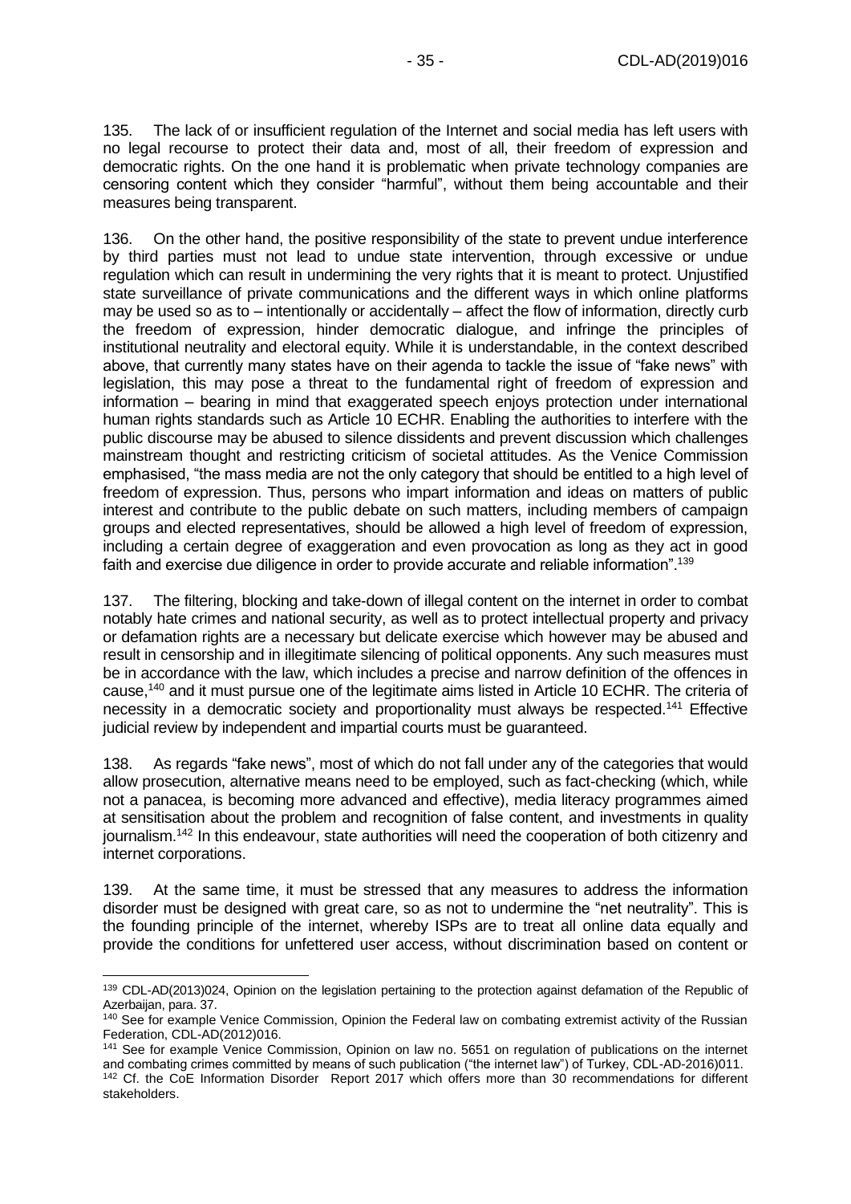135. The lack of or insufficient regulation of the Internet and social media has left users with no legal recourse to protect their data and, most of all, their freedom of expression and democratic rights. On the one hand it is problematic when private technology companies are censoring content which they consider "harmful", without them being accountable and their measures being transparent.

136. On the other hand, the positive responsibility of the state to prevent undue interference by third parties must not lead to undue state intervention, through excessive or undue regulation which can result in undermining the very rights that it is meant to protect. Unjustified state surveillance of private communications and the different ways in which online platforms may be used so as to – intentionally or accidentally – affect the flow of information, directly curb the freedom of expression, hinder democratic dialogue, and infringe the principles of institutional neutrality and electoral equity. While it is understandable, in the context described above, that currently many states have on their agenda to tackle the issue of "fake news" with legislation, this may pose a threat to the fundamental right of freedom of expression and information – bearing in mind that exaggerated speech enjoys protection under international human rights standards such as Article 10 ECHR. Enabling the authorities to interfere with the public discourse may be abused to silence dissidents and prevent discussion which challenges mainstream thought and restricting criticism of societal attitudes. As the Venice Commission emphasised, "the mass media are not the only category that should be entitled to a high level of freedom of expression. Thus, persons who impart information and ideas on matters of public interest and contribute to the public debate on such matters, including members of campaign groups and elected representatives, should be allowed a high level of freedom of expression, including a certain degree of exaggeration and even provocation as long as they act in good faith and exercise due diligence in order to provide accurate and reliable information".[139]

137. The filtering, blocking and take-down of illegal content on the internet in order to combat notably hate crimes and national security, as well as to protect intellectual property and privacy or defamation rights are a necessary but delicate exercise which however may be abused and result in censorship and in illegitimate silencing of political opponents. Any such measures must be in accordance with the law, which includes a precise and narrow definition of the offences in cause,[140] and it must pursue one of the legitimate aims listed in Article 10 ECHR. The criteria of necessity in a democratic society and proportionality must always be respected.[141] Effective judicial review by independent and impartial courts must be guaranteed.

138. As regards "fake news", most of which do not fall under any of the categories that would allow prosecution, alternative means need to be employed, such as fact-checking (which, while not a panacea, is becoming more advanced and effective), media literacy programmes aimed at sensitisation about the problem and recognition of false content, and investments in quality journalism.[142] In this endeavour, state authorities will need the cooperation of both citizenry and internet corporations.

139. At the same time, it must be stressed that any measures to address the information disorder must be designed with great care, so as not to undermine the "net neutrality". This is the founding principle of the internet, whereby ISPs are to treat all online data equally and provide the conditions for unfettered user access, without discrimination based on content or

---

[139] CDL-AD(2013)024, Opinion on the legislation pertaining to the protection against defamation of the Republic of Azerbaijan, para. 37.

[140] See for example Venice Commission, Opinion the Federal law on combating extremist activity of the Russian Federation, CDL-AD(2012)016.

[141] See for example Venice Commission, Opinion on law no. 5651 on regulation of publications on the internet and combating crimes committed by means of such publication ("the internet law") of Turkey, CDL-AD-2016)011.

[142] Cf. the CoE Information Disorder Report 2017 which offers more than 30 recommendations for different stakeholders.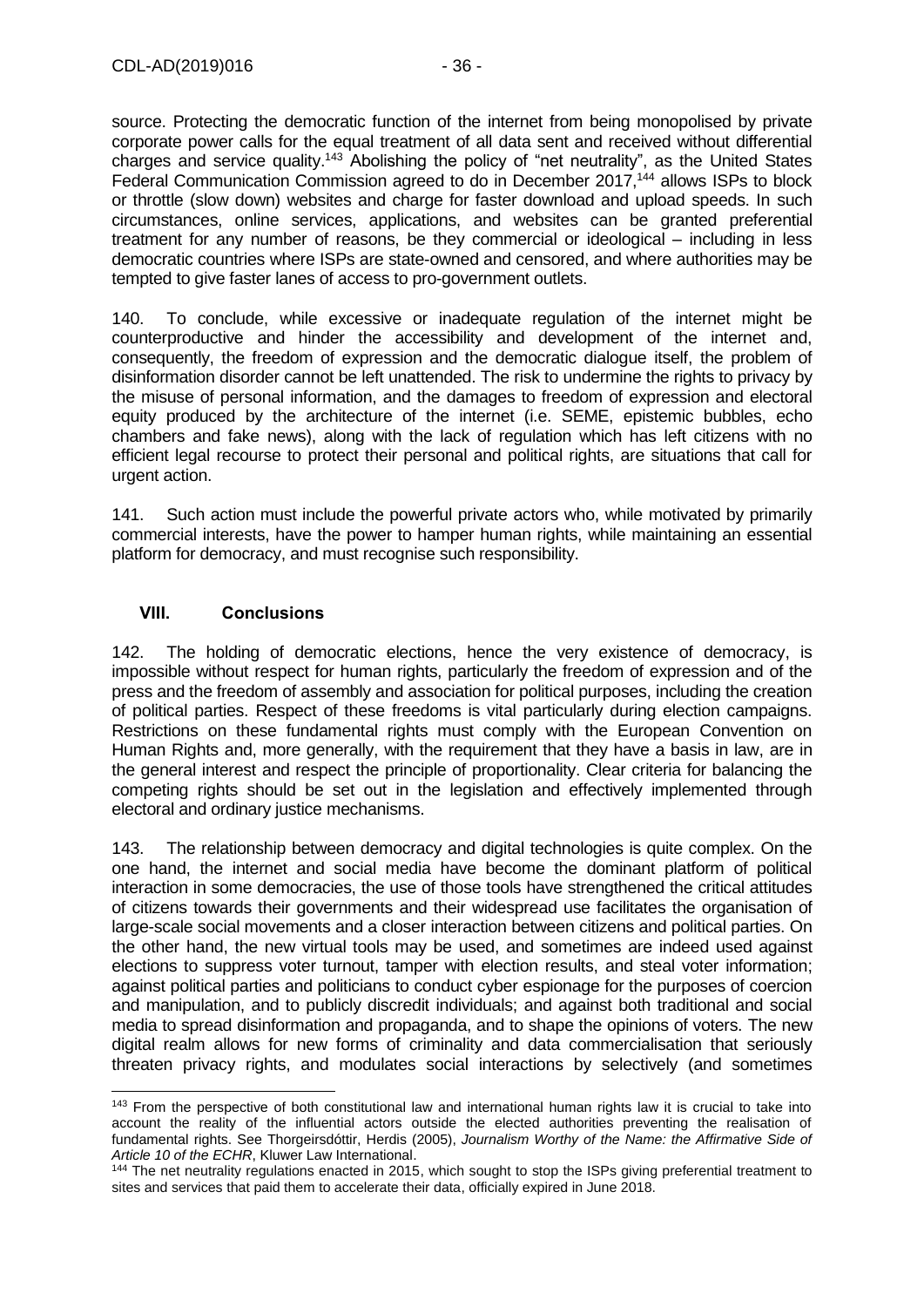source. Protecting the democratic function of the internet from being monopolised by private corporate power calls for the equal treatment of all data sent and received without differential charges and service quality.[143] Abolishing the policy of "net neutrality", as the United States Federal Communication Commission agreed to do in December 2017,[144] allows ISPs to block or throttle (slow down) websites and charge for faster download and upload speeds. In such circumstances, online services, applications, and websites can be granted preferential treatment for any number of reasons, be they commercial or ideological – including in less democratic countries where ISPs are state-owned and censored, and where authorities may be tempted to give faster lanes of access to pro-government outlets.

140. To conclude, while excessive or inadequate regulation of the internet might be counterproductive and hinder the accessibility and development of the internet and, consequently, the freedom of expression and the democratic dialogue itself, the problem of disinformation disorder cannot be left unattended. The risk to undermine the rights to privacy by the misuse of personal information, and the damages to freedom of expression and electoral equity produced by the architecture of the internet (i.e. SEME, epistemic bubbles, echo chambers and fake news), along with the lack of regulation which has left citizens with no efficient legal recourse to protect their personal and political rights, are situations that call for urgent action.

141. Such action must include the powerful private actors who, while motivated by primarily commercial interests, have the power to hamper human rights, while maintaining an essential platform for democracy, and must recognise such responsibility.

## VIII. Conclusions

142. The holding of democratic elections, hence the very existence of democracy, is impossible without respect for human rights, particularly the freedom of expression and of the press and the freedom of assembly and association for political purposes, including the creation of political parties. Respect of these freedoms is vital particularly during election campaigns. Restrictions on these fundamental rights must comply with the European Convention on Human Rights and, more generally, with the requirement that they have a basis in law, are in the general interest and respect the principle of proportionality. Clear criteria for balancing the competing rights should be set out in the legislation and effectively implemented through electoral and ordinary justice mechanisms.

143. The relationship between democracy and digital technologies is quite complex. On the one hand, the internet and social media have become the dominant platform of political interaction in some democracies, the use of those tools have strengthened the critical attitudes of citizens towards their governments and their widespread use facilitates the organisation of large-scale social movements and a closer interaction between citizens and political parties. On the other hand, the new virtual tools may be used, and sometimes are indeed used against elections to suppress voter turnout, tamper with election results, and steal voter information; against political parties and politicians to conduct cyber espionage for the purposes of coercion and manipulation, and to publicly discredit individuals; and against both traditional and social media to spread disinformation and propaganda, and to shape the opinions of voters. The new digital realm allows for new forms of criminality and data commercialisation that seriously threaten privacy rights, and modulates social interactions by selectively (and sometimes

---

[143] From the perspective of both constitutional law and international human rights law it is crucial to take into account the reality of the influential actors outside the elected authorities preventing the realisation of fundamental rights. See Thorgeirsdóttir, Herdis (2005), *Journalism Worthy of the Name: the Affirmative Side of Article 10 of the ECHR*, Kluwer Law International.

[144] The net neutrality regulations enacted in 2015, which sought to stop the ISPs giving preferential treatment to sites and services that paid them to accelerate their data, officially expired in June 2018.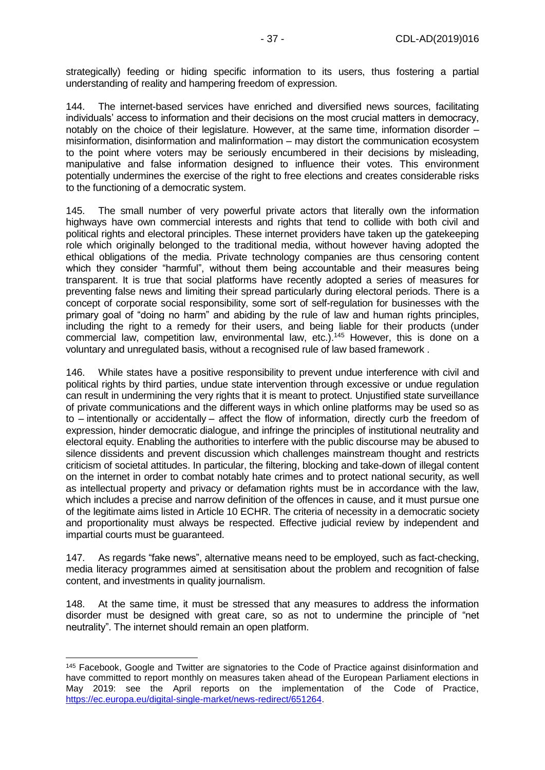strategically) feeding or hiding specific information to its users, thus fostering a partial understanding of reality and hampering freedom of expression.

144. The internet-based services have enriched and diversified news sources, facilitating individuals' access to information and their decisions on the most crucial matters in democracy, notably on the choice of their legislature. However, at the same time, information disorder – misinformation, disinformation and malinformation – may distort the communication ecosystem to the point where voters may be seriously encumbered in their decisions by misleading, manipulative and false information designed to influence their votes. This environment potentially undermines the exercise of the right to free elections and creates considerable risks to the functioning of a democratic system.

145. The small number of very powerful private actors that literally own the information highways have own commercial interests and rights that tend to collide with both civil and political rights and electoral principles. These internet providers have taken up the gatekeeping role which originally belonged to the traditional media, without however having adopted the ethical obligations of the media. Private technology companies are thus censoring content which they consider "harmful", without them being accountable and their measures being transparent. It is true that social platforms have recently adopted a series of measures for preventing false news and limiting their spread particularly during electoral periods. There is a concept of corporate social responsibility, some sort of self-regulation for businesses with the primary goal of "doing no harm" and abiding by the rule of law and human rights principles, including the right to a remedy for their users, and being liable for their products (under commercial law, competition law, environmental law, etc.).[145] However, this is done on a voluntary and unregulated basis, without a recognised rule of law based framework .

146. While states have a positive responsibility to prevent undue interference with civil and political rights by third parties, undue state intervention through excessive or undue regulation can result in undermining the very rights that it is meant to protect. Unjustified state surveillance of private communications and the different ways in which online platforms may be used so as to – intentionally or accidentally – affect the flow of information, directly curb the freedom of expression, hinder democratic dialogue, and infringe the principles of institutional neutrality and electoral equity. Enabling the authorities to interfere with the public discourse may be abused to silence dissidents and prevent discussion which challenges mainstream thought and restricts criticism of societal attitudes. In particular, the filtering, blocking and take-down of illegal content on the internet in order to combat notably hate crimes and to protect national security, as well as intellectual property and privacy or defamation rights must be in accordance with the law, which includes a precise and narrow definition of the offences in cause, and it must pursue one of the legitimate aims listed in Article 10 ECHR. The criteria of necessity in a democratic society and proportionality must always be respected. Effective judicial review by independent and impartial courts must be guaranteed.

147. As regards "fake news", alternative means need to be employed, such as fact-checking, media literacy programmes aimed at sensitisation about the problem and recognition of false content, and investments in quality journalism.

148. At the same time, it must be stressed that any measures to address the information disorder must be designed with great care, so as not to undermine the principle of "net neutrality". The internet should remain an open platform.

---

[145] Facebook, Google and Twitter are signatories to the Code of Practice against disinformation and have committed to report monthly on measures taken ahead of the European Parliament elections in May 2019: see the April reports on the implementation of the Code of Practice, https://ec.europa.eu/digital-single-market/news-redirect/651264.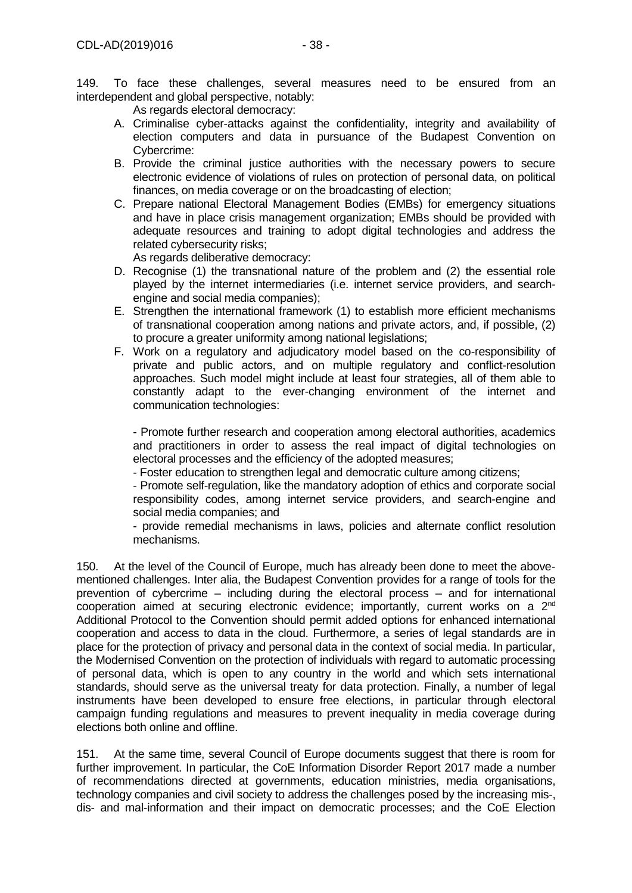149. To face these challenges, several measures need to be ensured from an interdependent and global perspective, notably:

As regards electoral democracy:

A. Criminalise cyber-attacks against the confidentiality, integrity and availability of election computers and data in pursuance of the Budapest Convention on Cybercrime:
B. Provide the criminal justice authorities with the necessary powers to secure electronic evidence of violations of rules on protection of personal data, on political finances, on media coverage or on the broadcasting of election;
C. Prepare national Electoral Management Bodies (EMBs) for emergency situations and have in place crisis management organization; EMBs should be provided with adequate resources and training to adopt digital technologies and address the related cybersecurity risks;

As regards deliberative democracy:

D. Recognise (1) the transnational nature of the problem and (2) the essential role played by the internet intermediaries (i.e. internet service providers, and search-engine and social media companies);
E. Strengthen the international framework (1) to establish more efficient mechanisms of transnational cooperation among nations and private actors, and, if possible, (2) to procure a greater uniformity among national legislations;
F. Work on a regulatory and adjudicatory model based on the co-responsibility of private and public actors, and on multiple regulatory and conflict-resolution approaches. Such model might include at least four strategies, all of them able to constantly adapt to the ever-changing environment of the internet and communication technologies:

   - Promote further research and cooperation among electoral authorities, academics and practitioners in order to assess the real impact of digital technologies on electoral processes and the efficiency of the adopted measures;
   - Foster education to strengthen legal and democratic culture among citizens;
   - Promote self-regulation, like the mandatory adoption of ethics and corporate social responsibility codes, among internet service providers, and search-engine and social media companies; and
   - provide remedial mechanisms in laws, policies and alternate conflict resolution mechanisms.

150. At the level of the Council of Europe, much has already been done to meet the above-mentioned challenges. Inter alia, the Budapest Convention provides for a range of tools for the prevention of cybercrime – including during the electoral process – and for international cooperation aimed at securing electronic evidence; importantly, current works on a 2nd Additional Protocol to the Convention should permit added options for enhanced international cooperation and access to data in the cloud. Furthermore, a series of legal standards are in place for the protection of privacy and personal data in the context of social media. In particular, the Modernised Convention on the protection of individuals with regard to automatic processing of personal data, which is open to any country in the world and which sets international standards, should serve as the universal treaty for data protection. Finally, a number of legal instruments have been developed to ensure free elections, in particular through electoral campaign funding regulations and measures to prevent inequality in media coverage during elections both online and offline.

151. At the same time, several Council of Europe documents suggest that there is room for further improvement. In particular, the CoE Information Disorder Report 2017 made a number of recommendations directed at governments, education ministries, media organisations, technology companies and civil society to address the challenges posed by the increasing mis-, dis- and mal-information and their impact on democratic processes; and the CoE Election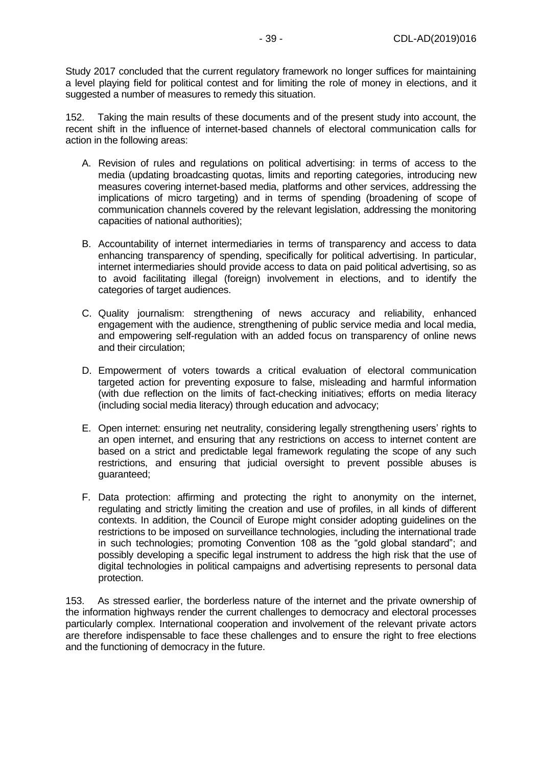Study 2017 concluded that the current regulatory framework no longer suffices for maintaining a level playing field for political contest and for limiting the role of money in elections, and it suggested a number of measures to remedy this situation.

152. Taking the main results of these documents and of the present study into account, the recent shift in the influence of internet-based channels of electoral communication calls for action in the following areas:

A. Revision of rules and regulations on political advertising: in terms of access to the media (updating broadcasting quotas, limits and reporting categories, introducing new measures covering internet-based media, platforms and other services, addressing the implications of micro targeting) and in terms of spending (broadening of scope of communication channels covered by the relevant legislation, addressing the monitoring capacities of national authorities);

B. Accountability of internet intermediaries in terms of transparency and access to data enhancing transparency of spending, specifically for political advertising. In particular, internet intermediaries should provide access to data on paid political advertising, so as to avoid facilitating illegal (foreign) involvement in elections, and to identify the categories of target audiences.

C. Quality journalism: strengthening of news accuracy and reliability, enhanced engagement with the audience, strengthening of public service media and local media, and empowering self-regulation with an added focus on transparency of online news and their circulation;

D. Empowerment of voters towards a critical evaluation of electoral communication targeted action for preventing exposure to false, misleading and harmful information (with due reflection on the limits of fact-checking initiatives; efforts on media literacy (including social media literacy) through education and advocacy;

E. Open internet: ensuring net neutrality, considering legally strengthening users' rights to an open internet, and ensuring that any restrictions on access to internet content are based on a strict and predictable legal framework regulating the scope of any such restrictions, and ensuring that judicial oversight to prevent possible abuses is guaranteed;

F. Data protection: affirming and protecting the right to anonymity on the internet, regulating and strictly limiting the creation and use of profiles, in all kinds of different contexts. In addition, the Council of Europe might consider adopting guidelines on the restrictions to be imposed on surveillance technologies, including the international trade in such technologies; promoting Convention 108 as the "gold global standard"; and possibly developing a specific legal instrument to address the high risk that the use of digital technologies in political campaigns and advertising represents to personal data protection.

153. As stressed earlier, the borderless nature of the internet and the private ownership of the information highways render the current challenges to democracy and electoral processes particularly complex. International cooperation and involvement of the relevant private actors are therefore indispensable to face these challenges and to ensure the right to free elections and the functioning of democracy in the future.